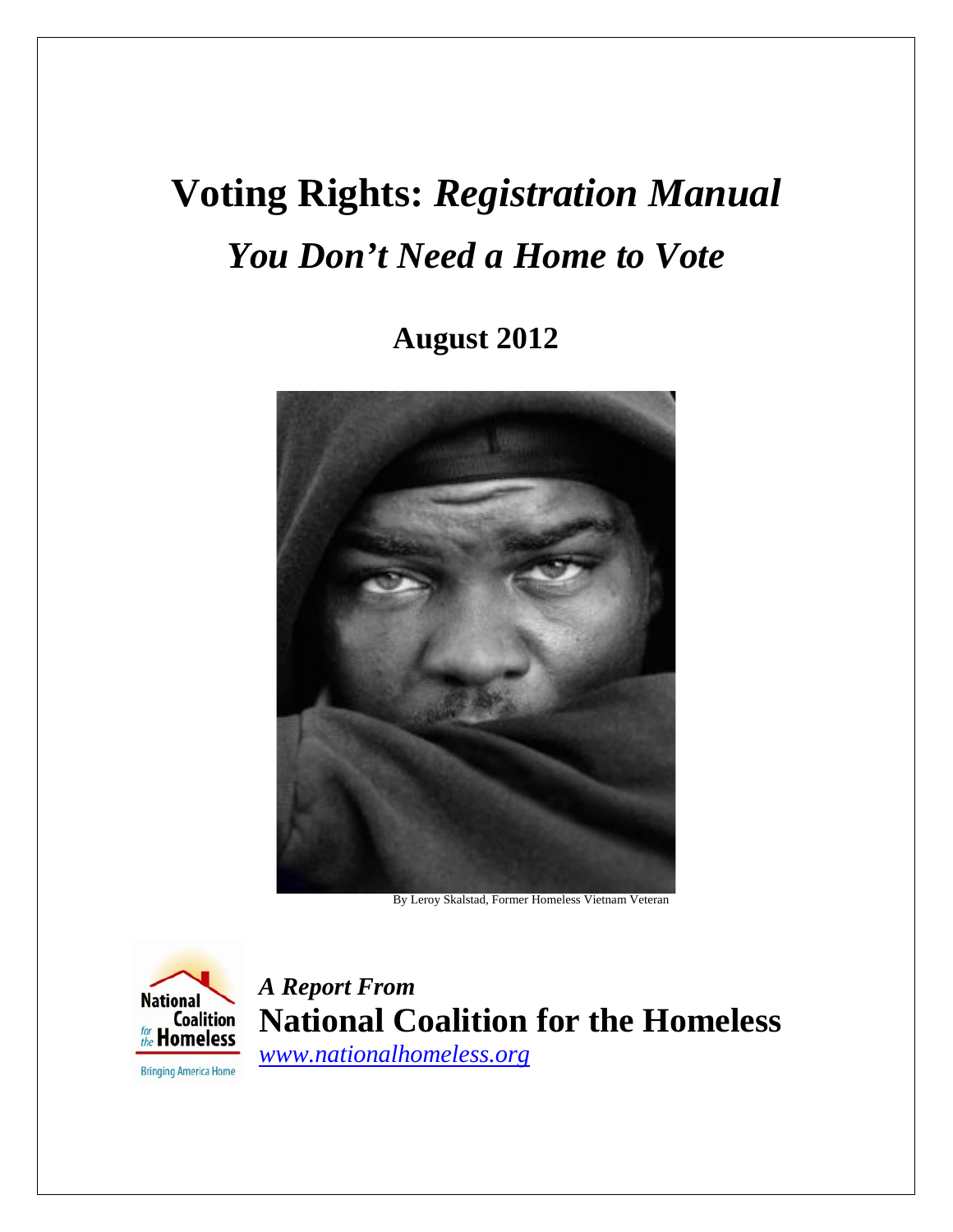# Voting Rights: *Registration Manual*

## *You Don't Need a Home to Vote*

### August 2012

By Leroy Skalstad, Former Homeless Vietnam Veteran

National Coalition for the Homeless

Bringing America Home

***A Report From***

**National Coalition for the Homeless**

*www.nationalhomeless.org*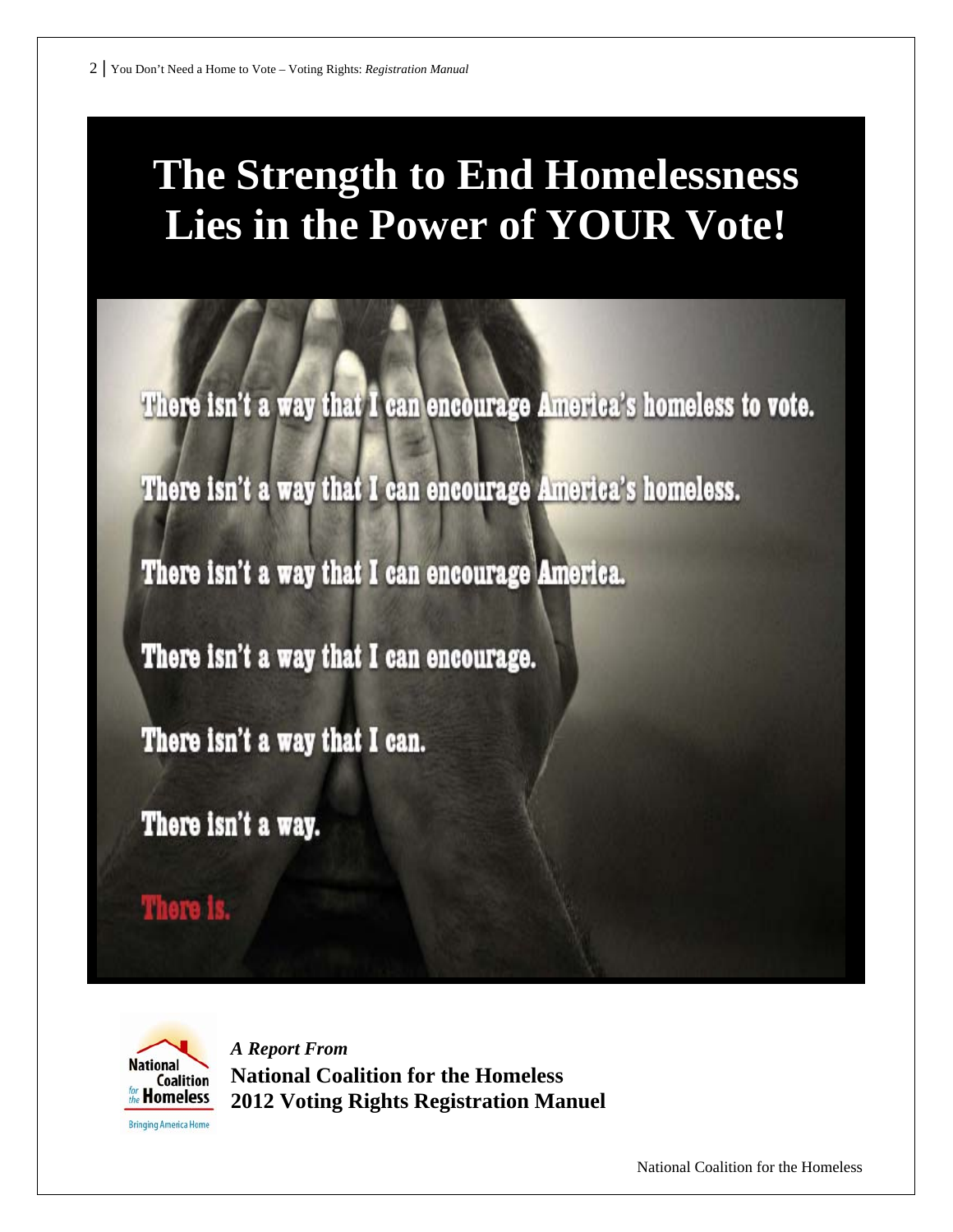# The Strength to End Homelessness Lies in the Power of YOUR Vote!

There isn't a way that I can encourage America's homeless to vote.

There isn't a way that I can encourage America's homeless.

There isn't a way that I can encourage America.

There isn't a way that I can encourage.

There isn't a way that I can.

There isn't a way.

There is.

National Coalition for the Homeless
Bringing America Home

***A Report From***
**National Coalition for the Homeless**
**2012 Voting Rights Registration Manuel**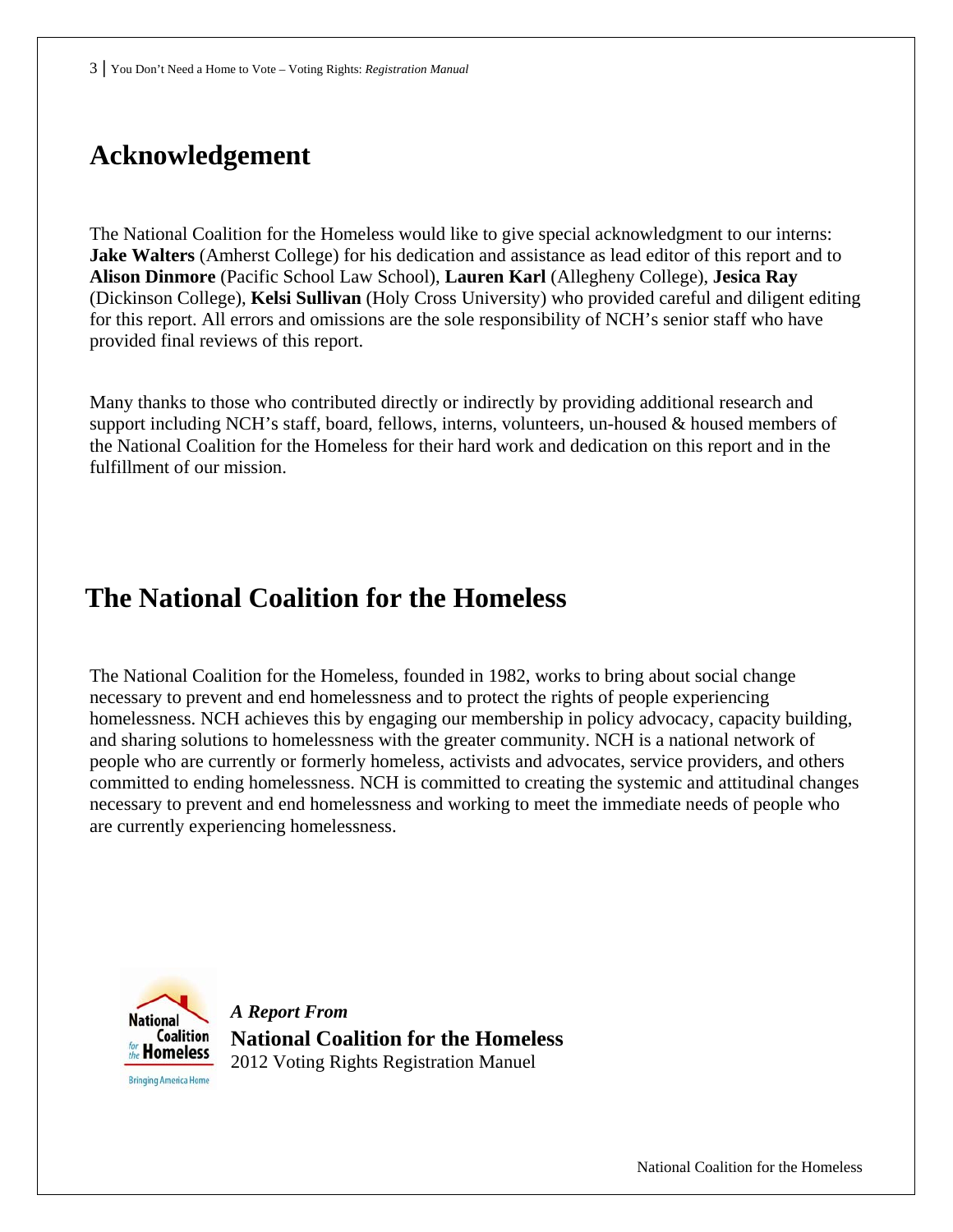# Acknowledgement

The National Coalition for the Homeless would like to give special acknowledgment to our interns: **Jake Walters** (Amherst College) for his dedication and assistance as lead editor of this report and to **Alison Dinmore** (Pacific School Law School), **Lauren Karl** (Allegheny College), **Jesica Ray** (Dickinson College), **Kelsi Sullivan** (Holy Cross University) who provided careful and diligent editing for this report. All errors and omissions are the sole responsibility of NCH's senior staff who have provided final reviews of this report.

Many thanks to those who contributed directly or indirectly by providing additional research and support including NCH's staff, board, fellows, interns, volunteers, un-housed & housed members of the National Coalition for the Homeless for their hard work and dedication on this report and in the fulfillment of our mission.

# The National Coalition for the Homeless

The National Coalition for the Homeless, founded in 1982, works to bring about social change necessary to prevent and end homelessness and to protect the rights of people experiencing homelessness. NCH achieves this by engaging our membership in policy advocacy, capacity building, and sharing solutions to homelessness with the greater community. NCH is a national network of people who are currently or formerly homeless, activists and advocates, service providers, and others committed to ending homelessness. NCH is committed to creating the systemic and attitudinal changes necessary to prevent and end homelessness and working to meet the immediate needs of people who are currently experiencing homelessness.

National Coalition for the Homeless
Bringing America Home

***A Report From***
**National Coalition for the Homeless**
2012 Voting Rights Registration Manuel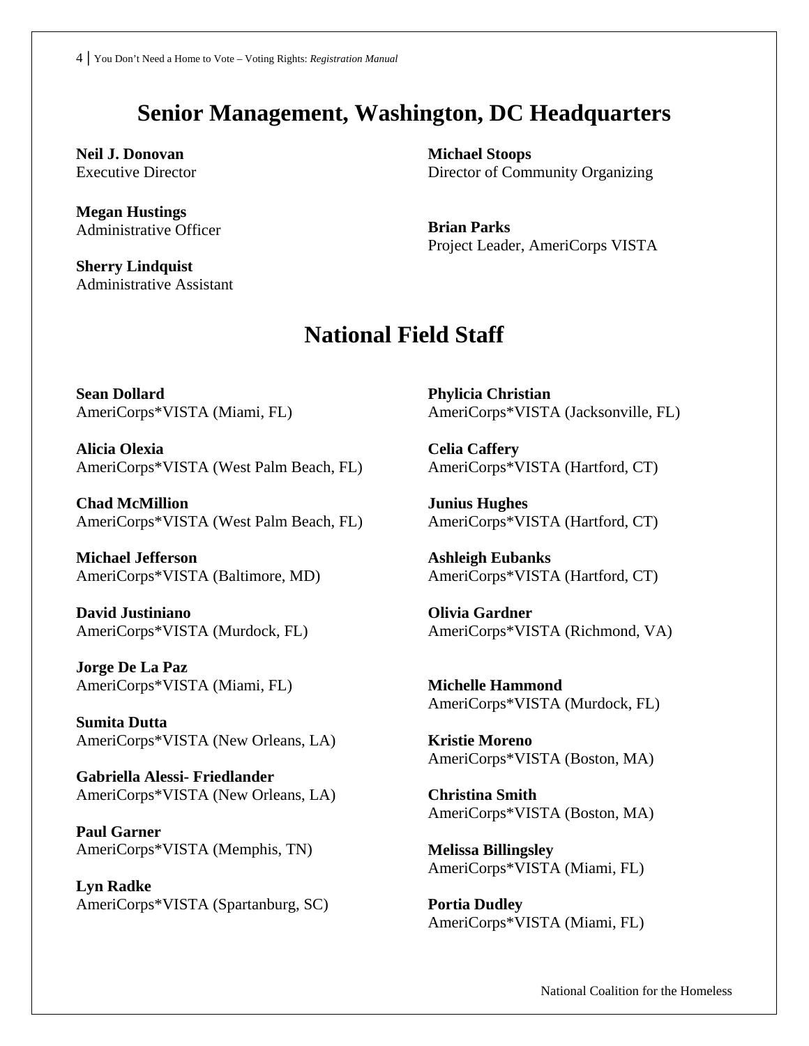# Senior Management, Washington, DC Headquarters

**Neil J. Donovan**
Executive Director

**Megan Hustings**
Administrative Officer

**Sherry Lindquist**
Administrative Assistant

**Michael Stoops**
Director of Community Organizing

**Brian Parks**
Project Leader, AmeriCorps VISTA

# National Field Staff

**Sean Dollard**
AmeriCorps*VISTA (Miami, FL)

**Alicia Olexia**
AmeriCorps*VISTA (West Palm Beach, FL)

**Chad McMillion**
AmeriCorps*VISTA (West Palm Beach, FL)

**Michael Jefferson**
AmeriCorps*VISTA (Baltimore, MD)

**David Justiniano**
AmeriCorps*VISTA (Murdock, FL)

**Jorge De La Paz**
AmeriCorps*VISTA (Miami, FL)

**Sumita Dutta**
AmeriCorps*VISTA (New Orleans, LA)

**Gabriella Alessi- Friedlander**
AmeriCorps*VISTA (New Orleans, LA)

**Paul Garner**
AmeriCorps*VISTA (Memphis, TN)

**Lyn Radke**
AmeriCorps*VISTA (Spartanburg, SC)

**Phylicia Christian**
AmeriCorps*VISTA (Jacksonville, FL)

**Celia Caffery**
AmeriCorps*VISTA (Hartford, CT)

**Junius Hughes**
AmeriCorps*VISTA (Hartford, CT)

**Ashleigh Eubanks**
AmeriCorps*VISTA (Hartford, CT)

**Olivia Gardner**
AmeriCorps*VISTA (Richmond, VA)

**Michelle Hammond**
AmeriCorps*VISTA (Murdock, FL)

**Kristie Moreno**
AmeriCorps*VISTA (Boston, MA)

**Christina Smith**
AmeriCorps*VISTA (Boston, MA)

**Melissa Billingsley**
AmeriCorps*VISTA (Miami, FL)

**Portia Dudley**
AmeriCorps*VISTA (Miami, FL)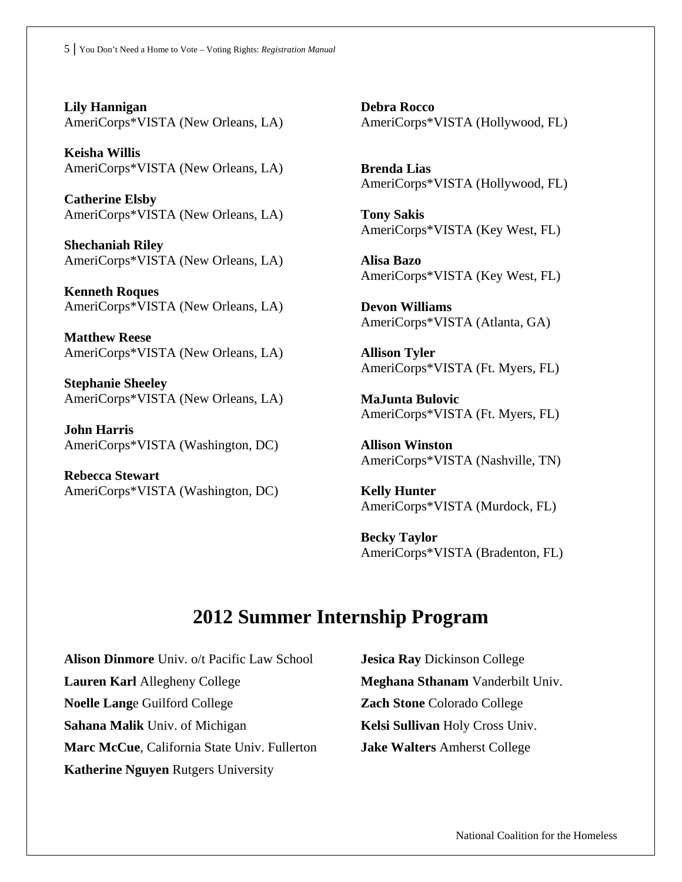**Lily Hannigan**
AmeriCorps*VISTA (New Orleans, LA)

**Keisha Willis**
AmeriCorps*VISTA (New Orleans, LA)

**Catherine Elsby**
AmeriCorps*VISTA (New Orleans, LA)

**Shechaniah Riley**
AmeriCorps*VISTA (New Orleans, LA)

**Kenneth Roques**
AmeriCorps*VISTA (New Orleans, LA)

**Matthew Reese**
AmeriCorps*VISTA (New Orleans, LA)

**Stephanie Sheeley**
AmeriCorps*VISTA (New Orleans, LA)

**John Harris**
AmeriCorps*VISTA (Washington, DC)

**Rebecca Stewart**
AmeriCorps*VISTA (Washington, DC)

**Debra Rocco**
AmeriCorps*VISTA (Hollywood, FL)

**Brenda Lias**
AmeriCorps*VISTA (Hollywood, FL)

**Tony Sakis**
AmeriCorps*VISTA (Key West, FL)

**Alisa Bazo**
AmeriCorps*VISTA (Key West, FL)

**Devon Williams**
AmeriCorps*VISTA (Atlanta, GA)

**Allison Tyler**
AmeriCorps*VISTA (Ft. Myers, FL)

**MaJunta Bulovic**
AmeriCorps*VISTA (Ft. Myers, FL)

**Allison Winston**
AmeriCorps*VISTA (Nashville, TN)

**Kelly Hunter**
AmeriCorps*VISTA (Murdock, FL)

**Becky Taylor**
AmeriCorps*VISTA (Bradenton, FL)

# 2012 Summer Internship Program

**Alison Dinmore** Univ. o/t Pacific Law School
**Lauren Karl** Allegheny College
**Noelle Lang**e Guilford College
**Sahana Malik** Univ. of Michigan
**Marc McCue**, California State Univ. Fullerton
**Katherine Nguyen** Rutgers University
**Jesica Ray** Dickinson College
**Meghana Sthanam** Vanderbilt Univ.
**Zach Stone** Colorado College
**Kelsi Sullivan** Holy Cross Univ.
**Jake Walters** Amherst College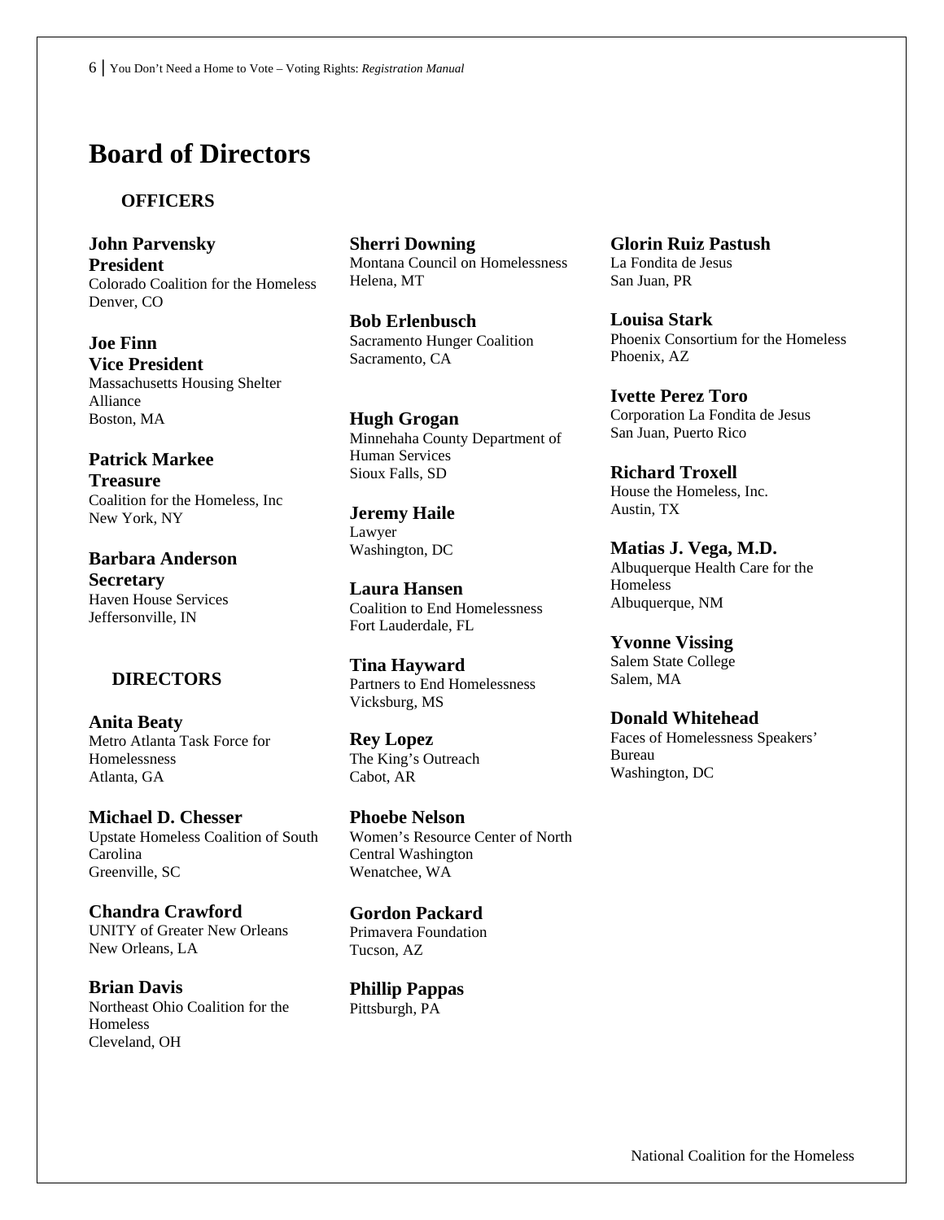# Board of Directors

## OFFICERS

**John Parvensky**
**President**
Colorado Coalition for the Homeless
Denver, CO

**Joe Finn**
**Vice President**
Massachusetts Housing Shelter Alliance
Boston, MA

**Patrick Markee**
**Treasure**
Coalition for the Homeless, Inc
New York, NY

**Barbara Anderson**
**Secretary**
Haven House Services
Jeffersonville, IN

## DIRECTORS

**Anita Beaty**
Metro Atlanta Task Force for Homelessness
Atlanta, GA

**Michael D. Chesser**
Upstate Homeless Coalition of South Carolina
Greenville, SC

**Chandra Crawford**
UNITY of Greater New Orleans
New Orleans, LA

**Brian Davis**
Northeast Ohio Coalition for the Homeless
Cleveland, OH

**Sherri Downing**
Montana Council on Homelessness
Helena, MT

**Bob Erlenbusch**
Sacramento Hunger Coalition
Sacramento, CA

**Hugh Grogan**
Minnehaha County Department of Human Services
Sioux Falls, SD

**Jeremy Haile**
Lawyer
Washington, DC

**Laura Hansen**
Coalition to End Homelessness
Fort Lauderdale, FL

**Tina Hayward**
Partners to End Homelessness
Vicksburg, MS

**Rey Lopez**
The King's Outreach
Cabot, AR

**Phoebe Nelson**
Women's Resource Center of North Central Washington
Wenatchee, WA

**Gordon Packard**
Primavera Foundation
Tucson, AZ

**Phillip Pappas**
Pittsburgh, PA

**Glorin Ruiz Pastush**
La Fondita de Jesus
San Juan, PR

**Louisa Stark**
Phoenix Consortium for the Homeless
Phoenix, AZ

**Ivette Perez Toro**
Corporation La Fondita de Jesus
San Juan, Puerto Rico

**Richard Troxell**
House the Homeless, Inc.
Austin, TX

**Matias J. Vega, M.D.**
Albuquerque Health Care for the Homeless
Albuquerque, NM

**Yvonne Vissing**
Salem State College
Salem, MA

**Donald Whitehead**
Faces of Homelessness Speakers' Bureau
Washington, DC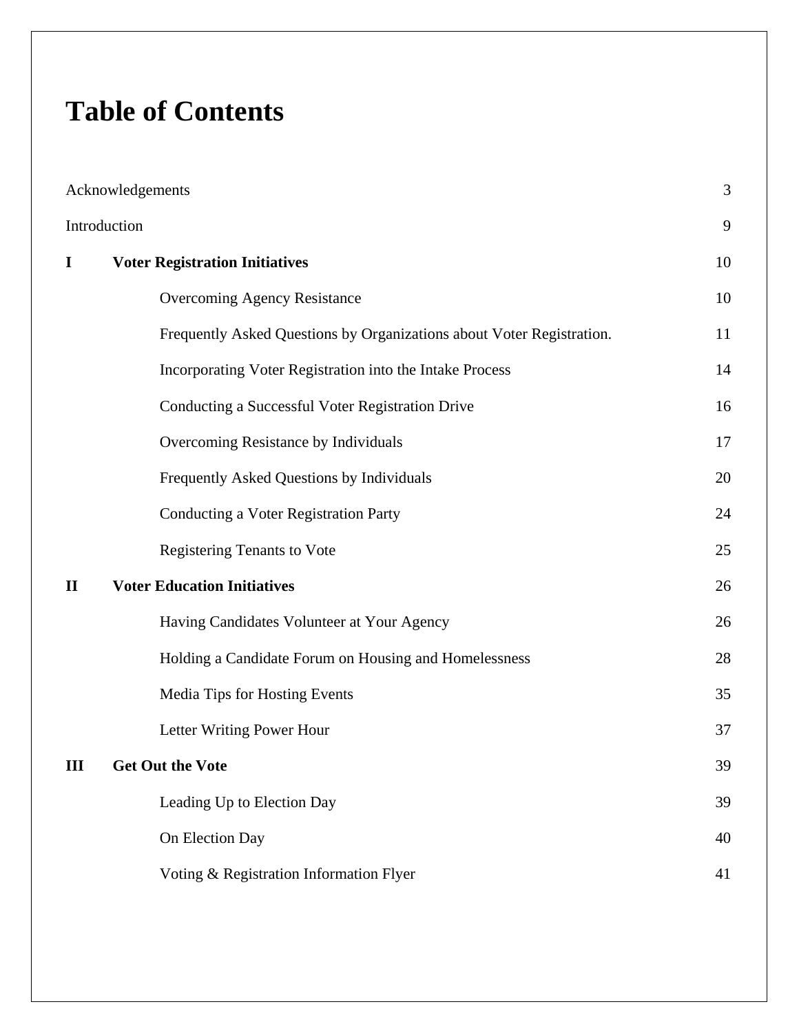# Table of Contents

| | | |
|---|---|---|
| Acknowledgements | | 3 |
| Introduction | | 9 |
| **I** | **Voter Registration Initiatives** | 10 |
| | Overcoming Agency Resistance | 10 |
| | Frequently Asked Questions by Organizations about Voter Registration. | 11 |
| | Incorporating Voter Registration into the Intake Process | 14 |
| | Conducting a Successful Voter Registration Drive | 16 |
| | Overcoming Resistance by Individuals | 17 |
| | Frequently Asked Questions by Individuals | 20 |
| | Conducting a Voter Registration Party | 24 |
| | Registering Tenants to Vote | 25 |
| **II** | **Voter Education Initiatives** | 26 |
| | Having Candidates Volunteer at Your Agency | 26 |
| | Holding a Candidate Forum on Housing and Homelessness | 28 |
| | Media Tips for Hosting Events | 35 |
| | Letter Writing Power Hour | 37 |
| **III** | **Get Out the Vote** | 39 |
| | Leading Up to Election Day | 39 |
| | On Election Day | 40 |
| | Voting & Registration Information Flyer | 41 |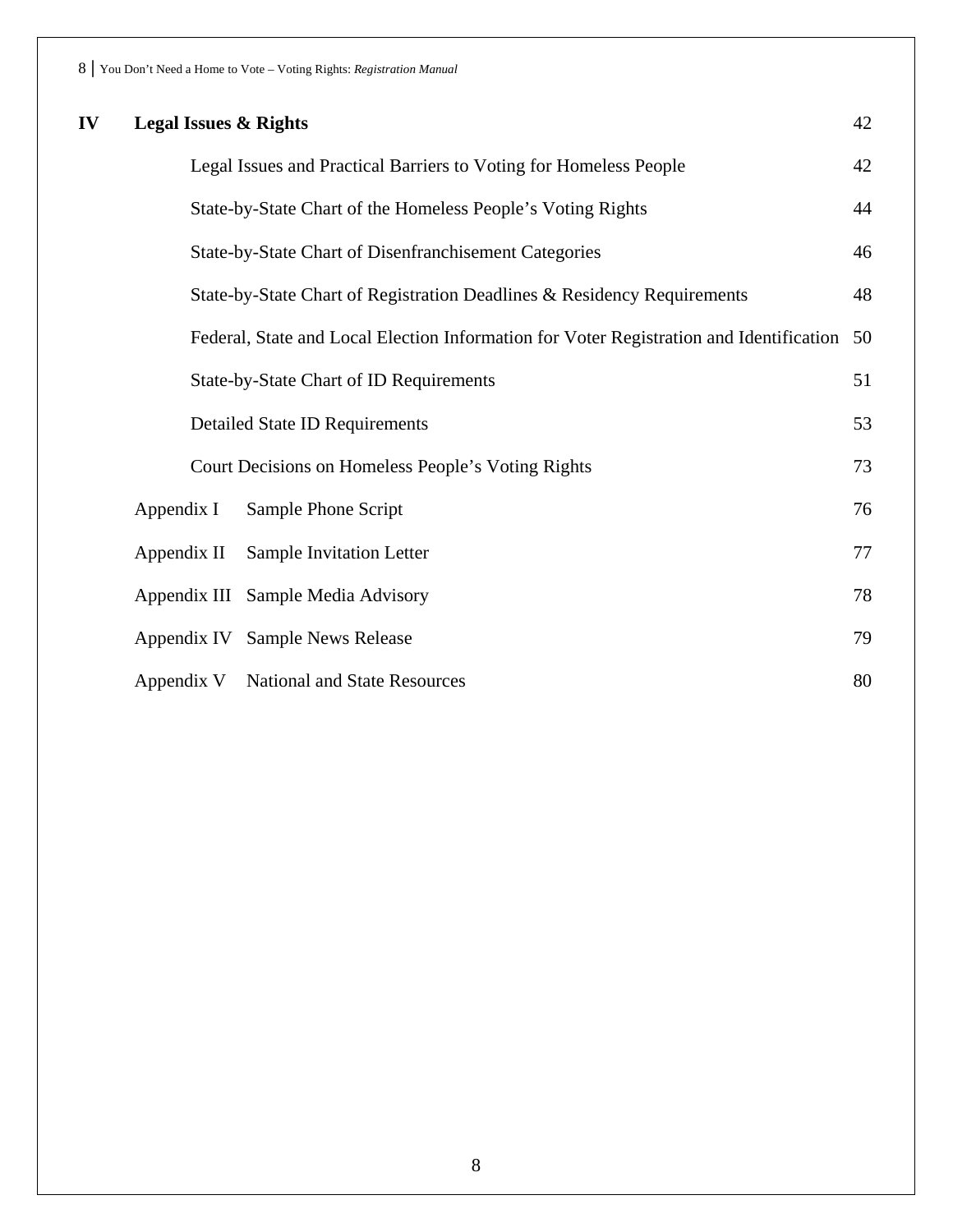| | | |
|---|---|---|
| **IV** | **Legal Issues & Rights** | 42 |
| | Legal Issues and Practical Barriers to Voting for Homeless People | 42 |
| | State-by-State Chart of the Homeless People's Voting Rights | 44 |
| | State-by-State Chart of Disenfranchisement Categories | 46 |
| | State-by-State Chart of Registration Deadlines & Residency Requirements | 48 |
| | Federal, State and Local Election Information for Voter Registration and Identification | 50 |
| | State-by-State Chart of ID Requirements | 51 |
| | Detailed State ID Requirements | 53 |
| | Court Decisions on Homeless People's Voting Rights | 73 |
| | Appendix I Sample Phone Script | 76 |
| | Appendix II Sample Invitation Letter | 77 |
| | Appendix III Sample Media Advisory | 78 |
| | Appendix IV Sample News Release | 79 |
| | Appendix V National and State Resources | 80 |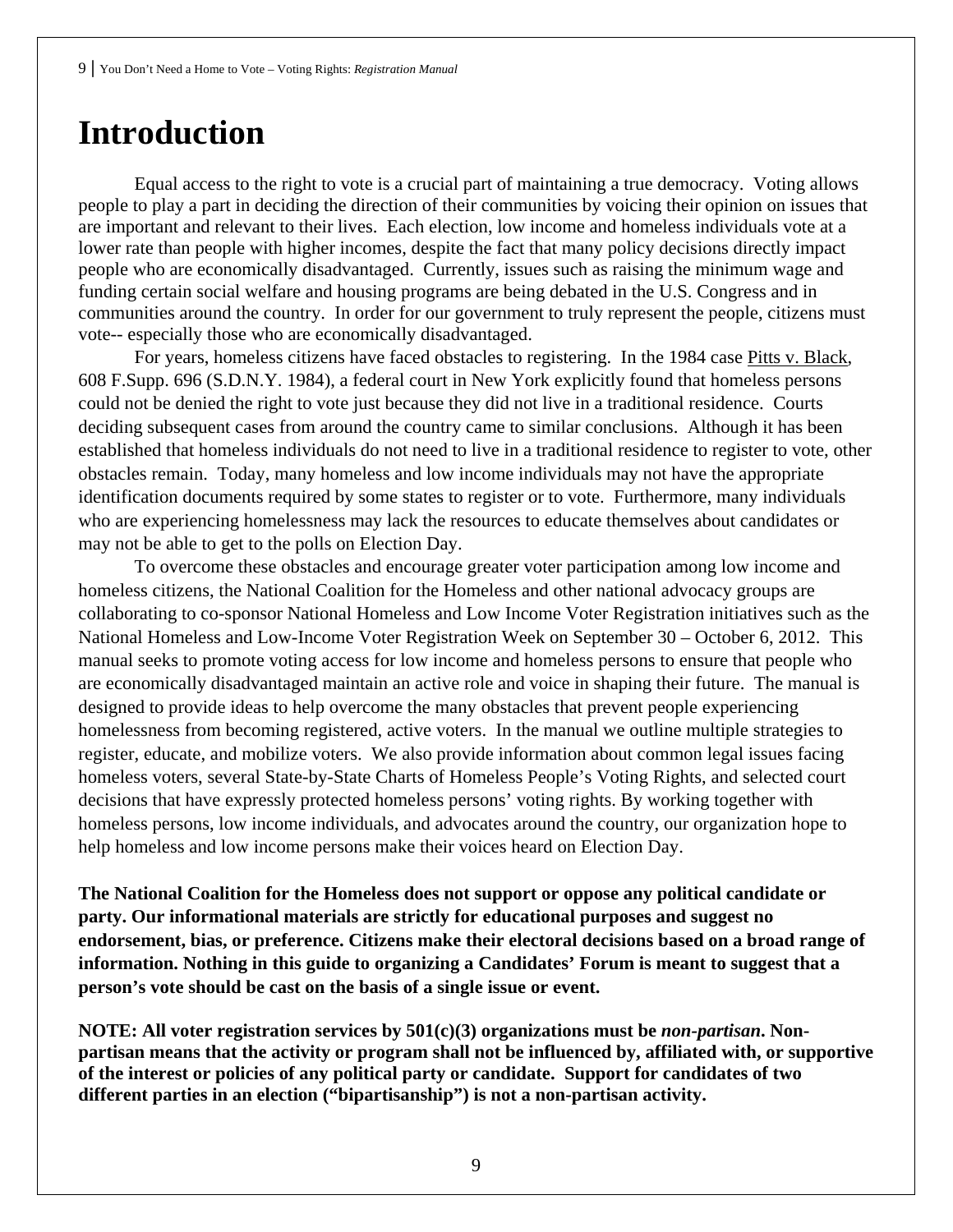# Introduction

Equal access to the right to vote is a crucial part of maintaining a true democracy. Voting allows people to play a part in deciding the direction of their communities by voicing their opinion on issues that are important and relevant to their lives. Each election, low income and homeless individuals vote at a lower rate than people with higher incomes, despite the fact that many policy decisions directly impact people who are economically disadvantaged. Currently, issues such as raising the minimum wage and funding certain social welfare and housing programs are being debated in the U.S. Congress and in communities around the country. In order for our government to truly represent the people, citizens must vote-- especially those who are economically disadvantaged.

For years, homeless citizens have faced obstacles to registering. In the 1984 case Pitts v. Black, 608 F.Supp. 696 (S.D.N.Y. 1984), a federal court in New York explicitly found that homeless persons could not be denied the right to vote just because they did not live in a traditional residence. Courts deciding subsequent cases from around the country came to similar conclusions. Although it has been established that homeless individuals do not need to live in a traditional residence to register to vote, other obstacles remain. Today, many homeless and low income individuals may not have the appropriate identification documents required by some states to register or to vote. Furthermore, many individuals who are experiencing homelessness may lack the resources to educate themselves about candidates or may not be able to get to the polls on Election Day.

To overcome these obstacles and encourage greater voter participation among low income and homeless citizens, the National Coalition for the Homeless and other national advocacy groups are collaborating to co-sponsor National Homeless and Low Income Voter Registration initiatives such as the National Homeless and Low-Income Voter Registration Week on September 30 – October 6, 2012. This manual seeks to promote voting access for low income and homeless persons to ensure that people who are economically disadvantaged maintain an active role and voice in shaping their future. The manual is designed to provide ideas to help overcome the many obstacles that prevent people experiencing homelessness from becoming registered, active voters. In the manual we outline multiple strategies to register, educate, and mobilize voters. We also provide information about common legal issues facing homeless voters, several State-by-State Charts of Homeless People's Voting Rights, and selected court decisions that have expressly protected homeless persons' voting rights. By working together with homeless persons, low income individuals, and advocates around the country, our organization hope to help homeless and low income persons make their voices heard on Election Day.

**The National Coalition for the Homeless does not support or oppose any political candidate or party. Our informational materials are strictly for educational purposes and suggest no endorsement, bias, or preference. Citizens make their electoral decisions based on a broad range of information. Nothing in this guide to organizing a Candidates' Forum is meant to suggest that a person's vote should be cast on the basis of a single issue or event.**

**NOTE: All voter registration services by 501(c)(3) organizations must be *non-partisan*. Non-partisan means that the activity or program shall not be influenced by, affiliated with, or supportive of the interest or policies of any political party or candidate. Support for candidates of two different parties in an election ("bipartisanship") is not a non-partisan activity.**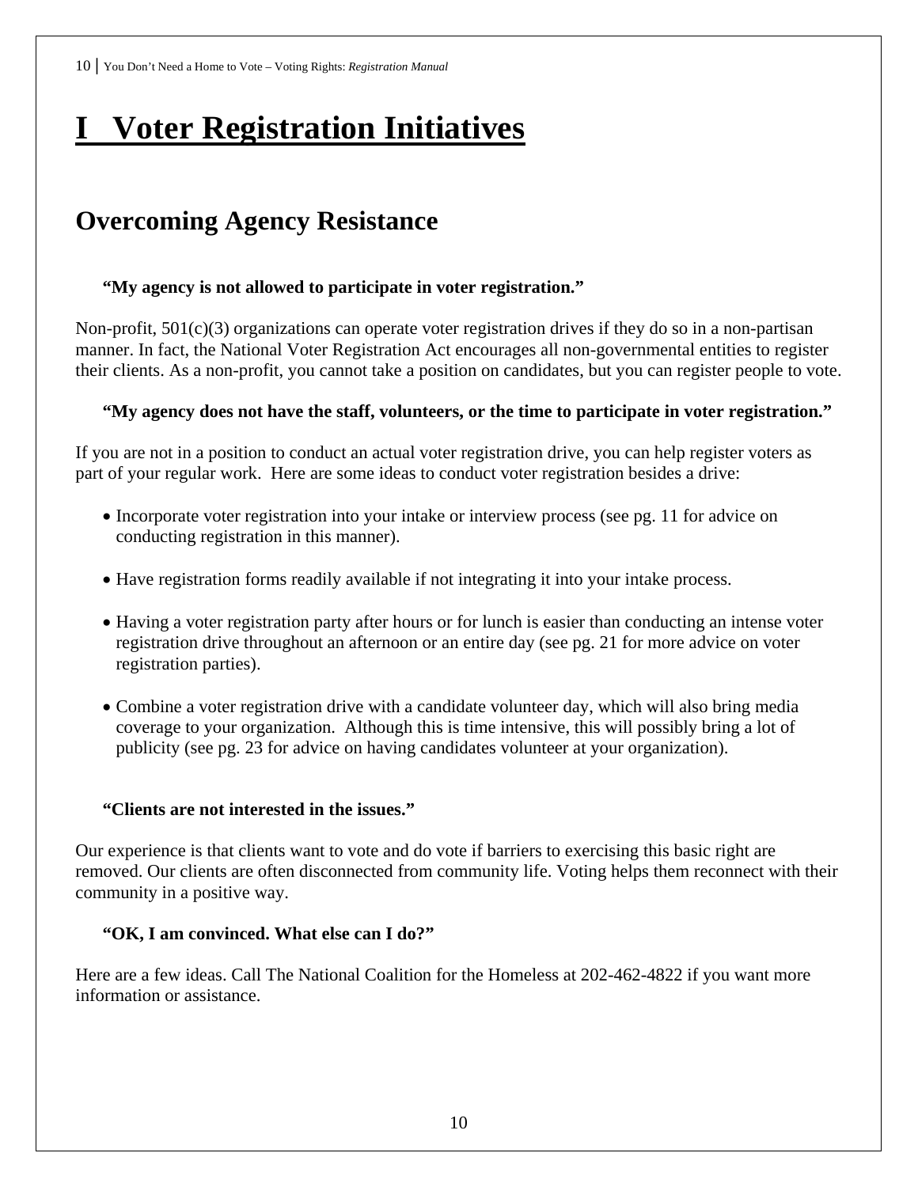# I Voter Registration Initiatives

## Overcoming Agency Resistance

**"My agency is not allowed to participate in voter registration."**

Non-profit, 501(c)(3) organizations can operate voter registration drives if they do so in a non-partisan manner. In fact, the National Voter Registration Act encourages all non-governmental entities to register their clients. As a non-profit, you cannot take a position on candidates, but you can register people to vote.

**"My agency does not have the staff, volunteers, or the time to participate in voter registration."**

If you are not in a position to conduct an actual voter registration drive, you can help register voters as part of your regular work. Here are some ideas to conduct voter registration besides a drive:

- Incorporate voter registration into your intake or interview process (see pg. 11 for advice on conducting registration in this manner).
- Have registration forms readily available if not integrating it into your intake process.
- Having a voter registration party after hours or for lunch is easier than conducting an intense voter registration drive throughout an afternoon or an entire day (see pg. 21 for more advice on voter registration parties).
- Combine a voter registration drive with a candidate volunteer day, which will also bring media coverage to your organization. Although this is time intensive, this will possibly bring a lot of publicity (see pg. 23 for advice on having candidates volunteer at your organization).

**"Clients are not interested in the issues."**

Our experience is that clients want to vote and do vote if barriers to exercising this basic right are removed. Our clients are often disconnected from community life. Voting helps them reconnect with their community in a positive way.

**"OK, I am convinced. What else can I do?"**

Here are a few ideas. Call The National Coalition for the Homeless at 202-462-4822 if you want more information or assistance.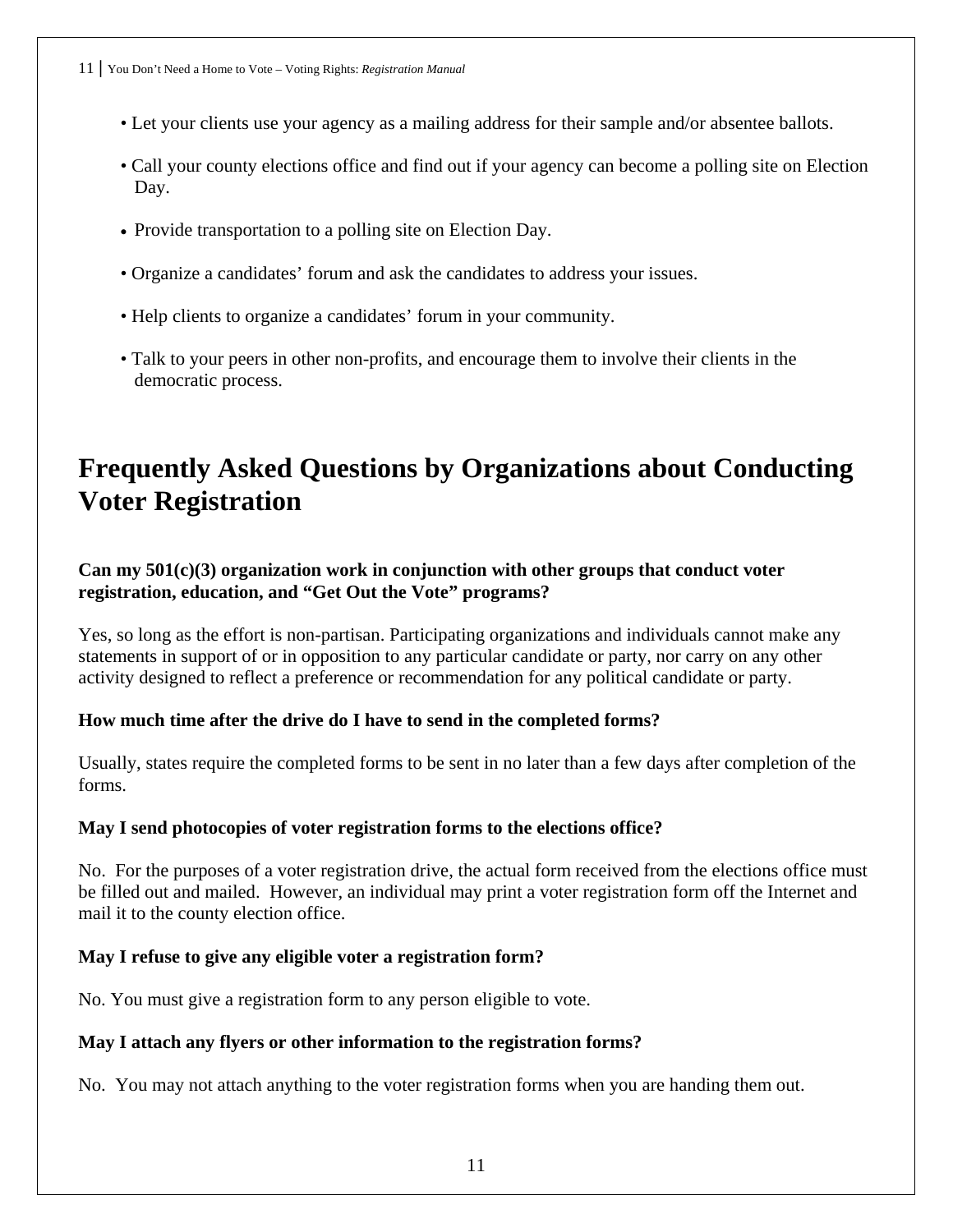- Let your clients use your agency as a mailing address for their sample and/or absentee ballots.
- Call your county elections office and find out if your agency can become a polling site on Election Day.
- Provide transportation to a polling site on Election Day.
- Organize a candidates' forum and ask the candidates to address your issues.
- Help clients to organize a candidates' forum in your community.
- Talk to your peers in other non-profits, and encourage them to involve their clients in the democratic process.

# Frequently Asked Questions by Organizations about Conducting Voter Registration

**Can my 501(c)(3) organization work in conjunction with other groups that conduct voter registration, education, and "Get Out the Vote" programs?**

Yes, so long as the effort is non-partisan. Participating organizations and individuals cannot make any statements in support of or in opposition to any particular candidate or party, nor carry on any other activity designed to reflect a preference or recommendation for any political candidate or party.

**How much time after the drive do I have to send in the completed forms?**

Usually, states require the completed forms to be sent in no later than a few days after completion of the forms.

**May I send photocopies of voter registration forms to the elections office?**

No. For the purposes of a voter registration drive, the actual form received from the elections office must be filled out and mailed. However, an individual may print a voter registration form off the Internet and mail it to the county election office.

**May I refuse to give any eligible voter a registration form?**

No. You must give a registration form to any person eligible to vote.

**May I attach any flyers or other information to the registration forms?**

No. You may not attach anything to the voter registration forms when you are handing them out.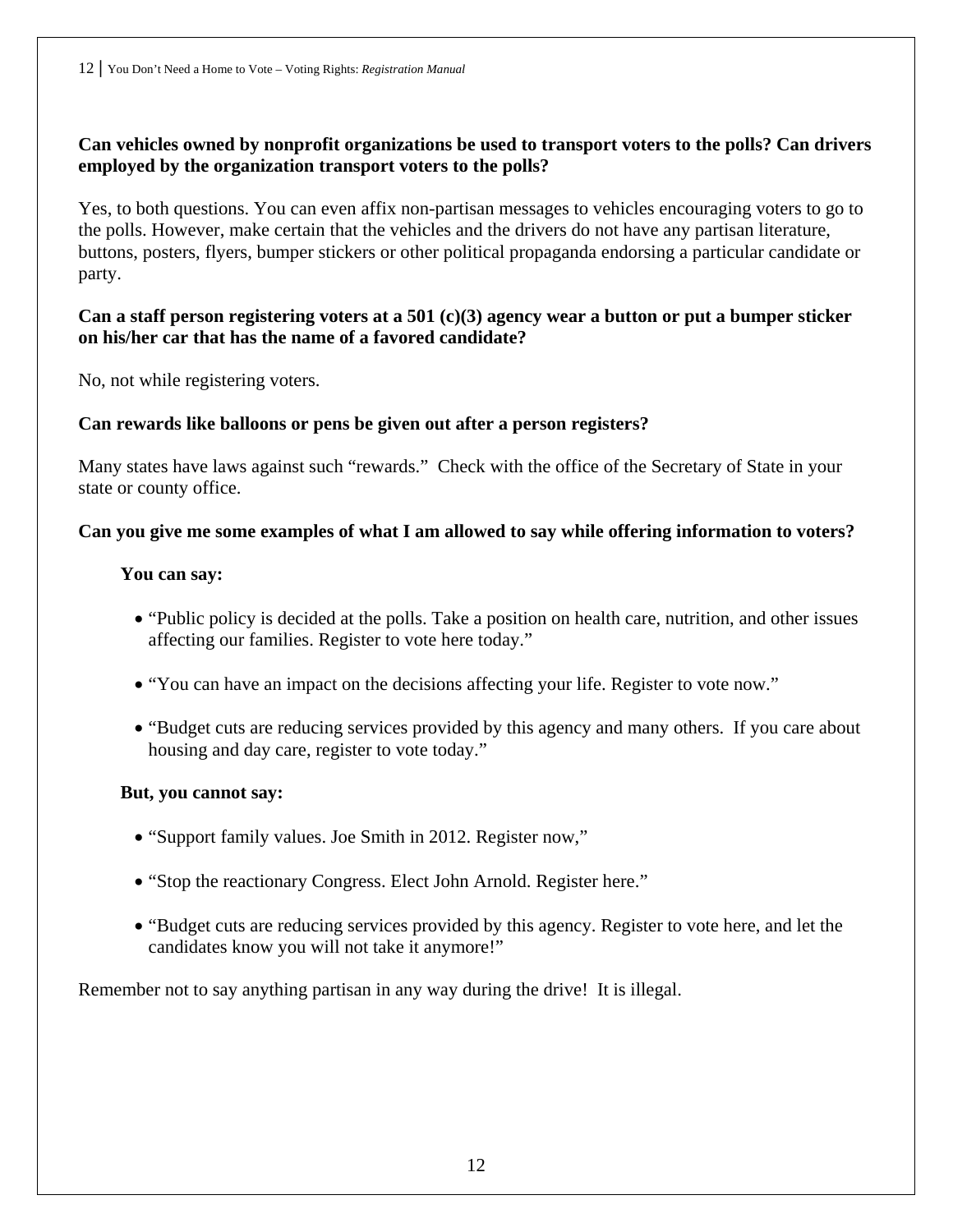**Can vehicles owned by nonprofit organizations be used to transport voters to the polls? Can drivers employed by the organization transport voters to the polls?**

Yes, to both questions. You can even affix non-partisan messages to vehicles encouraging voters to go to the polls. However, make certain that the vehicles and the drivers do not have any partisan literature, buttons, posters, flyers, bumper stickers or other political propaganda endorsing a particular candidate or party.

**Can a staff person registering voters at a 501 (c)(3) agency wear a button or put a bumper sticker on his/her car that has the name of a favored candidate?**

No, not while registering voters.

**Can rewards like balloons or pens be given out after a person registers?**

Many states have laws against such "rewards." Check with the office of the Secretary of State in your state or county office.

**Can you give me some examples of what I am allowed to say while offering information to voters?**

**You can say:**

- "Public policy is decided at the polls. Take a position on health care, nutrition, and other issues affecting our families. Register to vote here today."
- "You can have an impact on the decisions affecting your life. Register to vote now."
- "Budget cuts are reducing services provided by this agency and many others. If you care about housing and day care, register to vote today."

**But, you cannot say:**

- "Support family values. Joe Smith in 2012. Register now,"
- "Stop the reactionary Congress. Elect John Arnold. Register here."
- "Budget cuts are reducing services provided by this agency. Register to vote here, and let the candidates know you will not take it anymore!"

Remember not to say anything partisan in any way during the drive! It is illegal.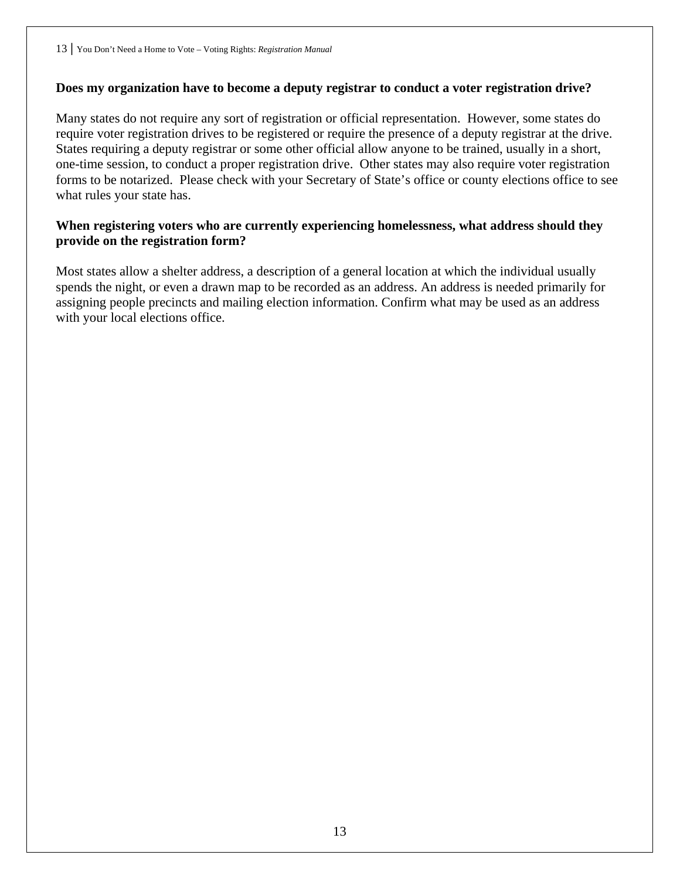**Does my organization have to become a deputy registrar to conduct a voter registration drive?**

Many states do not require any sort of registration or official representation. However, some states do require voter registration drives to be registered or require the presence of a deputy registrar at the drive. States requiring a deputy registrar or some other official allow anyone to be trained, usually in a short, one-time session, to conduct a proper registration drive. Other states may also require voter registration forms to be notarized. Please check with your Secretary of State's office or county elections office to see what rules your state has.

**When registering voters who are currently experiencing homelessness, what address should they provide on the registration form?**

Most states allow a shelter address, a description of a general location at which the individual usually spends the night, or even a drawn map to be recorded as an address. An address is needed primarily for assigning people precincts and mailing election information. Confirm what may be used as an address with your local elections office.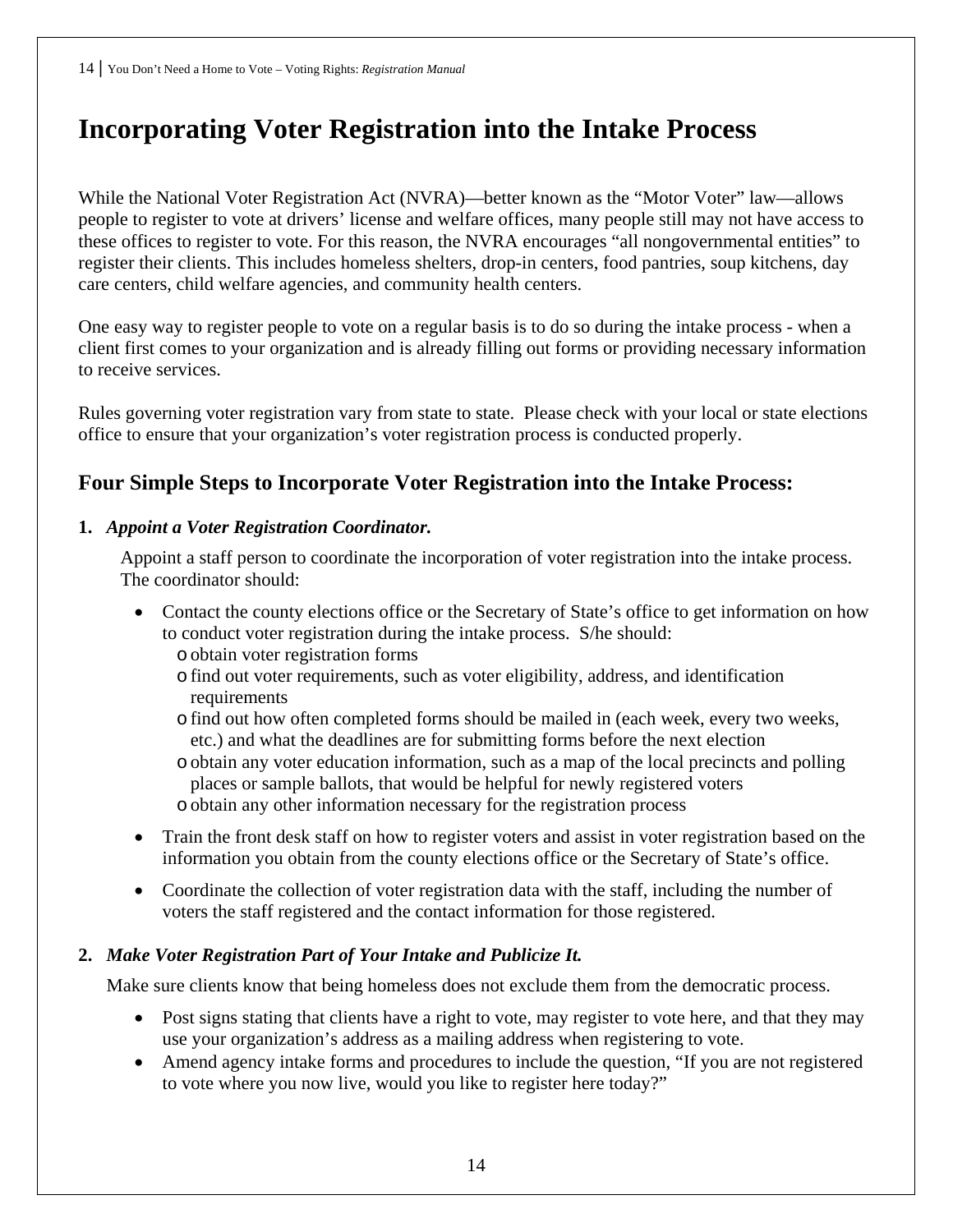# Incorporating Voter Registration into the Intake Process

While the National Voter Registration Act (NVRA)—better known as the "Motor Voter" law—allows people to register to vote at drivers' license and welfare offices, many people still may not have access to these offices to register to vote. For this reason, the NVRA encourages "all nongovernmental entities" to register their clients. This includes homeless shelters, drop-in centers, food pantries, soup kitchens, day care centers, child welfare agencies, and community health centers.

One easy way to register people to vote on a regular basis is to do so during the intake process - when a client first comes to your organization and is already filling out forms or providing necessary information to receive services.

Rules governing voter registration vary from state to state. Please check with your local or state elections office to ensure that your organization's voter registration process is conducted properly.

## Four Simple Steps to Incorporate Voter Registration into the Intake Process:

**1.** ***Appoint a Voter Registration Coordinator.***

Appoint a staff person to coordinate the incorporation of voter registration into the intake process. The coordinator should:

- Contact the county elections office or the Secretary of State's office to get information on how to conduct voter registration during the intake process. S/he should:
    - obtain voter registration forms
    - find out voter requirements, such as voter eligibility, address, and identification requirements
    - find out how often completed forms should be mailed in (each week, every two weeks, etc.) and what the deadlines are for submitting forms before the next election
    - obtain any voter education information, such as a map of the local precincts and polling places or sample ballots, that would be helpful for newly registered voters
    - obtain any other information necessary for the registration process
- Train the front desk staff on how to register voters and assist in voter registration based on the information you obtain from the county elections office or the Secretary of State's office.
- Coordinate the collection of voter registration data with the staff, including the number of voters the staff registered and the contact information for those registered.

**2.** ***Make Voter Registration Part of Your Intake and Publicize It.***

Make sure clients know that being homeless does not exclude them from the democratic process.

- Post signs stating that clients have a right to vote, may register to vote here, and that they may use your organization's address as a mailing address when registering to vote.
- Amend agency intake forms and procedures to include the question, "If you are not registered to vote where you now live, would you like to register here today?"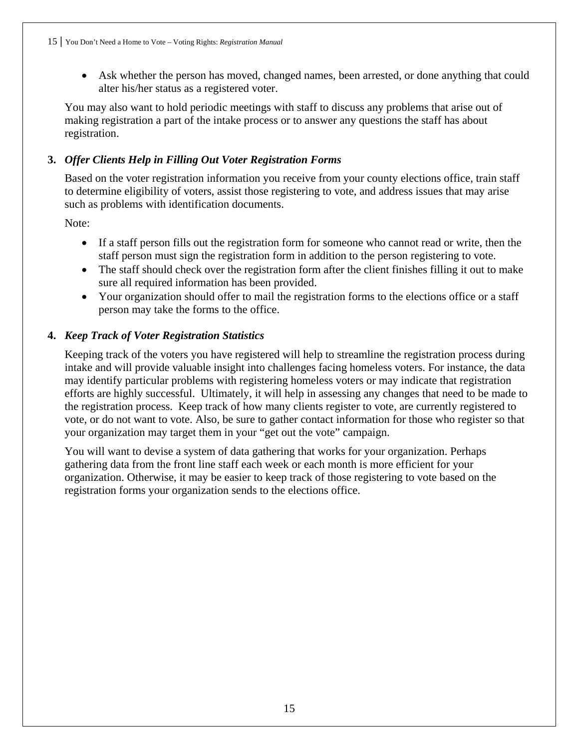- Ask whether the person has moved, changed names, been arrested, or done anything that could alter his/her status as a registered voter.

You may also want to hold periodic meetings with staff to discuss any problems that arise out of making registration a part of the intake process or to answer any questions the staff has about registration.

**3.** ***Offer Clients Help in Filling Out Voter Registration Forms***

Based on the voter registration information you receive from your county elections office, train staff to determine eligibility of voters, assist those registering to vote, and address issues that may arise such as problems with identification documents.

Note:

- If a staff person fills out the registration form for someone who cannot read or write, then the staff person must sign the registration form in addition to the person registering to vote.
- The staff should check over the registration form after the client finishes filling it out to make sure all required information has been provided.
- Your organization should offer to mail the registration forms to the elections office or a staff person may take the forms to the office.

**4.** ***Keep Track of Voter Registration Statistics***

Keeping track of the voters you have registered will help to streamline the registration process during intake and will provide valuable insight into challenges facing homeless voters. For instance, the data may identify particular problems with registering homeless voters or may indicate that registration efforts are highly successful. Ultimately, it will help in assessing any changes that need to be made to the registration process. Keep track of how many clients register to vote, are currently registered to vote, or do not want to vote. Also, be sure to gather contact information for those who register so that your organization may target them in your "get out the vote" campaign.

You will want to devise a system of data gathering that works for your organization. Perhaps gathering data from the front line staff each week or each month is more efficient for your organization. Otherwise, it may be easier to keep track of those registering to vote based on the registration forms your organization sends to the elections office.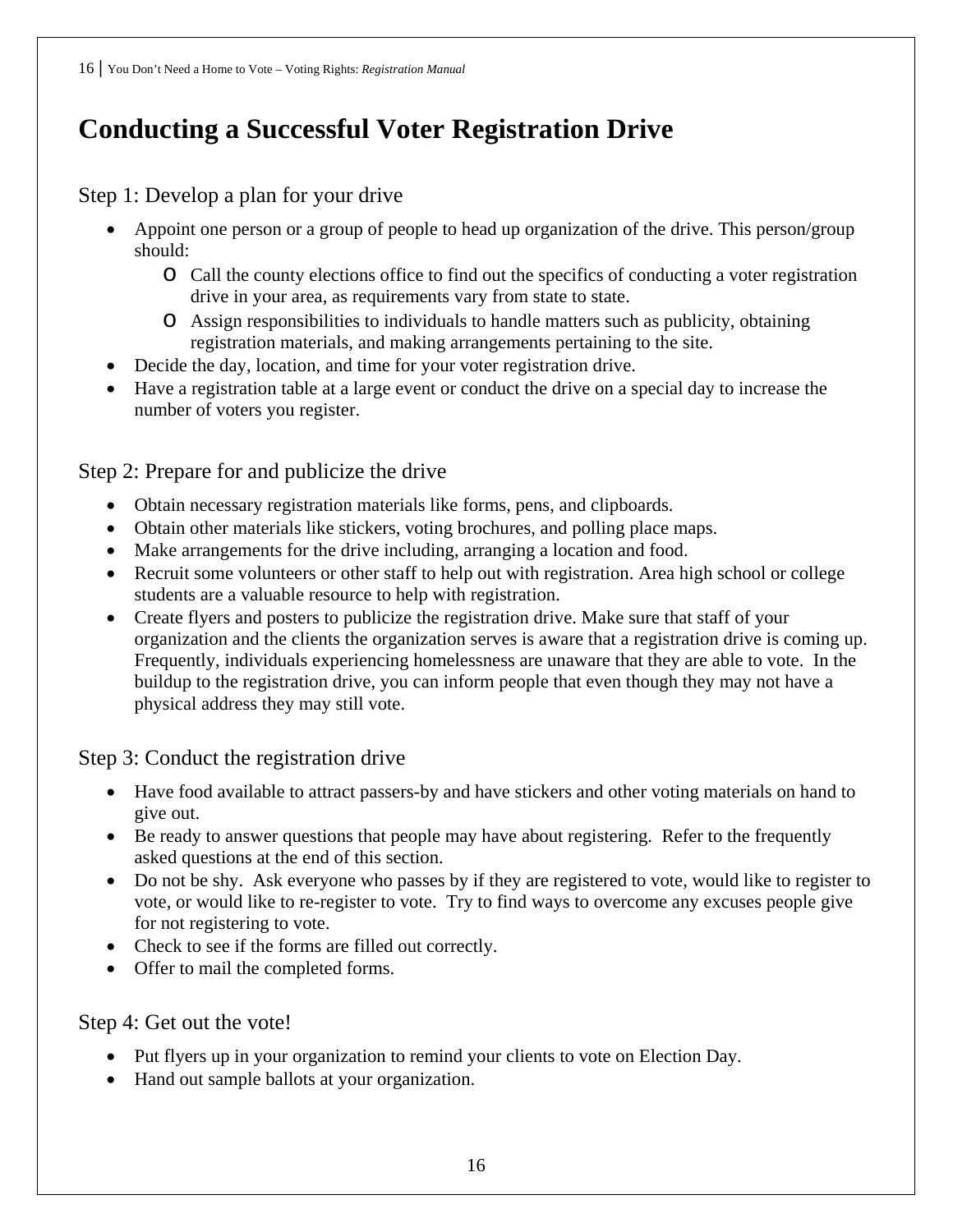# Conducting a Successful Voter Registration Drive

## Step 1: Develop a plan for your drive

- Appoint one person or a group of people to head up organization of the drive. This person/group should:
  - Call the county elections office to find out the specifics of conducting a voter registration drive in your area, as requirements vary from state to state.
  - Assign responsibilities to individuals to handle matters such as publicity, obtaining registration materials, and making arrangements pertaining to the site.
- Decide the day, location, and time for your voter registration drive.
- Have a registration table at a large event or conduct the drive on a special day to increase the number of voters you register.

## Step 2: Prepare for and publicize the drive

- Obtain necessary registration materials like forms, pens, and clipboards.
- Obtain other materials like stickers, voting brochures, and polling place maps.
- Make arrangements for the drive including, arranging a location and food.
- Recruit some volunteers or other staff to help out with registration. Area high school or college students are a valuable resource to help with registration.
- Create flyers and posters to publicize the registration drive. Make sure that staff of your organization and the clients the organization serves is aware that a registration drive is coming up. Frequently, individuals experiencing homelessness are unaware that they are able to vote. In the buildup to the registration drive, you can inform people that even though they may not have a physical address they may still vote.

## Step 3: Conduct the registration drive

- Have food available to attract passers-by and have stickers and other voting materials on hand to give out.
- Be ready to answer questions that people may have about registering. Refer to the frequently asked questions at the end of this section.
- Do not be shy. Ask everyone who passes by if they are registered to vote, would like to register to vote, or would like to re-register to vote. Try to find ways to overcome any excuses people give for not registering to vote.
- Check to see if the forms are filled out correctly.
- Offer to mail the completed forms.

## Step 4: Get out the vote!

- Put flyers up in your organization to remind your clients to vote on Election Day.
- Hand out sample ballots at your organization.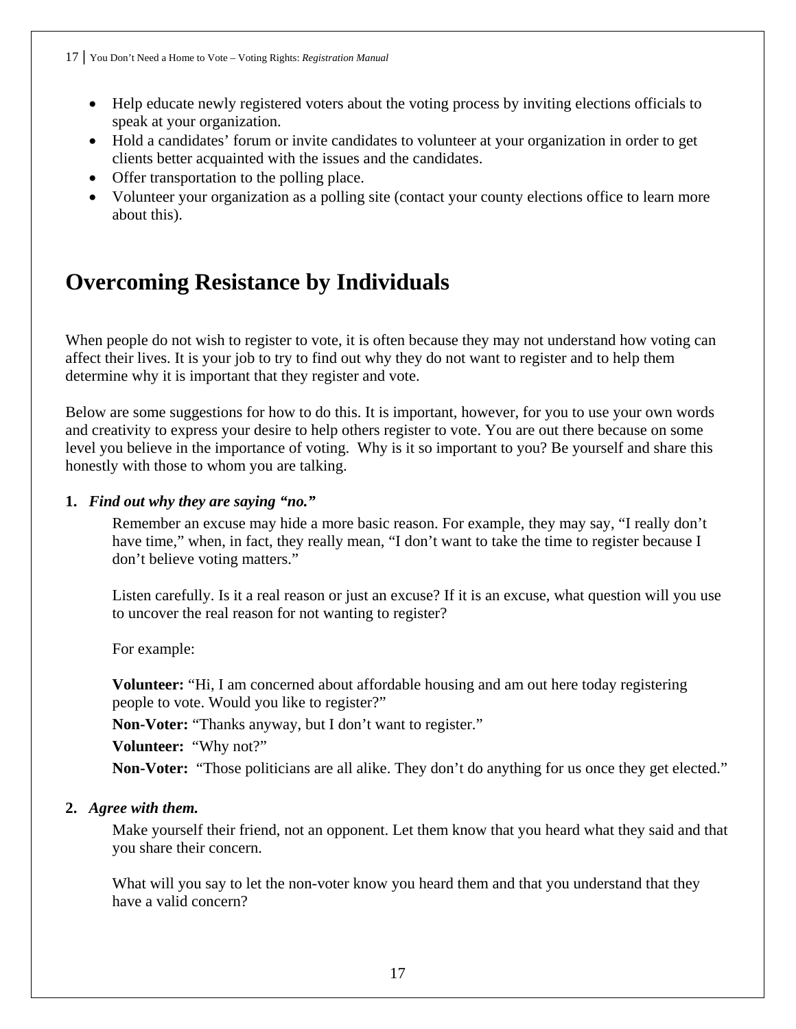- Help educate newly registered voters about the voting process by inviting elections officials to speak at your organization.
- Hold a candidates' forum or invite candidates to volunteer at your organization in order to get clients better acquainted with the issues and the candidates.
- Offer transportation to the polling place.
- Volunteer your organization as a polling site (contact your county elections office to learn more about this).

# Overcoming Resistance by Individuals

When people do not wish to register to vote, it is often because they may not understand how voting can affect their lives. It is your job to try to find out why they do not want to register and to help them determine why it is important that they register and vote.

Below are some suggestions for how to do this. It is important, however, for you to use your own words and creativity to express your desire to help others register to vote. You are out there because on some level you believe in the importance of voting. Why is it so important to you? Be yourself and share this honestly with those to whom you are talking.

**1.** ***Find out why they are saying "no."***

Remember an excuse may hide a more basic reason. For example, they may say, "I really don't have time," when, in fact, they really mean, "I don't want to take the time to register because I don't believe voting matters."

Listen carefully. Is it a real reason or just an excuse? If it is an excuse, what question will you use to uncover the real reason for not wanting to register?

For example:

**Volunteer:** "Hi, I am concerned about affordable housing and am out here today registering people to vote. Would you like to register?"

**Non-Voter:** "Thanks anyway, but I don't want to register."

**Volunteer:** "Why not?"

**Non-Voter:** "Those politicians are all alike. They don't do anything for us once they get elected."

**2.** ***Agree with them.***

Make yourself their friend, not an opponent. Let them know that you heard what they said and that you share their concern.

What will you say to let the non-voter know you heard them and that you understand that they have a valid concern?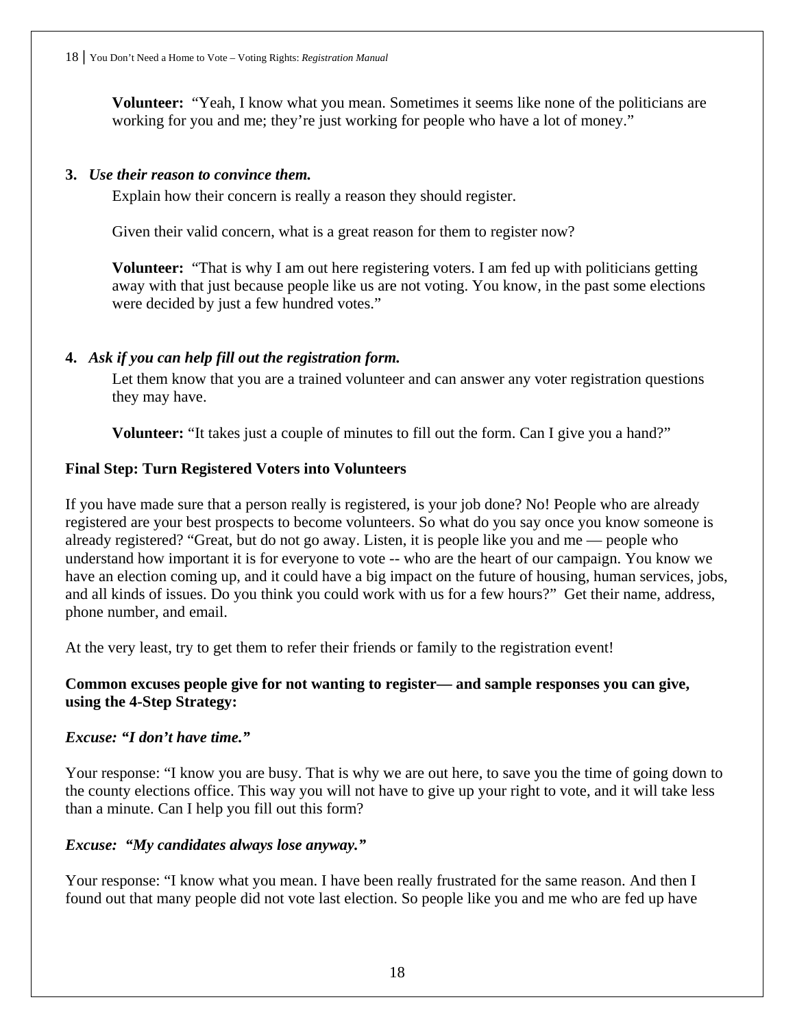**Volunteer:** "Yeah, I know what you mean. Sometimes it seems like none of the politicians are working for you and me; they're just working for people who have a lot of money."

**3.** ***Use their reason to convince them.***

Explain how their concern is really a reason they should register.

Given their valid concern, what is a great reason for them to register now?

**Volunteer:** "That is why I am out here registering voters. I am fed up with politicians getting away with that just because people like us are not voting. You know, in the past some elections were decided by just a few hundred votes."

**4.** ***Ask if you can help fill out the registration form.***

Let them know that you are a trained volunteer and can answer any voter registration questions they may have.

**Volunteer:** "It takes just a couple of minutes to fill out the form. Can I give you a hand?"

**Final Step: Turn Registered Voters into Volunteers**

If you have made sure that a person really is registered, is your job done? No! People who are already registered are your best prospects to become volunteers. So what do you say once you know someone is already registered? "Great, but do not go away. Listen, it is people like you and me — people who understand how important it is for everyone to vote -- who are the heart of our campaign. You know we have an election coming up, and it could have a big impact on the future of housing, human services, jobs, and all kinds of issues. Do you think you could work with us for a few hours?" Get their name, address, phone number, and email.

At the very least, try to get them to refer their friends or family to the registration event!

**Common excuses people give for not wanting to register— and sample responses you can give, using the 4-Step Strategy:**

***Excuse: "I don't have time."***

Your response: "I know you are busy. That is why we are out here, to save you the time of going down to the county elections office. This way you will not have to give up your right to vote, and it will take less than a minute. Can I help you fill out this form?

***Excuse: "My candidates always lose anyway."***

Your response: "I know what you mean. I have been really frustrated for the same reason. And then I found out that many people did not vote last election. So people like you and me who are fed up have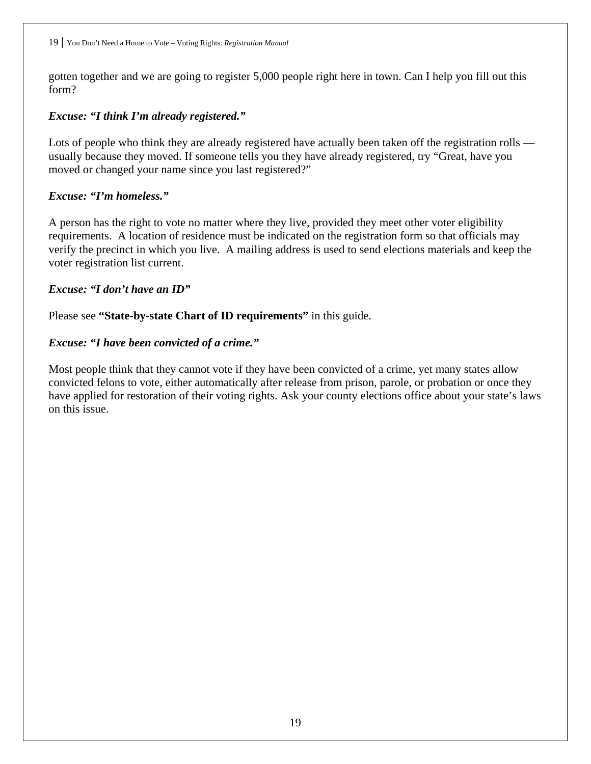gotten together and we are going to register 5,000 people right here in town. Can I help you fill out this form?

***Excuse: "I think I'm already registered."***

Lots of people who think they are already registered have actually been taken off the registration rolls — usually because they moved. If someone tells you they have already registered, try "Great, have you moved or changed your name since you last registered?"

***Excuse: "I'm homeless."***

A person has the right to vote no matter where they live, provided they meet other voter eligibility requirements. A location of residence must be indicated on the registration form so that officials may verify the precinct in which you live. A mailing address is used to send elections materials and keep the voter registration list current.

***Excuse: "I don't have an ID"***

Please see **"State-by-state Chart of ID requirements"** in this guide.

***Excuse: "I have been convicted of a crime."***

Most people think that they cannot vote if they have been convicted of a crime, yet many states allow convicted felons to vote, either automatically after release from prison, parole, or probation or once they have applied for restoration of their voting rights. Ask your county elections office about your state's laws on this issue.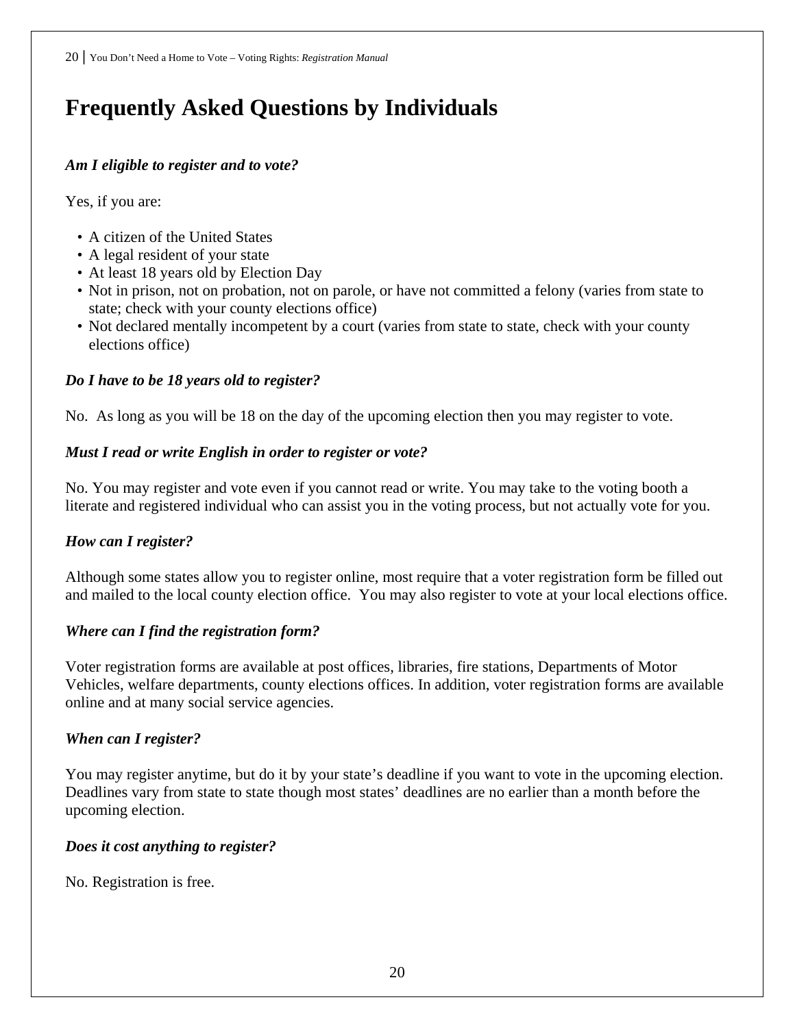# Frequently Asked Questions by Individuals

***Am I eligible to register and to vote?***

Yes, if you are:

- A citizen of the United States
- A legal resident of your state
- At least 18 years old by Election Day
- Not in prison, not on probation, not on parole, or have not committed a felony (varies from state to state; check with your county elections office)
- Not declared mentally incompetent by a court (varies from state to state, check with your county elections office)

***Do I have to be 18 years old to register?***

No. As long as you will be 18 on the day of the upcoming election then you may register to vote.

***Must I read or write English in order to register or vote?***

No. You may register and vote even if you cannot read or write. You may take to the voting booth a literate and registered individual who can assist you in the voting process, but not actually vote for you.

***How can I register?***

Although some states allow you to register online, most require that a voter registration form be filled out and mailed to the local county election office. You may also register to vote at your local elections office.

***Where can I find the registration form?***

Voter registration forms are available at post offices, libraries, fire stations, Departments of Motor Vehicles, welfare departments, county elections offices. In addition, voter registration forms are available online and at many social service agencies.

***When can I register?***

You may register anytime, but do it by your state's deadline if you want to vote in the upcoming election. Deadlines vary from state to state though most states' deadlines are no earlier than a month before the upcoming election.

***Does it cost anything to register?***

No. Registration is free.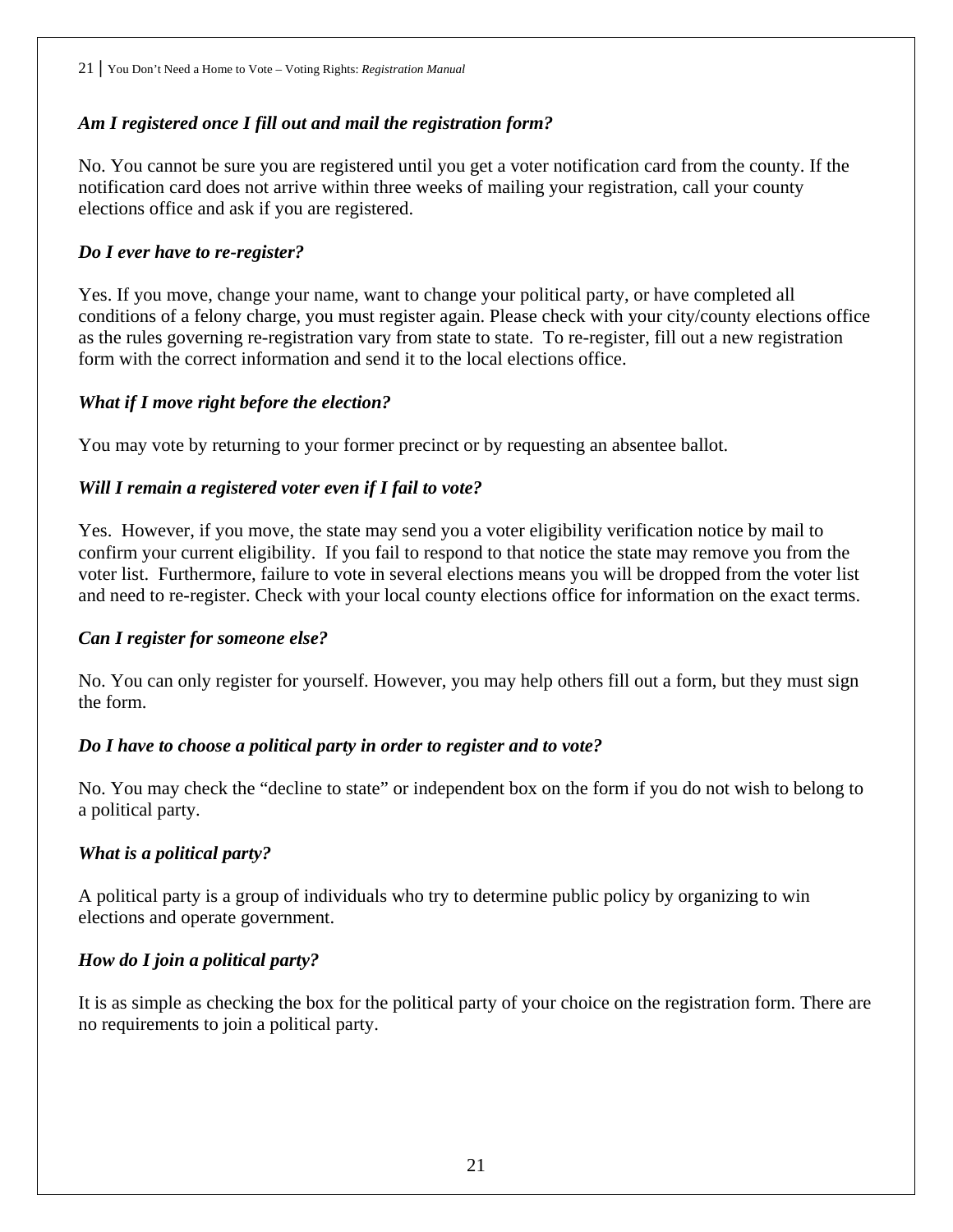***Am I registered once I fill out and mail the registration form?***

No. You cannot be sure you are registered until you get a voter notification card from the county. If the notification card does not arrive within three weeks of mailing your registration, call your county elections office and ask if you are registered.

***Do I ever have to re-register?***

Yes. If you move, change your name, want to change your political party, or have completed all conditions of a felony charge, you must register again. Please check with your city/county elections office as the rules governing re-registration vary from state to state. To re-register, fill out a new registration form with the correct information and send it to the local elections office.

***What if I move right before the election?***

You may vote by returning to your former precinct or by requesting an absentee ballot.

***Will I remain a registered voter even if I fail to vote?***

Yes. However, if you move, the state may send you a voter eligibility verification notice by mail to confirm your current eligibility. If you fail to respond to that notice the state may remove you from the voter list. Furthermore, failure to vote in several elections means you will be dropped from the voter list and need to re-register. Check with your local county elections office for information on the exact terms.

***Can I register for someone else?***

No. You can only register for yourself. However, you may help others fill out a form, but they must sign the form.

***Do I have to choose a political party in order to register and to vote?***

No. You may check the "decline to state" or independent box on the form if you do not wish to belong to a political party.

***What is a political party?***

A political party is a group of individuals who try to determine public policy by organizing to win elections and operate government.

***How do I join a political party?***

It is as simple as checking the box for the political party of your choice on the registration form. There are no requirements to join a political party.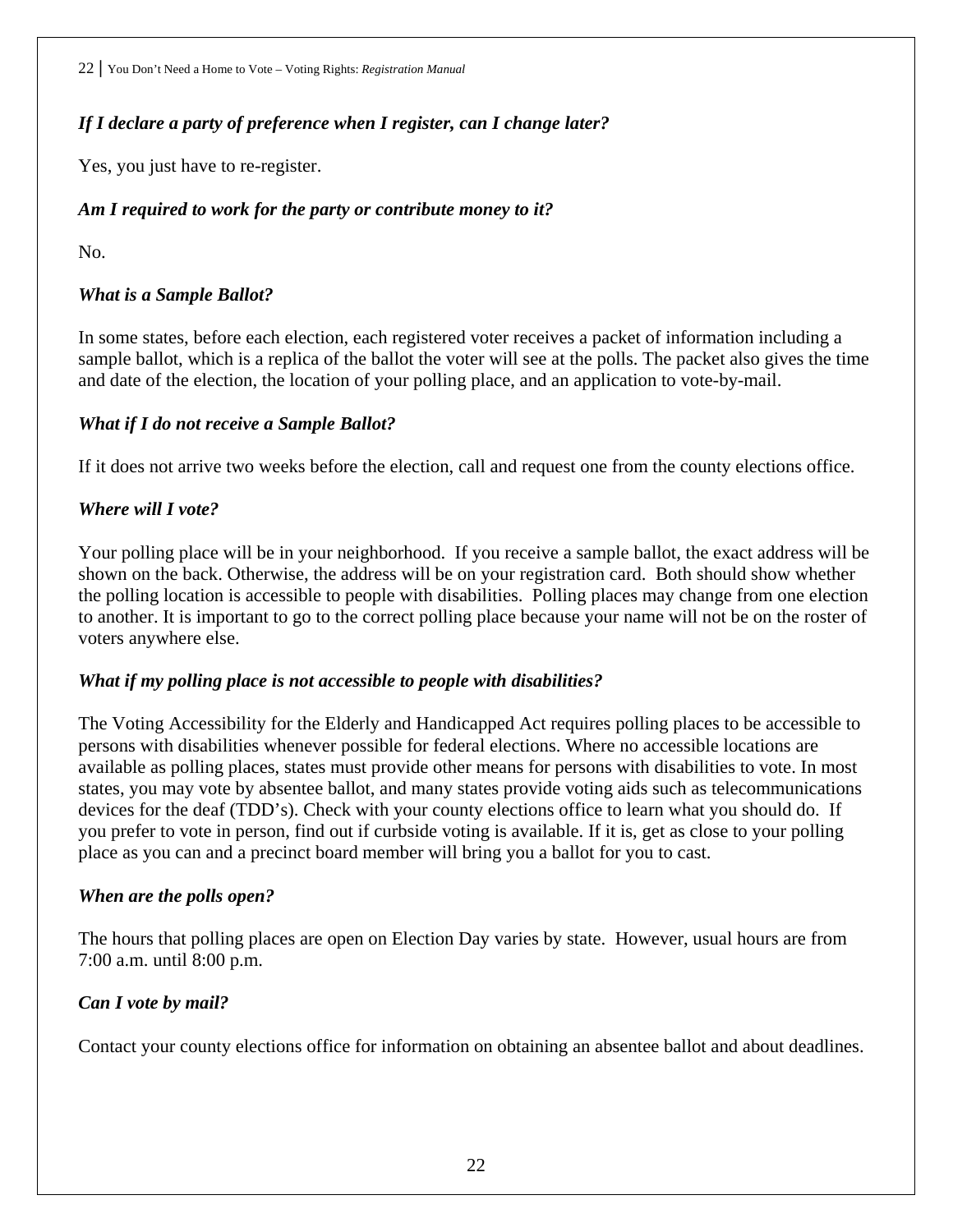***If I declare a party of preference when I register, can I change later?***

Yes, you just have to re-register.

***Am I required to work for the party or contribute money to it?***

No.

***What is a Sample Ballot?***

In some states, before each election, each registered voter receives a packet of information including a sample ballot, which is a replica of the ballot the voter will see at the polls. The packet also gives the time and date of the election, the location of your polling place, and an application to vote-by-mail.

***What if I do not receive a Sample Ballot?***

If it does not arrive two weeks before the election, call and request one from the county elections office.

***Where will I vote?***

Your polling place will be in your neighborhood. If you receive a sample ballot, the exact address will be shown on the back. Otherwise, the address will be on your registration card. Both should show whether the polling location is accessible to people with disabilities. Polling places may change from one election to another. It is important to go to the correct polling place because your name will not be on the roster of voters anywhere else.

***What if my polling place is not accessible to people with disabilities?***

The Voting Accessibility for the Elderly and Handicapped Act requires polling places to be accessible to persons with disabilities whenever possible for federal elections. Where no accessible locations are available as polling places, states must provide other means for persons with disabilities to vote. In most states, you may vote by absentee ballot, and many states provide voting aids such as telecommunications devices for the deaf (TDD's). Check with your county elections office to learn what you should do. If you prefer to vote in person, find out if curbside voting is available. If it is, get as close to your polling place as you can and a precinct board member will bring you a ballot for you to cast.

***When are the polls open?***

The hours that polling places are open on Election Day varies by state. However, usual hours are from 7:00 a.m. until 8:00 p.m.

***Can I vote by mail?***

Contact your county elections office for information on obtaining an absentee ballot and about deadlines.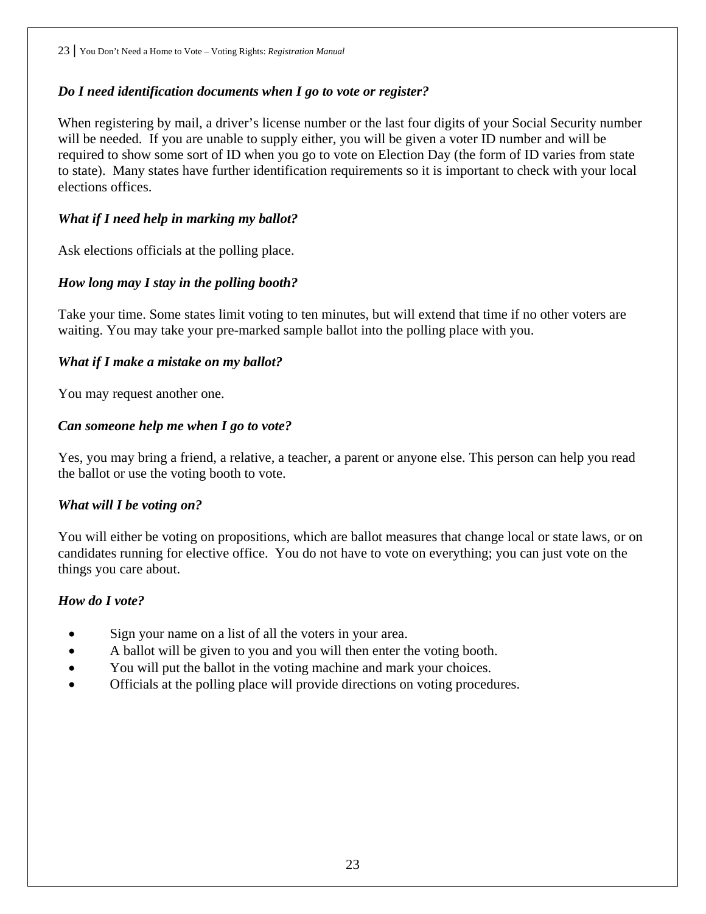***Do I need identification documents when I go to vote or register?***

When registering by mail, a driver's license number or the last four digits of your Social Security number will be needed. If you are unable to supply either, you will be given a voter ID number and will be required to show some sort of ID when you go to vote on Election Day (the form of ID varies from state to state). Many states have further identification requirements so it is important to check with your local elections offices.

***What if I need help in marking my ballot?***

Ask elections officials at the polling place.

***How long may I stay in the polling booth?***

Take your time. Some states limit voting to ten minutes, but will extend that time if no other voters are waiting. You may take your pre-marked sample ballot into the polling place with you.

***What if I make a mistake on my ballot?***

You may request another one.

***Can someone help me when I go to vote?***

Yes, you may bring a friend, a relative, a teacher, a parent or anyone else. This person can help you read the ballot or use the voting booth to vote.

***What will I be voting on?***

You will either be voting on propositions, which are ballot measures that change local or state laws, or on candidates running for elective office. You do not have to vote on everything; you can just vote on the things you care about.

***How do I vote?***

- Sign your name on a list of all the voters in your area.
- A ballot will be given to you and you will then enter the voting booth.
- You will put the ballot in the voting machine and mark your choices.
- Officials at the polling place will provide directions on voting procedures.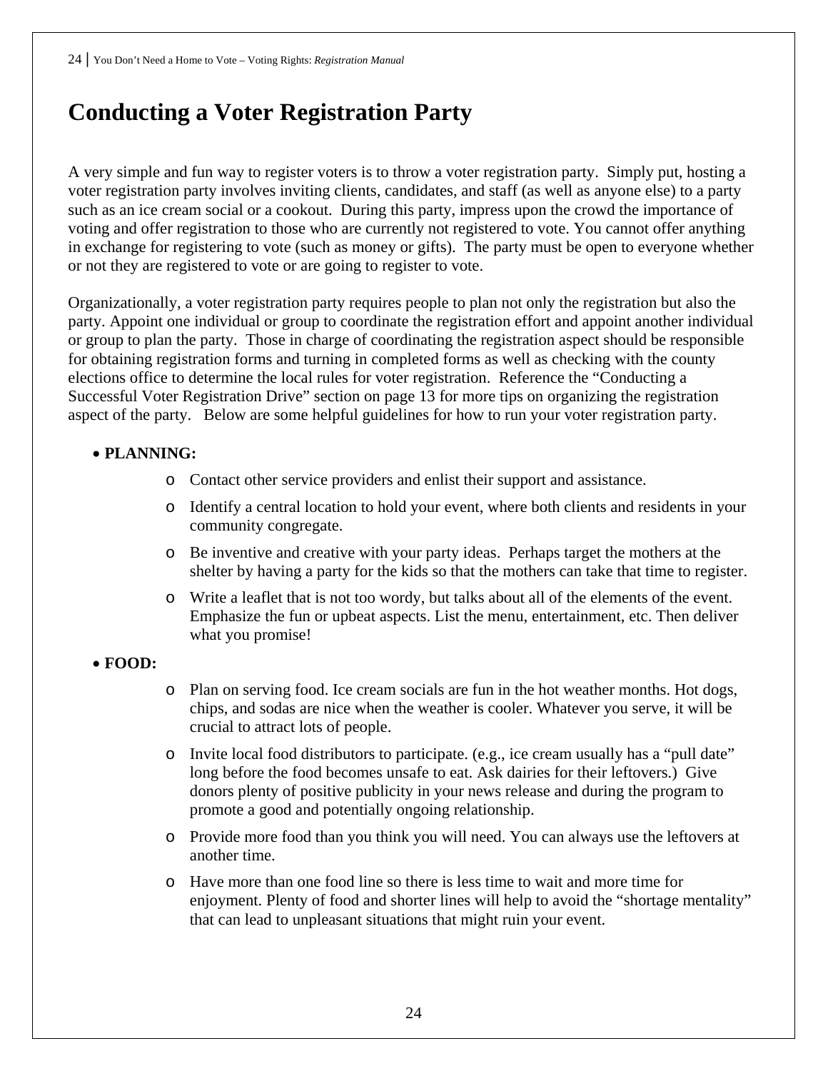# Conducting a Voter Registration Party

A very simple and fun way to register voters is to throw a voter registration party. Simply put, hosting a voter registration party involves inviting clients, candidates, and staff (as well as anyone else) to a party such as an ice cream social or a cookout. During this party, impress upon the crowd the importance of voting and offer registration to those who are currently not registered to vote. You cannot offer anything in exchange for registering to vote (such as money or gifts). The party must be open to everyone whether or not they are registered to vote or are going to register to vote.

Organizationally, a voter registration party requires people to plan not only the registration but also the party. Appoint one individual or group to coordinate the registration effort and appoint another individual or group to plan the party. Those in charge of coordinating the registration aspect should be responsible for obtaining registration forms and turning in completed forms as well as checking with the county elections office to determine the local rules for voter registration. Reference the "Conducting a Successful Voter Registration Drive" section on page 13 for more tips on organizing the registration aspect of the party. Below are some helpful guidelines for how to run your voter registration party.

- **PLANNING:**
  - Contact other service providers and enlist their support and assistance.
  - Identify a central location to hold your event, where both clients and residents in your community congregate.
  - Be inventive and creative with your party ideas. Perhaps target the mothers at the shelter by having a party for the kids so that the mothers can take that time to register.
  - Write a leaflet that is not too wordy, but talks about all of the elements of the event. Emphasize the fun or upbeat aspects. List the menu, entertainment, etc. Then deliver what you promise!
- **FOOD:**
  - Plan on serving food. Ice cream socials are fun in the hot weather months. Hot dogs, chips, and sodas are nice when the weather is cooler. Whatever you serve, it will be crucial to attract lots of people.
  - Invite local food distributors to participate. (e.g., ice cream usually has a "pull date" long before the food becomes unsafe to eat. Ask dairies for their leftovers.) Give donors plenty of positive publicity in your news release and during the program to promote a good and potentially ongoing relationship.
  - Provide more food than you think you will need. You can always use the leftovers at another time.
  - Have more than one food line so there is less time to wait and more time for enjoyment. Plenty of food and shorter lines will help to avoid the "shortage mentality" that can lead to unpleasant situations that might ruin your event.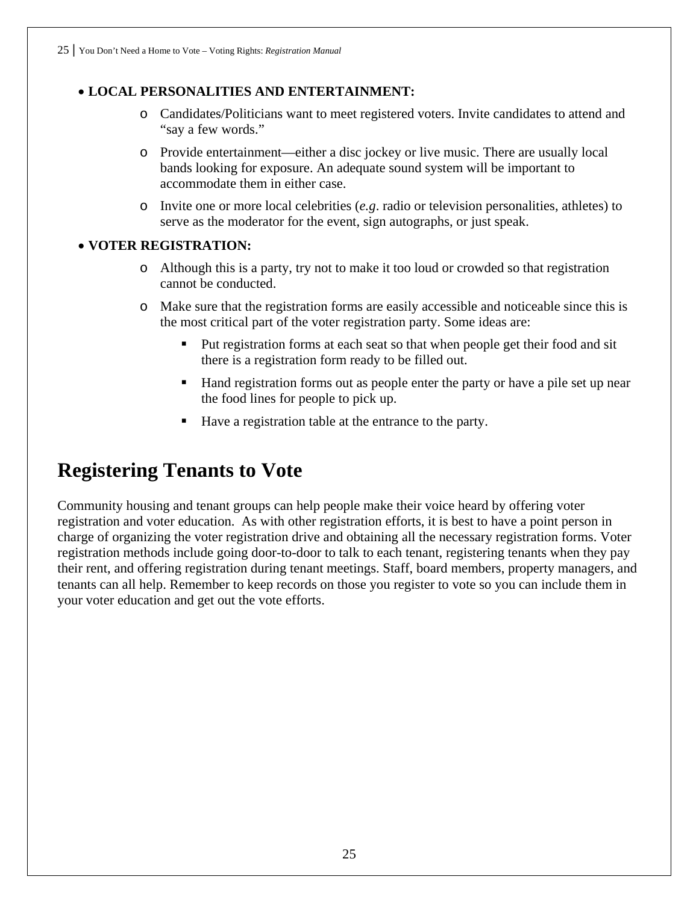- **LOCAL PERSONALITIES AND ENTERTAINMENT:**
    - Candidates/Politicians want to meet registered voters. Invite candidates to attend and "say a few words."
    - Provide entertainment—either a disc jockey or live music. There are usually local bands looking for exposure. An adequate sound system will be important to accommodate them in either case.
    - Invite one or more local celebrities (*e.g*. radio or television personalities, athletes) to serve as the moderator for the event, sign autographs, or just speak.
- **VOTER REGISTRATION:**
    - Although this is a party, try not to make it too loud or crowded so that registration cannot be conducted.
    - Make sure that the registration forms are easily accessible and noticeable since this is the most critical part of the voter registration party. Some ideas are:
        - Put registration forms at each seat so that when people get their food and sit there is a registration form ready to be filled out.
        - Hand registration forms out as people enter the party or have a pile set up near the food lines for people to pick up.
        - Have a registration table at the entrance to the party.

# Registering Tenants to Vote

Community housing and tenant groups can help people make their voice heard by offering voter registration and voter education. As with other registration efforts, it is best to have a point person in charge of organizing the voter registration drive and obtaining all the necessary registration forms. Voter registration methods include going door-to-door to talk to each tenant, registering tenants when they pay their rent, and offering registration during tenant meetings. Staff, board members, property managers, and tenants can all help. Remember to keep records on those you register to vote so you can include them in your voter education and get out the vote efforts.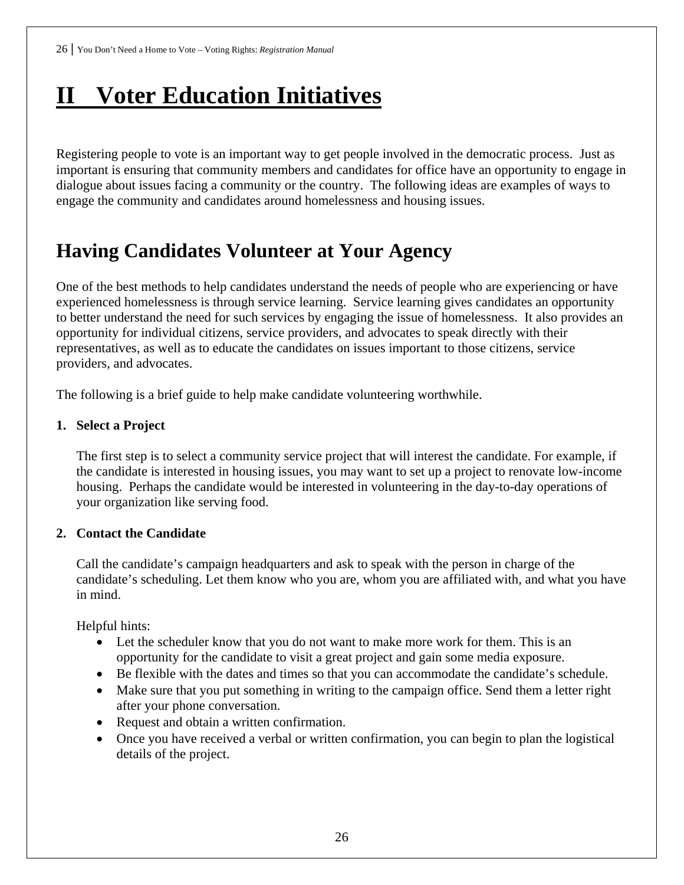# II Voter Education Initiatives

Registering people to vote is an important way to get people involved in the democratic process. Just as important is ensuring that community members and candidates for office have an opportunity to engage in dialogue about issues facing a community or the country. The following ideas are examples of ways to engage the community and candidates around homelessness and housing issues.

## Having Candidates Volunteer at Your Agency

One of the best methods to help candidates understand the needs of people who are experiencing or have experienced homelessness is through service learning. Service learning gives candidates an opportunity to better understand the need for such services by engaging the issue of homelessness. It also provides an opportunity for individual citizens, service providers, and advocates to speak directly with their representatives, as well as to educate the candidates on issues important to those citizens, service providers, and advocates.

The following is a brief guide to help make candidate volunteering worthwhile.

**1. Select a Project**

The first step is to select a community service project that will interest the candidate. For example, if the candidate is interested in housing issues, you may want to set up a project to renovate low-income housing. Perhaps the candidate would be interested in volunteering in the day-to-day operations of your organization like serving food.

**2. Contact the Candidate**

Call the candidate's campaign headquarters and ask to speak with the person in charge of the candidate's scheduling. Let them know who you are, whom you are affiliated with, and what you have in mind.

Helpful hints:

- Let the scheduler know that you do not want to make more work for them. This is an opportunity for the candidate to visit a great project and gain some media exposure.
- Be flexible with the dates and times so that you can accommodate the candidate's schedule.
- Make sure that you put something in writing to the campaign office. Send them a letter right after your phone conversation.
- Request and obtain a written confirmation.
- Once you have received a verbal or written confirmation, you can begin to plan the logistical details of the project.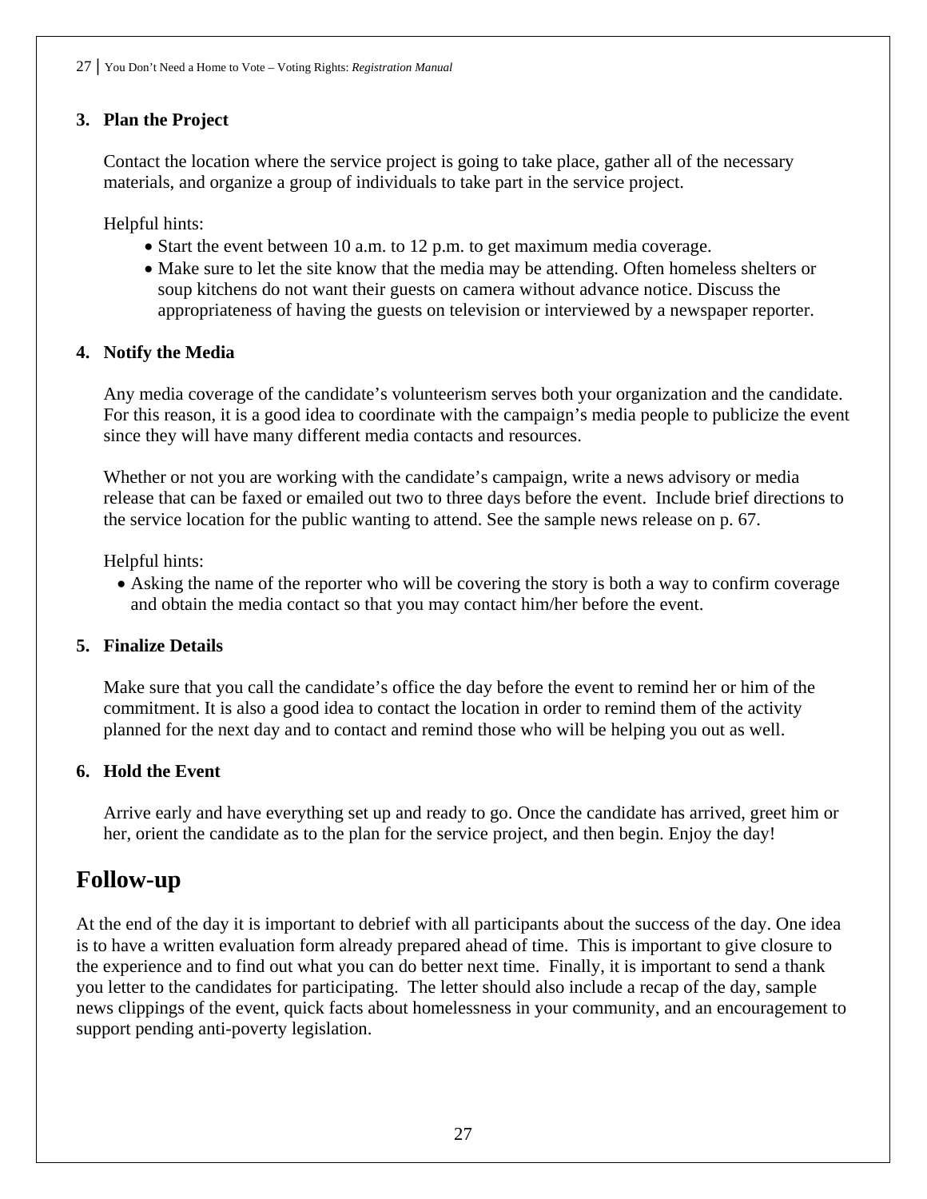3. **Plan the Project**

   Contact the location where the service project is going to take place, gather all of the necessary materials, and organize a group of individuals to take part in the service project.

   Helpful hints:
   - Start the event between 10 a.m. to 12 p.m. to get maximum media coverage.
   - Make sure to let the site know that the media may be attending. Often homeless shelters or soup kitchens do not want their guests on camera without advance notice. Discuss the appropriateness of having the guests on television or interviewed by a newspaper reporter.

4. **Notify the Media**

   Any media coverage of the candidate's volunteerism serves both your organization and the candidate. For this reason, it is a good idea to coordinate with the campaign's media people to publicize the event since they will have many different media contacts and resources.

   Whether or not you are working with the candidate's campaign, write a news advisory or media release that can be faxed or emailed out two to three days before the event. Include brief directions to the service location for the public wanting to attend. See the sample news release on p. 67.

   Helpful hints:
   - Asking the name of the reporter who will be covering the story is both a way to confirm coverage and obtain the media contact so that you may contact him/her before the event.

5. **Finalize Details**

   Make sure that you call the candidate's office the day before the event to remind her or him of the commitment. It is also a good idea to contact the location in order to remind them of the activity planned for the next day and to contact and remind those who will be helping you out as well.

6. **Hold the Event**

   Arrive early and have everything set up and ready to go. Once the candidate has arrived, greet him or her, orient the candidate as to the plan for the service project, and then begin. Enjoy the day!

## Follow-up

At the end of the day it is important to debrief with all participants about the success of the day. One idea is to have a written evaluation form already prepared ahead of time. This is important to give closure to the experience and to find out what you can do better next time. Finally, it is important to send a thank you letter to the candidates for participating. The letter should also include a recap of the day, sample news clippings of the event, quick facts about homelessness in your community, and an encouragement to support pending anti-poverty legislation.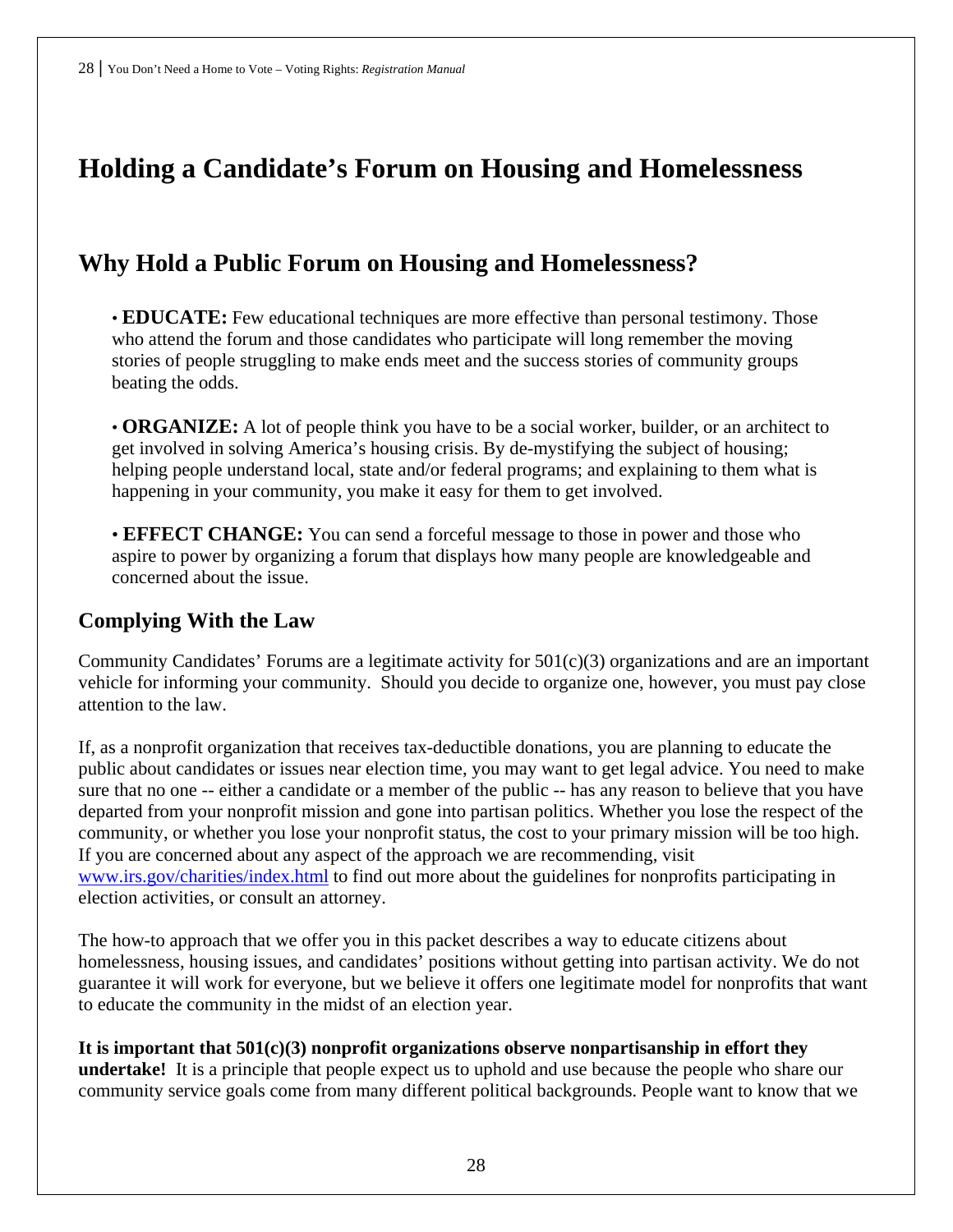# Holding a Candidate's Forum on Housing and Homelessness

## Why Hold a Public Forum on Housing and Homelessness?

• **EDUCATE:** Few educational techniques are more effective than personal testimony. Those who attend the forum and those candidates who participate will long remember the moving stories of people struggling to make ends meet and the success stories of community groups beating the odds.

• **ORGANIZE:** A lot of people think you have to be a social worker, builder, or an architect to get involved in solving America's housing crisis. By de-mystifying the subject of housing; helping people understand local, state and/or federal programs; and explaining to them what is happening in your community, you make it easy for them to get involved.

• **EFFECT CHANGE:** You can send a forceful message to those in power and those who aspire to power by organizing a forum that displays how many people are knowledgeable and concerned about the issue.

### Complying With the Law

Community Candidates' Forums are a legitimate activity for 501(c)(3) organizations and are an important vehicle for informing your community. Should you decide to organize one, however, you must pay close attention to the law.

If, as a nonprofit organization that receives tax-deductible donations, you are planning to educate the public about candidates or issues near election time, you may want to get legal advice. You need to make sure that no one -- either a candidate or a member of the public -- has any reason to believe that you have departed from your nonprofit mission and gone into partisan politics. Whether you lose the respect of the community, or whether you lose your nonprofit status, the cost to your primary mission will be too high. If you are concerned about any aspect of the approach we are recommending, visit [www.irs.gov/charities/index.html](www.irs.gov/charities/index.html) to find out more about the guidelines for nonprofits participating in election activities, or consult an attorney.

The how-to approach that we offer you in this packet describes a way to educate citizens about homelessness, housing issues, and candidates' positions without getting into partisan activity. We do not guarantee it will work for everyone, but we believe it offers one legitimate model for nonprofits that want to educate the community in the midst of an election year.

**It is important that 501(c)(3) nonprofit organizations observe nonpartisanship in effort they undertake!** It is a principle that people expect us to uphold and use because the people who share our community service goals come from many different political backgrounds. People want to know that we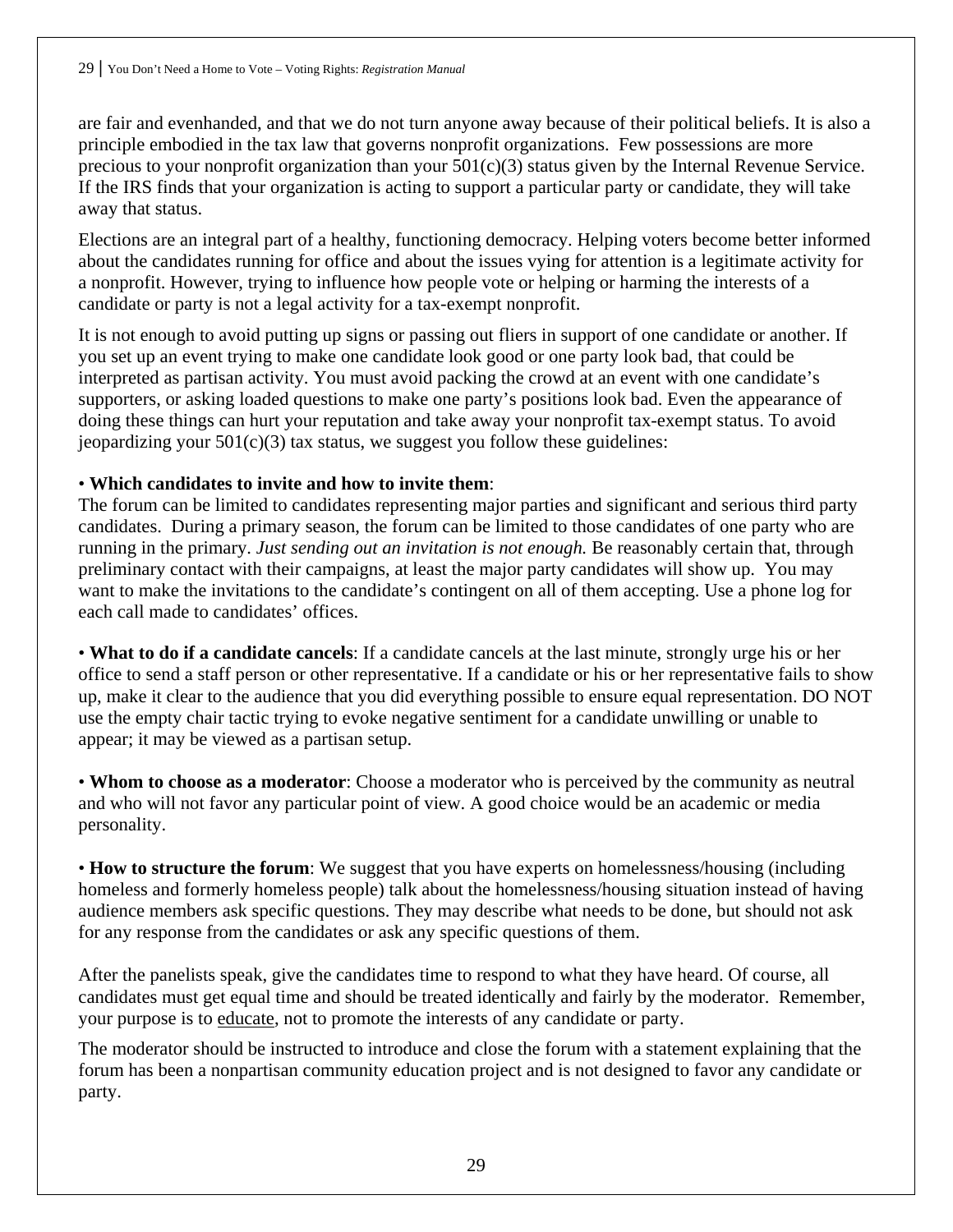are fair and evenhanded, and that we do not turn anyone away because of their political beliefs. It is also a principle embodied in the tax law that governs nonprofit organizations. Few possessions are more precious to your nonprofit organization than your 501(c)(3) status given by the Internal Revenue Service. If the IRS finds that your organization is acting to support a particular party or candidate, they will take away that status.

Elections are an integral part of a healthy, functioning democracy. Helping voters become better informed about the candidates running for office and about the issues vying for attention is a legitimate activity for a nonprofit. However, trying to influence how people vote or helping or harming the interests of a candidate or party is not a legal activity for a tax-exempt nonprofit.

It is not enough to avoid putting up signs or passing out fliers in support of one candidate or another. If you set up an event trying to make one candidate look good or one party look bad, that could be interpreted as partisan activity. You must avoid packing the crowd at an event with one candidate's supporters, or asking loaded questions to make one party's positions look bad. Even the appearance of doing these things can hurt your reputation and take away your nonprofit tax-exempt status. To avoid jeopardizing your 501(c)(3) tax status, we suggest you follow these guidelines:

• **Which candidates to invite and how to invite them**:
The forum can be limited to candidates representing major parties and significant and serious third party candidates. During a primary season, the forum can be limited to those candidates of one party who are running in the primary. *Just sending out an invitation is not enough.* Be reasonably certain that, through preliminary contact with their campaigns, at least the major party candidates will show up. You may want to make the invitations to the candidate's contingent on all of them accepting. Use a phone log for each call made to candidates' offices.

• **What to do if a candidate cancels**: If a candidate cancels at the last minute, strongly urge his or her office to send a staff person or other representative. If a candidate or his or her representative fails to show up, make it clear to the audience that you did everything possible to ensure equal representation. DO NOT use the empty chair tactic trying to evoke negative sentiment for a candidate unwilling or unable to appear; it may be viewed as a partisan setup.

• **Whom to choose as a moderator**: Choose a moderator who is perceived by the community as neutral and who will not favor any particular point of view. A good choice would be an academic or media personality.

• **How to structure the forum**: We suggest that you have experts on homelessness/housing (including homeless and formerly homeless people) talk about the homelessness/housing situation instead of having audience members ask specific questions. They may describe what needs to be done, but should not ask for any response from the candidates or ask any specific questions of them.

After the panelists speak, give the candidates time to respond to what they have heard. Of course, all candidates must get equal time and should be treated identically and fairly by the moderator. Remember, your purpose is to educate, not to promote the interests of any candidate or party.

The moderator should be instructed to introduce and close the forum with a statement explaining that the forum has been a nonpartisan community education project and is not designed to favor any candidate or party.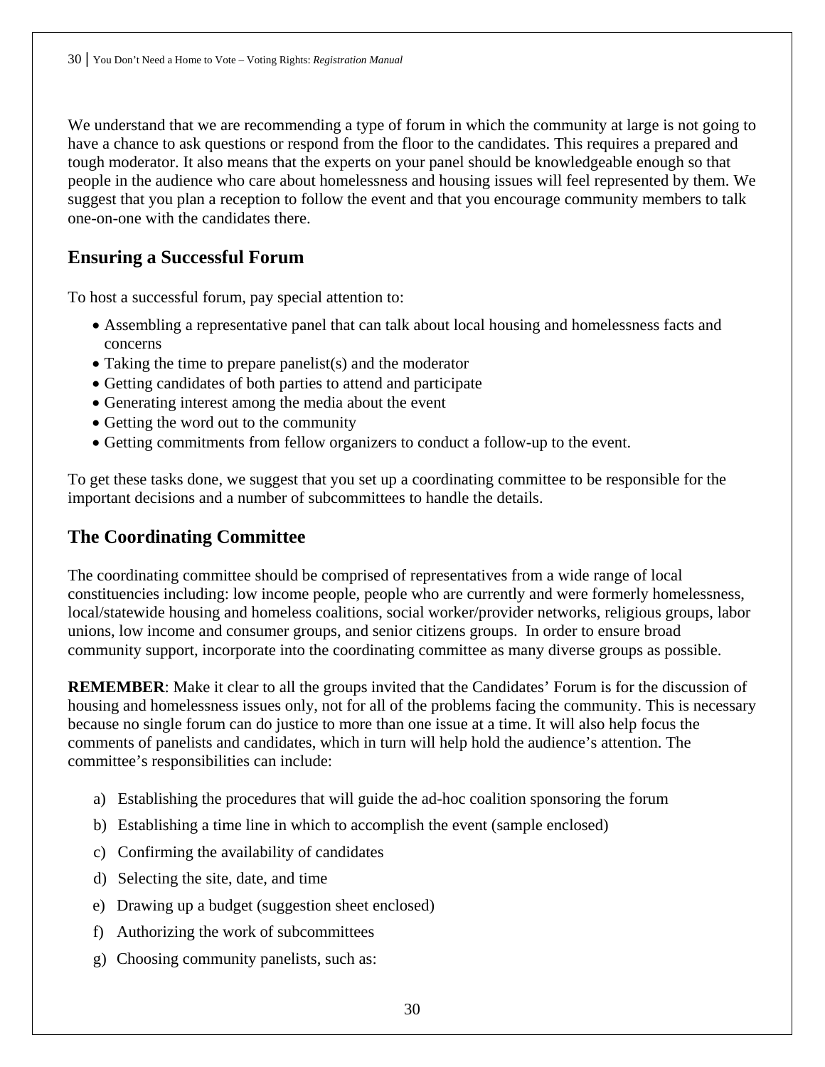We understand that we are recommending a type of forum in which the community at large is not going to have a chance to ask questions or respond from the floor to the candidates. This requires a prepared and tough moderator. It also means that the experts on your panel should be knowledgeable enough so that people in the audience who care about homelessness and housing issues will feel represented by them. We suggest that you plan a reception to follow the event and that you encourage community members to talk one-on-one with the candidates there.

## Ensuring a Successful Forum

To host a successful forum, pay special attention to:

- Assembling a representative panel that can talk about local housing and homelessness facts and concerns
- Taking the time to prepare panelist(s) and the moderator
- Getting candidates of both parties to attend and participate
- Generating interest among the media about the event
- Getting the word out to the community
- Getting commitments from fellow organizers to conduct a follow-up to the event.

To get these tasks done, we suggest that you set up a coordinating committee to be responsible for the important decisions and a number of subcommittees to handle the details.

## The Coordinating Committee

The coordinating committee should be comprised of representatives from a wide range of local constituencies including: low income people, people who are currently and were formerly homelessness, local/statewide housing and homeless coalitions, social worker/provider networks, religious groups, labor unions, low income and consumer groups, and senior citizens groups. In order to ensure broad community support, incorporate into the coordinating committee as many diverse groups as possible.

**REMEMBER**: Make it clear to all the groups invited that the Candidates' Forum is for the discussion of housing and homelessness issues only, not for all of the problems facing the community. This is necessary because no single forum can do justice to more than one issue at a time. It will also help focus the comments of panelists and candidates, which in turn will help hold the audience's attention. The committee's responsibilities can include:

a) Establishing the procedures that will guide the ad-hoc coalition sponsoring the forum
b) Establishing a time line in which to accomplish the event (sample enclosed)
c) Confirming the availability of candidates
d) Selecting the site, date, and time
e) Drawing up a budget (suggestion sheet enclosed)
f) Authorizing the work of subcommittees
g) Choosing community panelists, such as: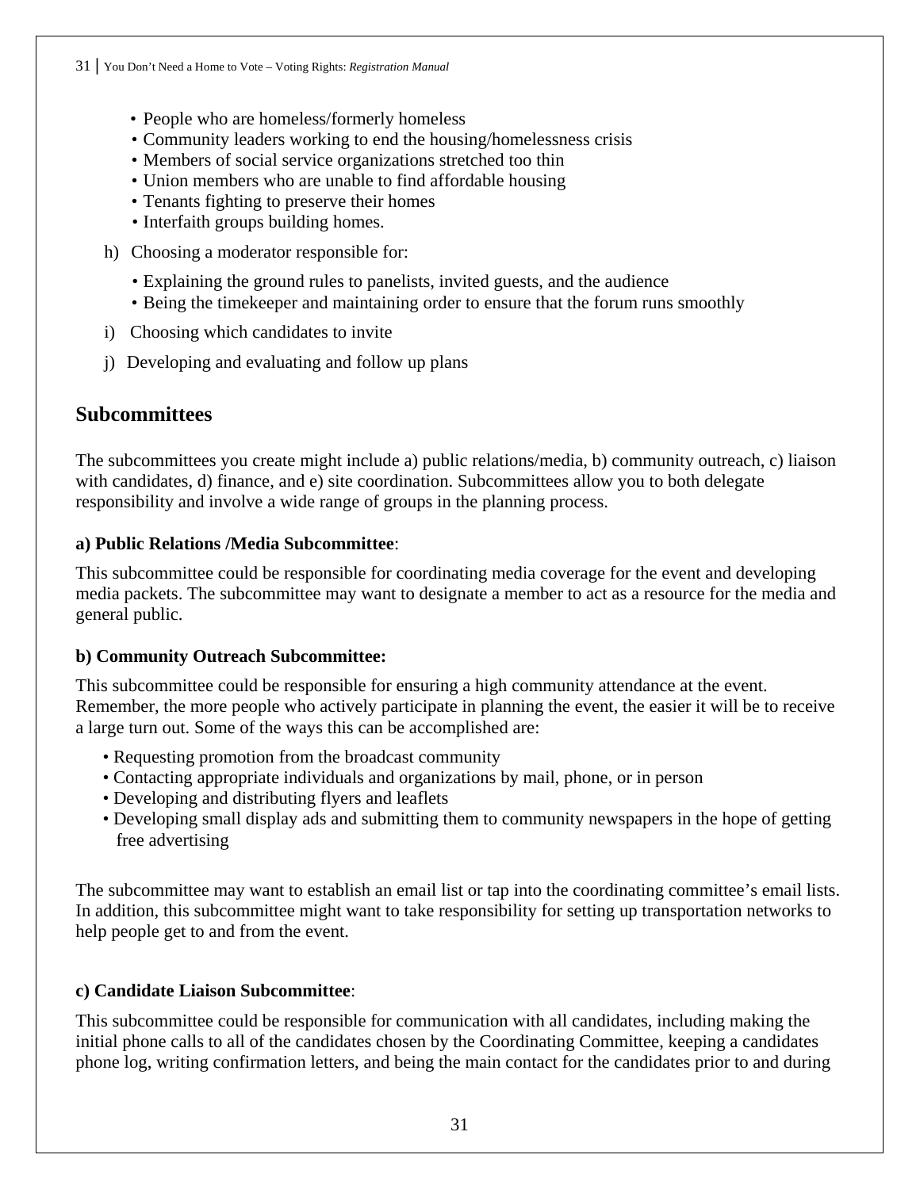- People who are homeless/formerly homeless
- Community leaders working to end the housing/homelessness crisis
- Members of social service organizations stretched too thin
- Union members who are unable to find affordable housing
- Tenants fighting to preserve their homes
- Interfaith groups building homes.

h) Choosing a moderator responsible for:

- Explaining the ground rules to panelists, invited guests, and the audience
- Being the timekeeper and maintaining order to ensure that the forum runs smoothly

i) Choosing which candidates to invite

j) Developing and evaluating and follow up plans

## Subcommittees

The subcommittees you create might include a) public relations/media, b) community outreach, c) liaison with candidates, d) finance, and e) site coordination. Subcommittees allow you to both delegate responsibility and involve a wide range of groups in the planning process.

**a) Public Relations /Media Subcommittee**:

This subcommittee could be responsible for coordinating media coverage for the event and developing media packets. The subcommittee may want to designate a member to act as a resource for the media and general public.

**b) Community Outreach Subcommittee:**

This subcommittee could be responsible for ensuring a high community attendance at the event. Remember, the more people who actively participate in planning the event, the easier it will be to receive a large turn out. Some of the ways this can be accomplished are:

- Requesting promotion from the broadcast community
- Contacting appropriate individuals and organizations by mail, phone, or in person
- Developing and distributing flyers and leaflets
- Developing small display ads and submitting them to community newspapers in the hope of getting free advertising

The subcommittee may want to establish an email list or tap into the coordinating committee's email lists. In addition, this subcommittee might want to take responsibility for setting up transportation networks to help people get to and from the event.

**c) Candidate Liaison Subcommittee**:

This subcommittee could be responsible for communication with all candidates, including making the initial phone calls to all of the candidates chosen by the Coordinating Committee, keeping a candidates phone log, writing confirmation letters, and being the main contact for the candidates prior to and during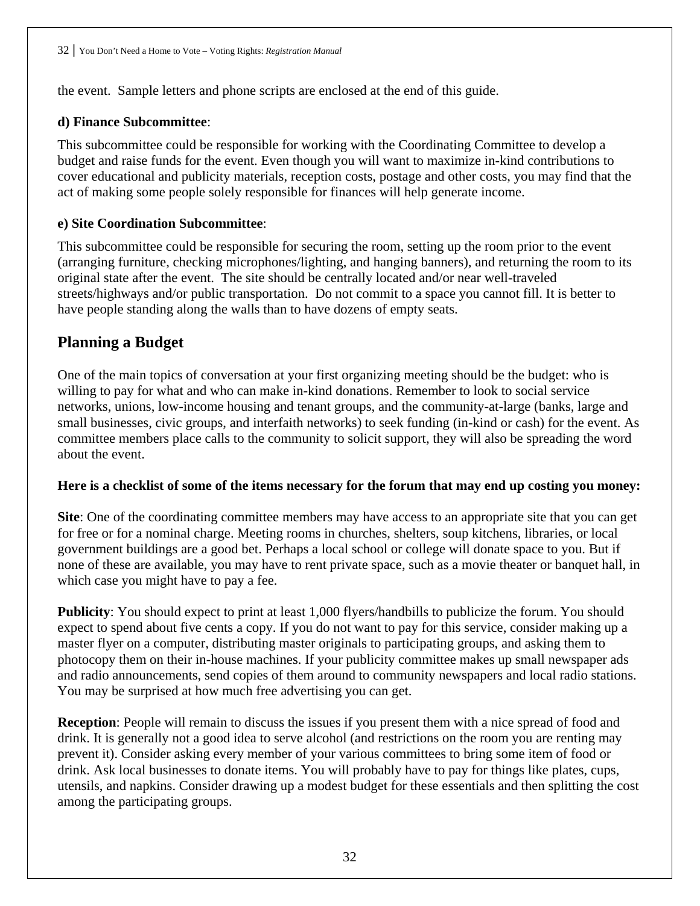the event.  Sample letters and phone scripts are enclosed at the end of this guide.

**d) Finance Subcommittee**:

This subcommittee could be responsible for working with the Coordinating Committee to develop a budget and raise funds for the event. Even though you will want to maximize in-kind contributions to cover educational and publicity materials, reception costs, postage and other costs, you may find that the act of making some people solely responsible for finances will help generate income.

**e) Site Coordination Subcommittee**:

This subcommittee could be responsible for securing the room, setting up the room prior to the event (arranging furniture, checking microphones/lighting, and hanging banners), and returning the room to its original state after the event.  The site should be centrally located and/or near well-traveled streets/highways and/or public transportation.  Do not commit to a space you cannot fill. It is better to have people standing along the walls than to have dozens of empty seats.

## Planning a Budget

One of the main topics of conversation at your first organizing meeting should be the budget: who is willing to pay for what and who can make in-kind donations. Remember to look to social service networks, unions, low-income housing and tenant groups, and the community-at-large (banks, large and small businesses, civic groups, and interfaith networks) to seek funding (in-kind or cash) for the event. As committee members place calls to the community to solicit support, they will also be spreading the word about the event.

**Here is a checklist of some of the items necessary for the forum that may end up costing you money:**

**Site**: One of the coordinating committee members may have access to an appropriate site that you can get for free or for a nominal charge. Meeting rooms in churches, shelters, soup kitchens, libraries, or local government buildings are a good bet. Perhaps a local school or college will donate space to you. But if none of these are available, you may have to rent private space, such as a movie theater or banquet hall, in which case you might have to pay a fee.

**Publicity**: You should expect to print at least 1,000 flyers/handbills to publicize the forum. You should expect to spend about five cents a copy. If you do not want to pay for this service, consider making up a master flyer on a computer, distributing master originals to participating groups, and asking them to photocopy them on their in-house machines. If your publicity committee makes up small newspaper ads and radio announcements, send copies of them around to community newspapers and local radio stations. You may be surprised at how much free advertising you can get.

**Reception**: People will remain to discuss the issues if you present them with a nice spread of food and drink. It is generally not a good idea to serve alcohol (and restrictions on the room you are renting may prevent it). Consider asking every member of your various committees to bring some item of food or drink. Ask local businesses to donate items. You will probably have to pay for things like plates, cups, utensils, and napkins. Consider drawing up a modest budget for these essentials and then splitting the cost among the participating groups.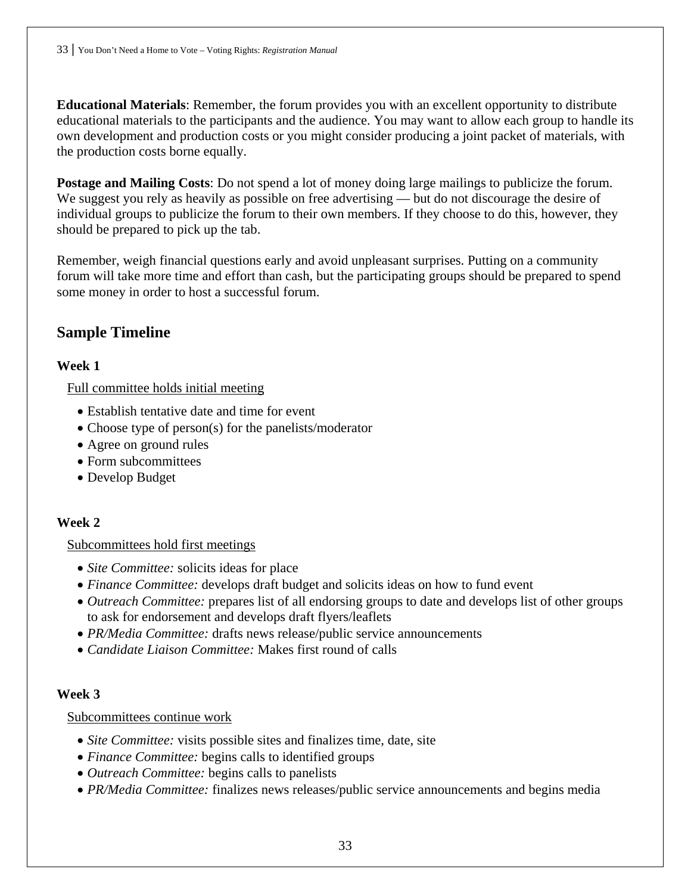**Educational Materials**: Remember, the forum provides you with an excellent opportunity to distribute educational materials to the participants and the audience. You may want to allow each group to handle its own development and production costs or you might consider producing a joint packet of materials, with the production costs borne equally.

**Postage and Mailing Costs**: Do not spend a lot of money doing large mailings to publicize the forum. We suggest you rely as heavily as possible on free advertising — but do not discourage the desire of individual groups to publicize the forum to their own members. If they choose to do this, however, they should be prepared to pick up the tab.

Remember, weigh financial questions early and avoid unpleasant surprises. Putting on a community forum will take more time and effort than cash, but the participating groups should be prepared to spend some money in order to host a successful forum.

## Sample Timeline

### Week 1

Full committee holds initial meeting

- Establish tentative date and time for event
- Choose type of person(s) for the panelists/moderator
- Agree on ground rules
- Form subcommittees
- Develop Budget

### Week 2

Subcommittees hold first meetings

- *Site Committee:* solicits ideas for place
- *Finance Committee:* develops draft budget and solicits ideas on how to fund event
- *Outreach Committee:* prepares list of all endorsing groups to date and develops list of other groups to ask for endorsement and develops draft flyers/leaflets
- *PR/Media Committee:* drafts news release/public service announcements
- *Candidate Liaison Committee:* Makes first round of calls

### Week 3

Subcommittees continue work

- *Site Committee:* visits possible sites and finalizes time, date, site
- *Finance Committee:* begins calls to identified groups
- *Outreach Committee:* begins calls to panelists
- *PR/Media Committee:* finalizes news releases/public service announcements and begins media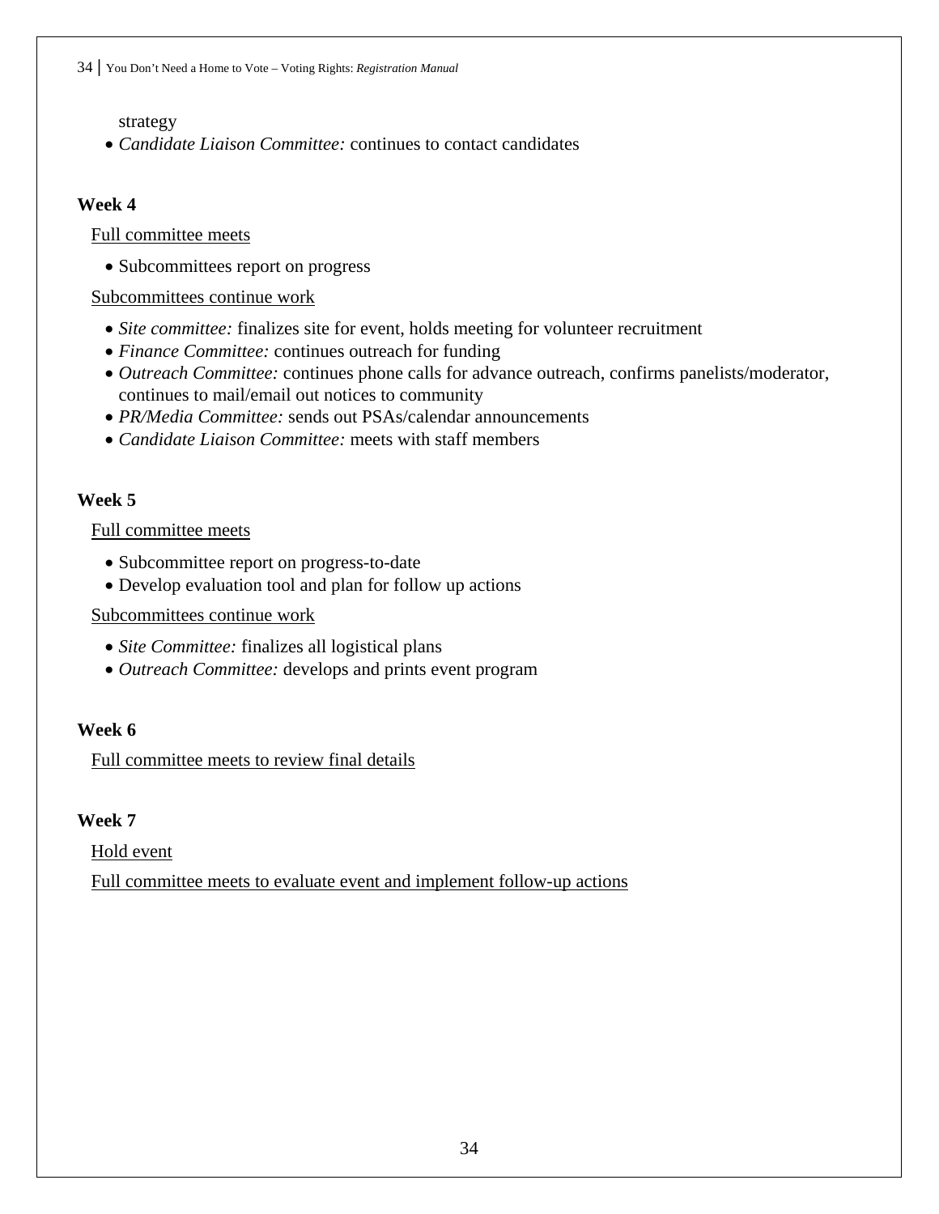strategy

- *Candidate Liaison Committee:* continues to contact candidates

**Week 4**

Full committee meets

- Subcommittees report on progress

Subcommittees continue work

- *Site committee:* finalizes site for event, holds meeting for volunteer recruitment
- *Finance Committee:* continues outreach for funding
- *Outreach Committee:* continues phone calls for advance outreach, confirms panelists/moderator, continues to mail/email out notices to community
- *PR/Media Committee:* sends out PSAs/calendar announcements
- *Candidate Liaison Committee:* meets with staff members

**Week 5**

Full committee meets

- Subcommittee report on progress-to-date
- Develop evaluation tool and plan for follow up actions

Subcommittees continue work

- *Site Committee:* finalizes all logistical plans
- *Outreach Committee:* develops and prints event program

**Week 6**

Full committee meets to review final details

**Week 7**

Hold event

Full committee meets to evaluate event and implement follow-up actions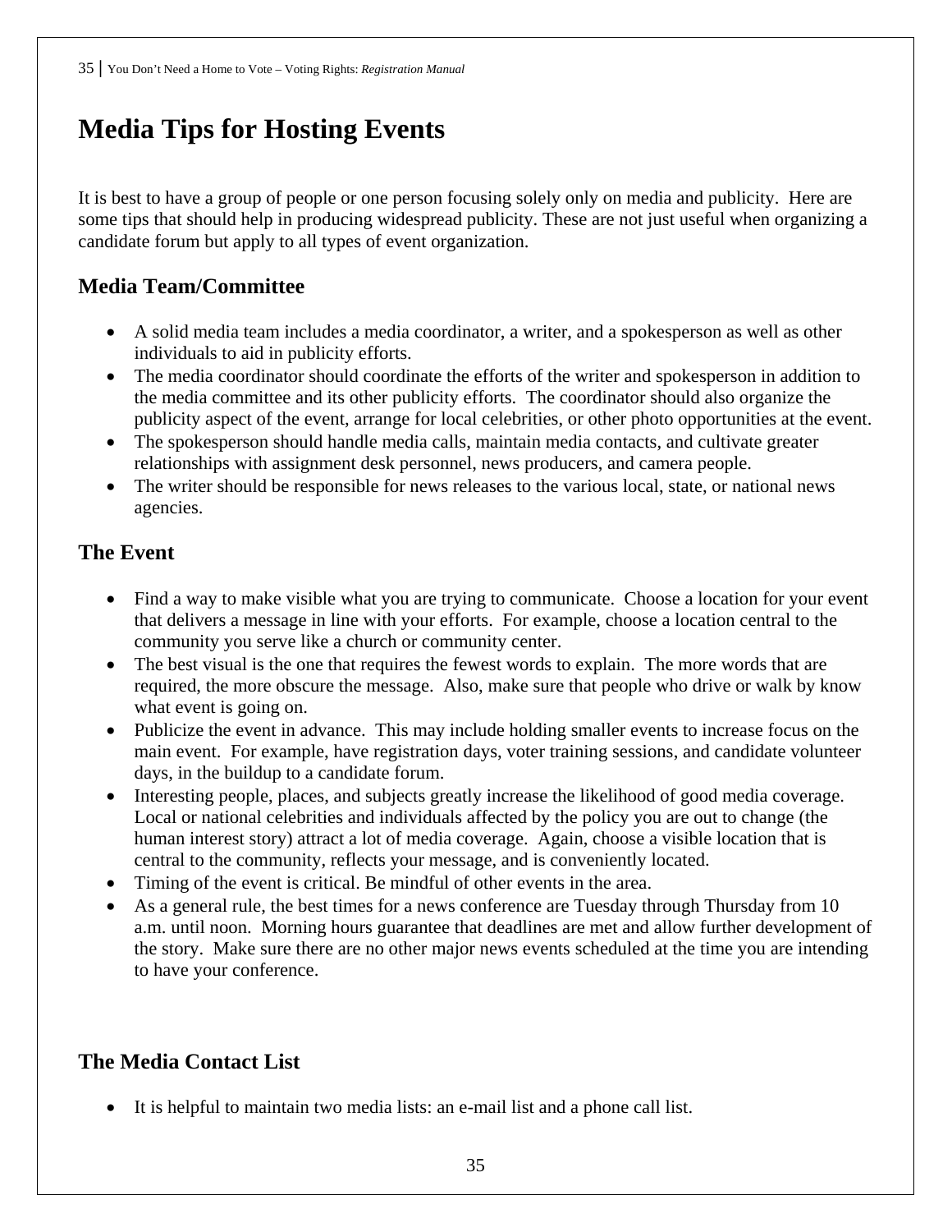# Media Tips for Hosting Events

It is best to have a group of people or one person focusing solely only on media and publicity. Here are some tips that should help in producing widespread publicity. These are not just useful when organizing a candidate forum but apply to all types of event organization.

## Media Team/Committee

- A solid media team includes a media coordinator, a writer, and a spokesperson as well as other individuals to aid in publicity efforts.
- The media coordinator should coordinate the efforts of the writer and spokesperson in addition to the media committee and its other publicity efforts. The coordinator should also organize the publicity aspect of the event, arrange for local celebrities, or other photo opportunities at the event.
- The spokesperson should handle media calls, maintain media contacts, and cultivate greater relationships with assignment desk personnel, news producers, and camera people.
- The writer should be responsible for news releases to the various local, state, or national news agencies.

## The Event

- Find a way to make visible what you are trying to communicate. Choose a location for your event that delivers a message in line with your efforts. For example, choose a location central to the community you serve like a church or community center.
- The best visual is the one that requires the fewest words to explain. The more words that are required, the more obscure the message. Also, make sure that people who drive or walk by know what event is going on.
- Publicize the event in advance. This may include holding smaller events to increase focus on the main event. For example, have registration days, voter training sessions, and candidate volunteer days, in the buildup to a candidate forum.
- Interesting people, places, and subjects greatly increase the likelihood of good media coverage. Local or national celebrities and individuals affected by the policy you are out to change (the human interest story) attract a lot of media coverage. Again, choose a visible location that is central to the community, reflects your message, and is conveniently located.
- Timing of the event is critical. Be mindful of other events in the area.
- As a general rule, the best times for a news conference are Tuesday through Thursday from 10 a.m. until noon. Morning hours guarantee that deadlines are met and allow further development of the story. Make sure there are no other major news events scheduled at the time you are intending to have your conference.

## The Media Contact List

- It is helpful to maintain two media lists: an e-mail list and a phone call list.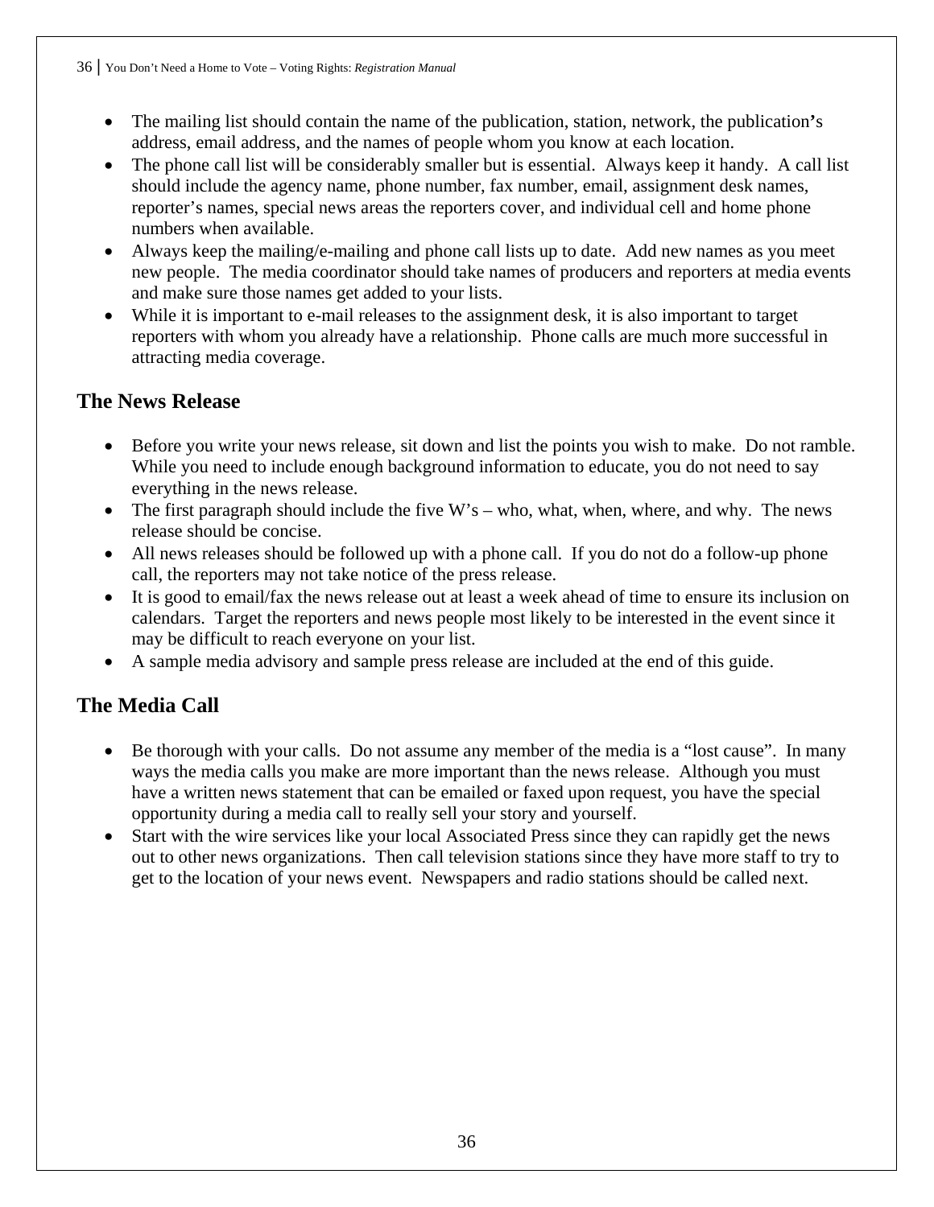- The mailing list should contain the name of the publication, station, network, the publication's address, email address, and the names of people whom you know at each location.
- The phone call list will be considerably smaller but is essential. Always keep it handy. A call list should include the agency name, phone number, fax number, email, assignment desk names, reporter's names, special news areas the reporters cover, and individual cell and home phone numbers when available.
- Always keep the mailing/e-mailing and phone call lists up to date. Add new names as you meet new people. The media coordinator should take names of producers and reporters at media events and make sure those names get added to your lists.
- While it is important to e-mail releases to the assignment desk, it is also important to target reporters with whom you already have a relationship. Phone calls are much more successful in attracting media coverage.

## The News Release

- Before you write your news release, sit down and list the points you wish to make. Do not ramble. While you need to include enough background information to educate, you do not need to say everything in the news release.
- The first paragraph should include the five W's – who, what, when, where, and why. The news release should be concise.
- All news releases should be followed up with a phone call. If you do not do a follow-up phone call, the reporters may not take notice of the press release.
- It is good to email/fax the news release out at least a week ahead of time to ensure its inclusion on calendars. Target the reporters and news people most likely to be interested in the event since it may be difficult to reach everyone on your list.
- A sample media advisory and sample press release are included at the end of this guide.

## The Media Call

- Be thorough with your calls. Do not assume any member of the media is a "lost cause". In many ways the media calls you make are more important than the news release. Although you must have a written news statement that can be emailed or faxed upon request, you have the special opportunity during a media call to really sell your story and yourself.
- Start with the wire services like your local Associated Press since they can rapidly get the news out to other news organizations. Then call television stations since they have more staff to try to get to the location of your news event. Newspapers and radio stations should be called next.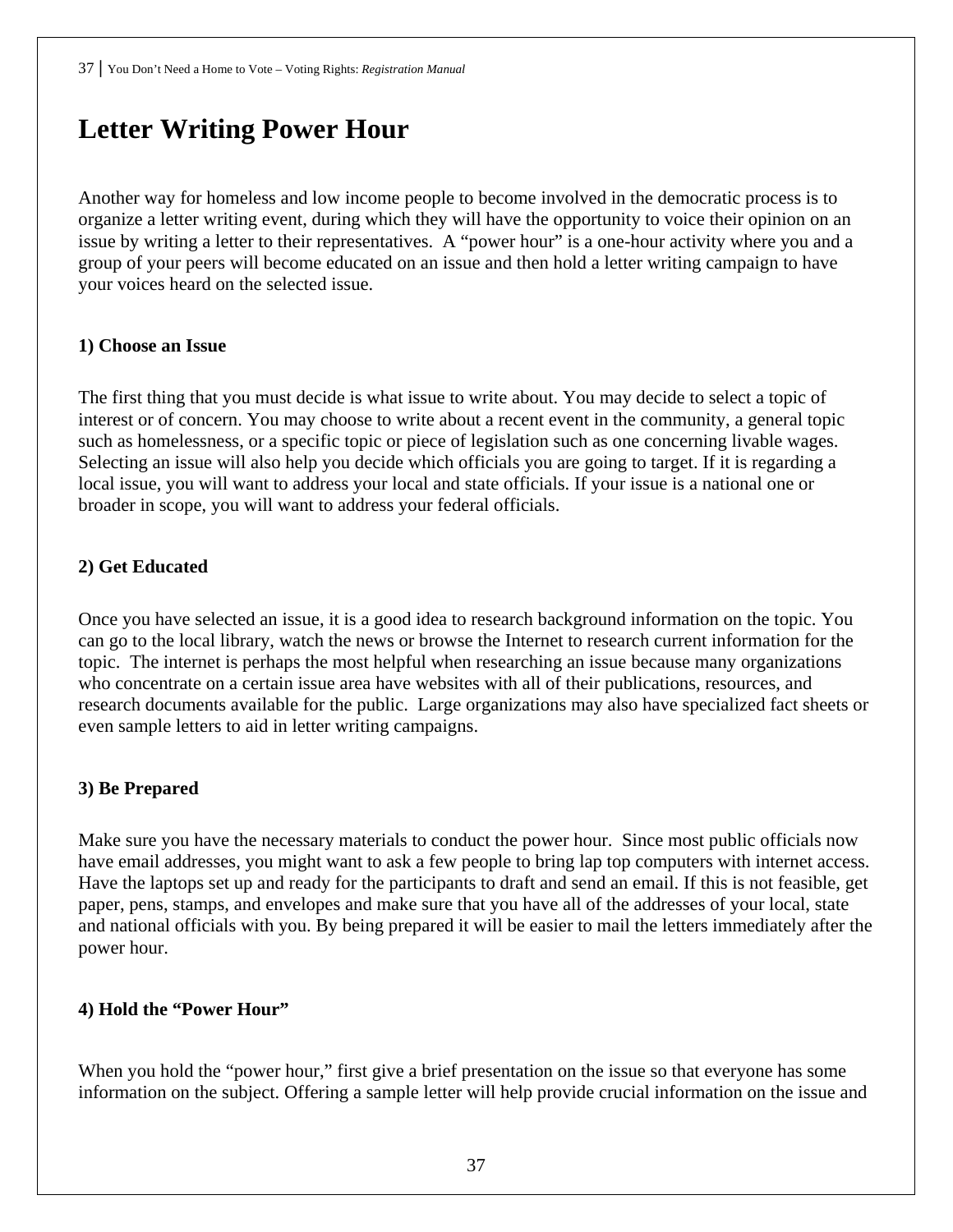# Letter Writing Power Hour

Another way for homeless and low income people to become involved in the democratic process is to organize a letter writing event, during which they will have the opportunity to voice their opinion on an issue by writing a letter to their representatives. A "power hour" is a one-hour activity where you and a group of your peers will become educated on an issue and then hold a letter writing campaign to have your voices heard on the selected issue.

**1) Choose an Issue**

The first thing that you must decide is what issue to write about. You may decide to select a topic of interest or of concern. You may choose to write about a recent event in the community, a general topic such as homelessness, or a specific topic or piece of legislation such as one concerning livable wages. Selecting an issue will also help you decide which officials you are going to target. If it is regarding a local issue, you will want to address your local and state officials. If your issue is a national one or broader in scope, you will want to address your federal officials.

**2) Get Educated**

Once you have selected an issue, it is a good idea to research background information on the topic. You can go to the local library, watch the news or browse the Internet to research current information for the topic. The internet is perhaps the most helpful when researching an issue because many organizations who concentrate on a certain issue area have websites with all of their publications, resources, and research documents available for the public. Large organizations may also have specialized fact sheets or even sample letters to aid in letter writing campaigns.

**3) Be Prepared**

Make sure you have the necessary materials to conduct the power hour. Since most public officials now have email addresses, you might want to ask a few people to bring lap top computers with internet access. Have the laptops set up and ready for the participants to draft and send an email. If this is not feasible, get paper, pens, stamps, and envelopes and make sure that you have all of the addresses of your local, state and national officials with you. By being prepared it will be easier to mail the letters immediately after the power hour.

**4) Hold the "Power Hour"**

When you hold the "power hour," first give a brief presentation on the issue so that everyone has some information on the subject. Offering a sample letter will help provide crucial information on the issue and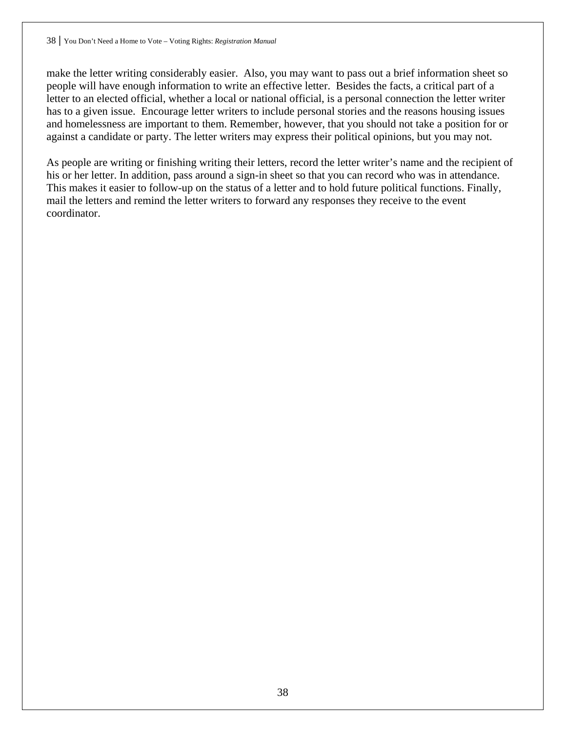make the letter writing considerably easier.  Also, you may want to pass out a brief information sheet so people will have enough information to write an effective letter.  Besides the facts, a critical part of a letter to an elected official, whether a local or national official, is a personal connection the letter writer has to a given issue.  Encourage letter writers to include personal stories and the reasons housing issues and homelessness are important to them. Remember, however, that you should not take a position for or against a candidate or party. The letter writers may express their political opinions, but you may not.

As people are writing or finishing writing their letters, record the letter writer's name and the recipient of his or her letter. In addition, pass around a sign-in sheet so that you can record who was in attendance. This makes it easier to follow-up on the status of a letter and to hold future political functions. Finally, mail the letters and remind the letter writers to forward any responses they receive to the event coordinator.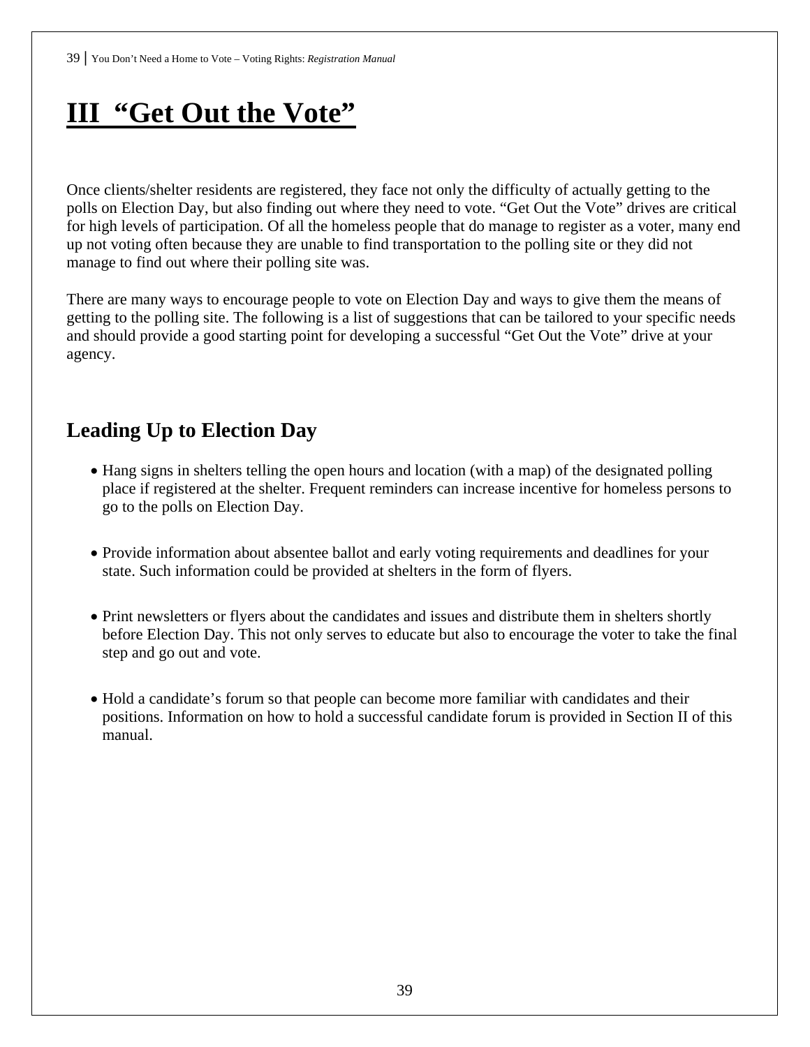# III "Get Out the Vote"

Once clients/shelter residents are registered, they face not only the difficulty of actually getting to the polls on Election Day, but also finding out where they need to vote. "Get Out the Vote" drives are critical for high levels of participation. Of all the homeless people that do manage to register as a voter, many end up not voting often because they are unable to find transportation to the polling site or they did not manage to find out where their polling site was.

There are many ways to encourage people to vote on Election Day and ways to give them the means of getting to the polling site. The following is a list of suggestions that can be tailored to your specific needs and should provide a good starting point for developing a successful "Get Out the Vote" drive at your agency.

## Leading Up to Election Day

- Hang signs in shelters telling the open hours and location (with a map) of the designated polling place if registered at the shelter. Frequent reminders can increase incentive for homeless persons to go to the polls on Election Day.
- Provide information about absentee ballot and early voting requirements and deadlines for your state. Such information could be provided at shelters in the form of flyers.
- Print newsletters or flyers about the candidates and issues and distribute them in shelters shortly before Election Day. This not only serves to educate but also to encourage the voter to take the final step and go out and vote.
- Hold a candidate's forum so that people can become more familiar with candidates and their positions. Information on how to hold a successful candidate forum is provided in Section II of this manual.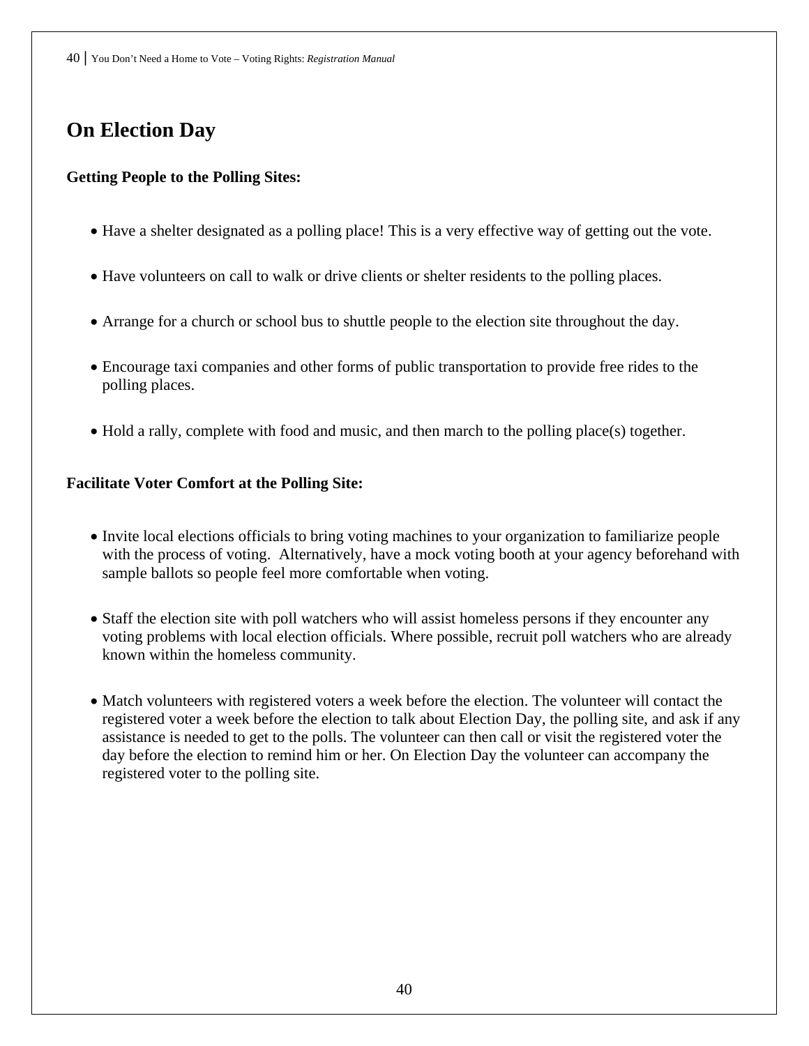# On Election Day

**Getting People to the Polling Sites:**

- Have a shelter designated as a polling place! This is a very effective way of getting out the vote.
- Have volunteers on call to walk or drive clients or shelter residents to the polling places.
- Arrange for a church or school bus to shuttle people to the election site throughout the day.
- Encourage taxi companies and other forms of public transportation to provide free rides to the polling places.
- Hold a rally, complete with food and music, and then march to the polling place(s) together.

**Facilitate Voter Comfort at the Polling Site:**

- Invite local elections officials to bring voting machines to your organization to familiarize people with the process of voting. Alternatively, have a mock voting booth at your agency beforehand with sample ballots so people feel more comfortable when voting.
- Staff the election site with poll watchers who will assist homeless persons if they encounter any voting problems with local election officials. Where possible, recruit poll watchers who are already known within the homeless community.
- Match volunteers with registered voters a week before the election. The volunteer will contact the registered voter a week before the election to talk about Election Day, the polling site, and ask if any assistance is needed to get to the polls. The volunteer can then call or visit the registered voter the day before the election to remind him or her. On Election Day the volunteer can accompany the registered voter to the polling site.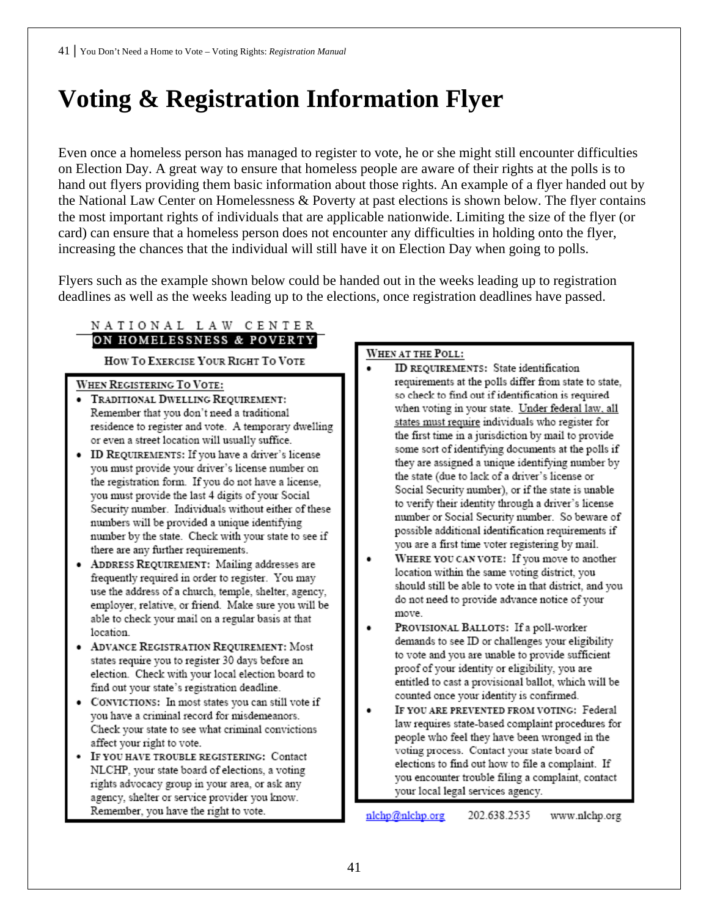# Voting & Registration Information Flyer

Even once a homeless person has managed to register to vote, he or she might still encounter difficulties on Election Day. A great way to ensure that homeless people are aware of their rights at the polls is to hand out flyers providing them basic information about those rights. An example of a flyer handed out by the National Law Center on Homelessness & Poverty at past elections is shown below. The flyer contains the most important rights of individuals that are applicable nationwide. Limiting the size of the flyer (or card) can ensure that a homeless person does not encounter any difficulties in holding onto the flyer, increasing the chances that the individual will still have it on Election Day when going to polls.

Flyers such as the example shown below could be handed out in the weeks leading up to registration deadlines as well as the weeks leading up to the elections, once registration deadlines have passed.

NATIONAL LAW CENTER
**ON HOMELESSNESS & POVERTY**

HOW TO EXERCISE YOUR RIGHT TO VOTE

WHEN REGISTERING TO VOTE:

- **TRADITIONAL DWELLING REQUIREMENT:** Remember that you don't need a traditional residence to register and vote. A temporary dwelling or even a street location will usually suffice.
- **ID REQUIREMENTS:** If you have a driver's license you must provide your driver's license number on the registration form. If you do not have a license, you must provide the last 4 digits of your Social Security number. Individuals without either of these numbers will be provided a unique identifying number by the state. Check with your state to see if there are any further requirements.
- **ADDRESS REQUIREMENT:** Mailing addresses are frequently required in order to register. You may use the address of a church, temple, shelter, agency, employer, relative, or friend. Make sure you will be able to check your mail on a regular basis at that location.
- **ADVANCE REGISTRATION REQUIREMENT:** Most states require you to register 30 days before an election. Check with your local election board to find out your state's registration deadline.
- **CONVICTIONS:** In most states you can still vote if you have a criminal record for misdemeanors. Check your state to see what criminal convictions affect your right to vote.
- **IF YOU HAVE TROUBLE REGISTERING:** Contact NLCHP, your state board of elections, a voting rights advocacy group in your area, or ask any agency, shelter or service provider you know. Remember, you have the right to vote.

WHEN AT THE POLL:

- **ID REQUIREMENTS:** State identification requirements at the polls differ from state to state, so check to find out if identification is required when voting in your state. Under federal law, all states must require individuals who register for the first time in a jurisdiction by mail to provide some sort of identifying documents at the polls if they are assigned a unique identifying number by the state (due to lack of a driver's license or Social Security number), or if the state is unable to verify their identity through a driver's license number or Social Security number. So beware of possible additional identification requirements if you are a first time voter registering by mail.
- **WHERE YOU CAN VOTE:** If you move to another location within the same voting district, you should still be able to vote in that district, and you do not need to provide advance notice of your move.
- **PROVISIONAL BALLOTS:** If a poll-worker demands to see ID or challenges your eligibility to vote and you are unable to provide sufficient proof of your identity or eligibility, you are entitled to cast a provisional ballot, which will be counted once your identity is confirmed.
- **IF YOU ARE PREVENTED FROM VOTING:** Federal law requires state-based complaint procedures for people who feel they have been wronged in the voting process. Contact your state board of elections to find out how to file a complaint. If you encounter trouble filing a complaint, contact your local legal services agency.

nlchp@nlchp.org 202.638.2535 www.nlchp.org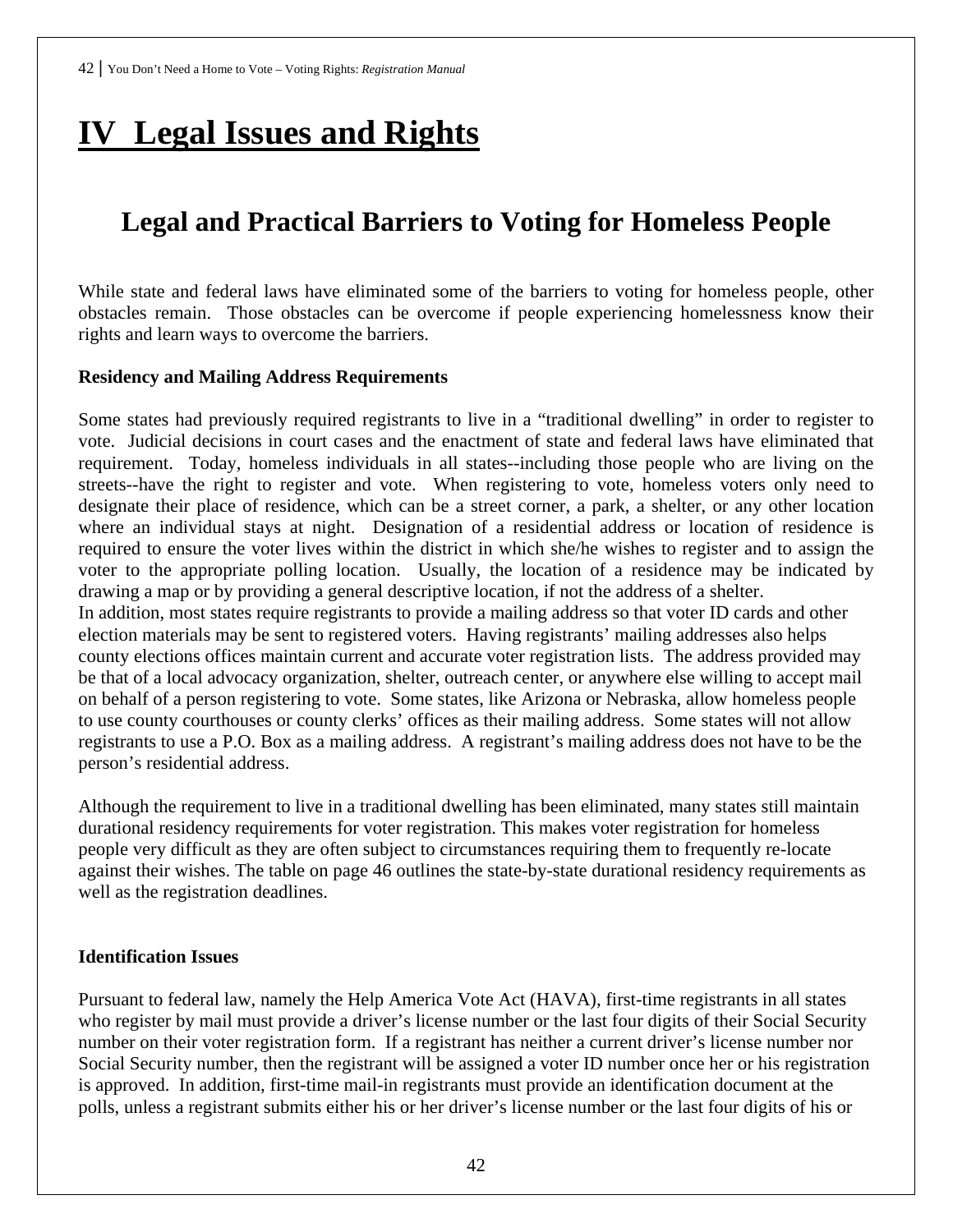# IV Legal Issues and Rights

## Legal and Practical Barriers to Voting for Homeless People

While state and federal laws have eliminated some of the barriers to voting for homeless people, other obstacles remain. Those obstacles can be overcome if people experiencing homelessness know their rights and learn ways to overcome the barriers.

**Residency and Mailing Address Requirements**

Some states had previously required registrants to live in a "traditional dwelling" in order to register to vote. Judicial decisions in court cases and the enactment of state and federal laws have eliminated that requirement. Today, homeless individuals in all states--including those people who are living on the streets--have the right to register and vote. When registering to vote, homeless voters only need to designate their place of residence, which can be a street corner, a park, a shelter, or any other location where an individual stays at night. Designation of a residential address or location of residence is required to ensure the voter lives within the district in which she/he wishes to register and to assign the voter to the appropriate polling location. Usually, the location of a residence may be indicated by drawing a map or by providing a general descriptive location, if not the address of a shelter.

In addition, most states require registrants to provide a mailing address so that voter ID cards and other election materials may be sent to registered voters. Having registrants' mailing addresses also helps county elections offices maintain current and accurate voter registration lists. The address provided may be that of a local advocacy organization, shelter, outreach center, or anywhere else willing to accept mail on behalf of a person registering to vote. Some states, like Arizona or Nebraska, allow homeless people to use county courthouses or county clerks' offices as their mailing address. Some states will not allow registrants to use a P.O. Box as a mailing address. A registrant's mailing address does not have to be the person's residential address.

Although the requirement to live in a traditional dwelling has been eliminated, many states still maintain durational residency requirements for voter registration. This makes voter registration for homeless people very difficult as they are often subject to circumstances requiring them to frequently re-locate against their wishes. The table on page 46 outlines the state-by-state durational residency requirements as well as the registration deadlines.

**Identification Issues**

Pursuant to federal law, namely the Help America Vote Act (HAVA), first-time registrants in all states who register by mail must provide a driver's license number or the last four digits of their Social Security number on their voter registration form. If a registrant has neither a current driver's license number nor Social Security number, then the registrant will be assigned a voter ID number once her or his registration is approved. In addition, first-time mail-in registrants must provide an identification document at the polls, unless a registrant submits either his or her driver's license number or the last four digits of his or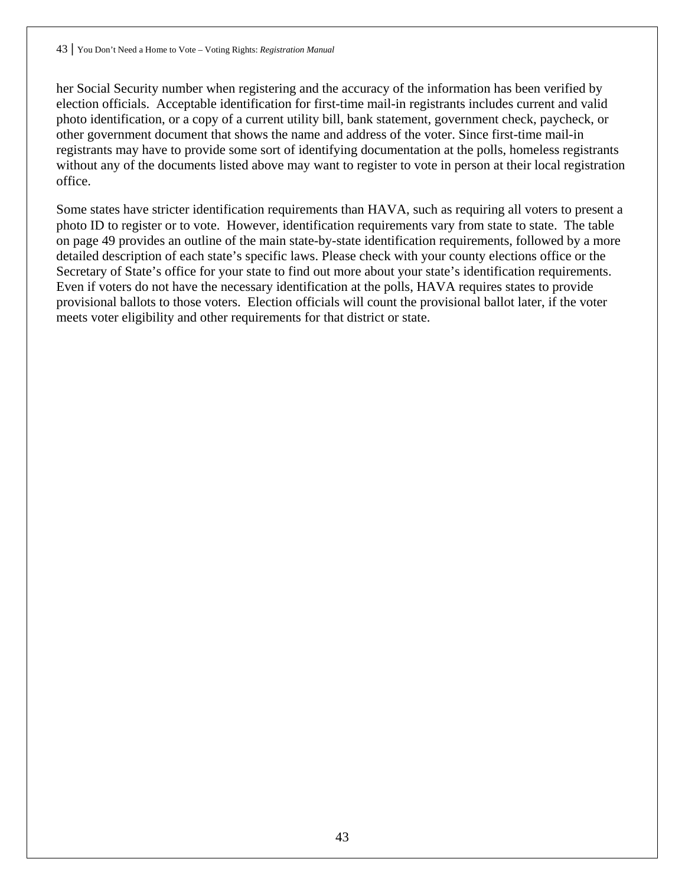her Social Security number when registering and the accuracy of the information has been verified by election officials. Acceptable identification for first-time mail-in registrants includes current and valid photo identification, or a copy of a current utility bill, bank statement, government check, paycheck, or other government document that shows the name and address of the voter. Since first-time mail-in registrants may have to provide some sort of identifying documentation at the polls, homeless registrants without any of the documents listed above may want to register to vote in person at their local registration office.

Some states have stricter identification requirements than HAVA, such as requiring all voters to present a photo ID to register or to vote. However, identification requirements vary from state to state. The table on page 49 provides an outline of the main state-by-state identification requirements, followed by a more detailed description of each state's specific laws. Please check with your county elections office or the Secretary of State's office for your state to find out more about your state's identification requirements. Even if voters do not have the necessary identification at the polls, HAVA requires states to provide provisional ballots to those voters. Election officials will count the provisional ballot later, if the voter meets voter eligibility and other requirements for that district or state.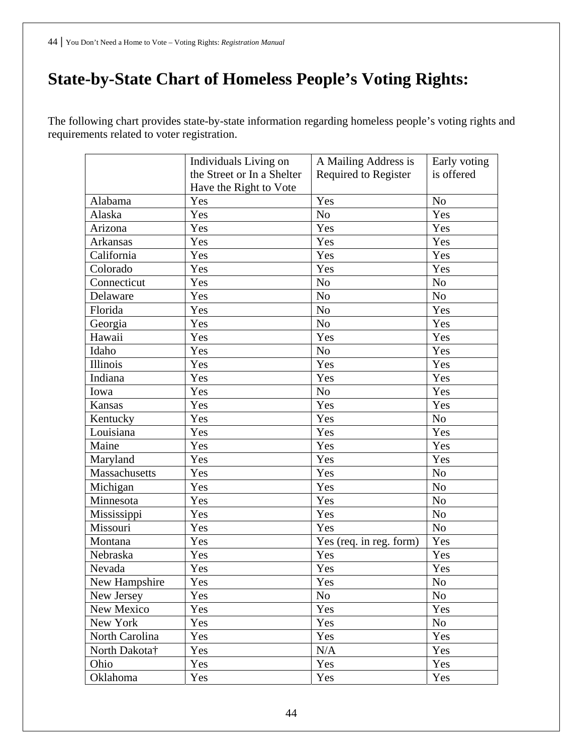# State-by-State Chart of Homeless People's Voting Rights:

The following chart provides state-by-state information regarding homeless people's voting rights and requirements related to voter registration.

| | Individuals Living on the Street or In a Shelter Have the Right to Vote | A Mailing Address is Required to Register | Early voting is offered |
|---|---|---|---|
| Alabama | Yes | Yes | No |
| Alaska | Yes | No | Yes |
| Arizona | Yes | Yes | Yes |
| Arkansas | Yes | Yes | Yes |
| California | Yes | Yes | Yes |
| Colorado | Yes | Yes | Yes |
| Connecticut | Yes | No | No |
| Delaware | Yes | No | No |
| Florida | Yes | No | Yes |
| Georgia | Yes | No | Yes |
| Hawaii | Yes | Yes | Yes |
| Idaho | Yes | No | Yes |
| Illinois | Yes | Yes | Yes |
| Indiana | Yes | Yes | Yes |
| Iowa | Yes | No | Yes |
| Kansas | Yes | Yes | Yes |
| Kentucky | Yes | Yes | No |
| Louisiana | Yes | Yes | Yes |
| Maine | Yes | Yes | Yes |
| Maryland | Yes | Yes | Yes |
| Massachusetts | Yes | Yes | No |
| Michigan | Yes | Yes | No |
| Minnesota | Yes | Yes | No |
| Mississippi | Yes | Yes | No |
| Missouri | Yes | Yes | No |
| Montana | Yes | Yes (req. in reg. form) | Yes |
| Nebraska | Yes | Yes | Yes |
| Nevada | Yes | Yes | Yes |
| New Hampshire | Yes | Yes | No |
| New Jersey | Yes | No | No |
| New Mexico | Yes | Yes | Yes |
| New York | Yes | Yes | No |
| North Carolina | Yes | Yes | Yes |
| North Dakota† | Yes | N/A | Yes |
| Ohio | Yes | Yes | Yes |
| Oklahoma | Yes | Yes | Yes |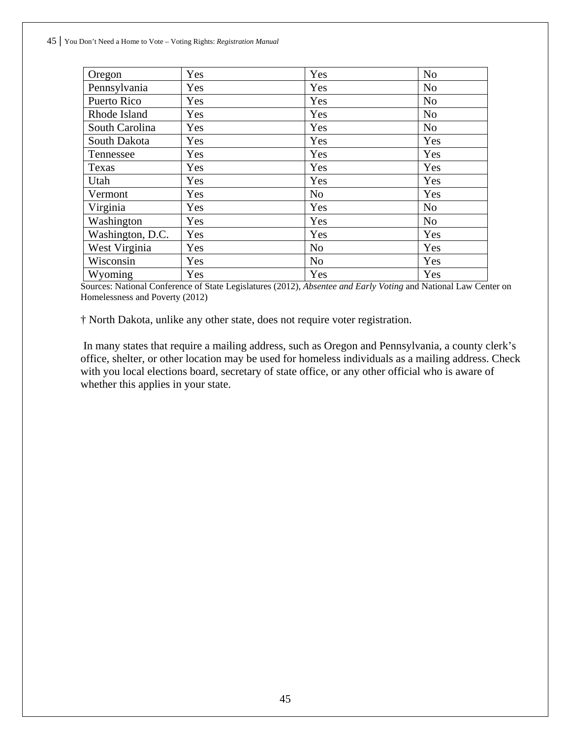| | | | |
|---|---|---|---|
| Oregon | Yes | Yes | No |
| Pennsylvania | Yes | Yes | No |
| Puerto Rico | Yes | Yes | No |
| Rhode Island | Yes | Yes | No |
| South Carolina | Yes | Yes | No |
| South Dakota | Yes | Yes | Yes |
| Tennessee | Yes | Yes | Yes |
| Texas | Yes | Yes | Yes |
| Utah | Yes | Yes | Yes |
| Vermont | Yes | No | Yes |
| Virginia | Yes | Yes | No |
| Washington | Yes | Yes | No |
| Washington, D.C. | Yes | Yes | Yes |
| West Virginia | Yes | No | Yes |
| Wisconsin | Yes | No | Yes |
| Wyoming | Yes | Yes | Yes |

Sources: National Conference of State Legislatures (2012), *Absentee and Early Voting* and National Law Center on Homelessness and Poverty (2012)

† North Dakota, unlike any other state, does not require voter registration.

In many states that require a mailing address, such as Oregon and Pennsylvania, a county clerk's office, shelter, or other location may be used for homeless individuals as a mailing address. Check with you local elections board, secretary of state office, or any other official who is aware of whether this applies in your state.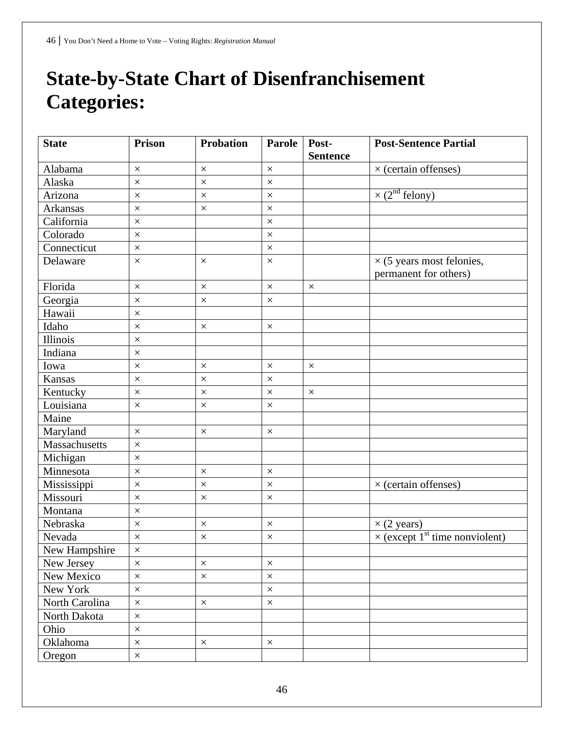# State-by-State Chart of Disenfranchisement Categories:

| State | Prison | Probation | Parole | Post-Sentence | Post-Sentence Partial |
|---|---|---|---|---|---|
| Alabama | × | × | × | | × (certain offenses) |
| Alaska | × | × | × | | |
| Arizona | × | × | × | | × (2nd felony) |
| Arkansas | × | × | × | | |
| California | × | | × | | |
| Colorado | × | | × | | |
| Connecticut | × | | × | | |
| Delaware | × | × | × | | × (5 years most felonies, permanent for others) |
| Florida | × | × | × | × | |
| Georgia | × | × | × | | |
| Hawaii | × | | | | |
| Idaho | × | × | × | | |
| Illinois | × | | | | |
| Indiana | × | | | | |
| Iowa | × | × | × | × | |
| Kansas | × | × | × | | |
| Kentucky | × | × | × | × | |
| Louisiana | × | × | × | | |
| Maine | | | | | |
| Maryland | × | × | × | | |
| Massachusetts | × | | | | |
| Michigan | × | | | | |
| Minnesota | × | × | × | | |
| Mississippi | × | × | × | | × (certain offenses) |
| Missouri | × | × | × | | |
| Montana | × | | | | |
| Nebraska | × | × | × | | × (2 years) |
| Nevada | × | × | × | | × (except 1st time nonviolent) |
| New Hampshire | × | | | | |
| New Jersey | × | × | × | | |
| New Mexico | × | × | × | | |
| New York | × | | × | | |
| North Carolina | × | × | × | | |
| North Dakota | × | | | | |
| Ohio | × | | | | |
| Oklahoma | × | × | × | | |
| Oregon | × | | | | |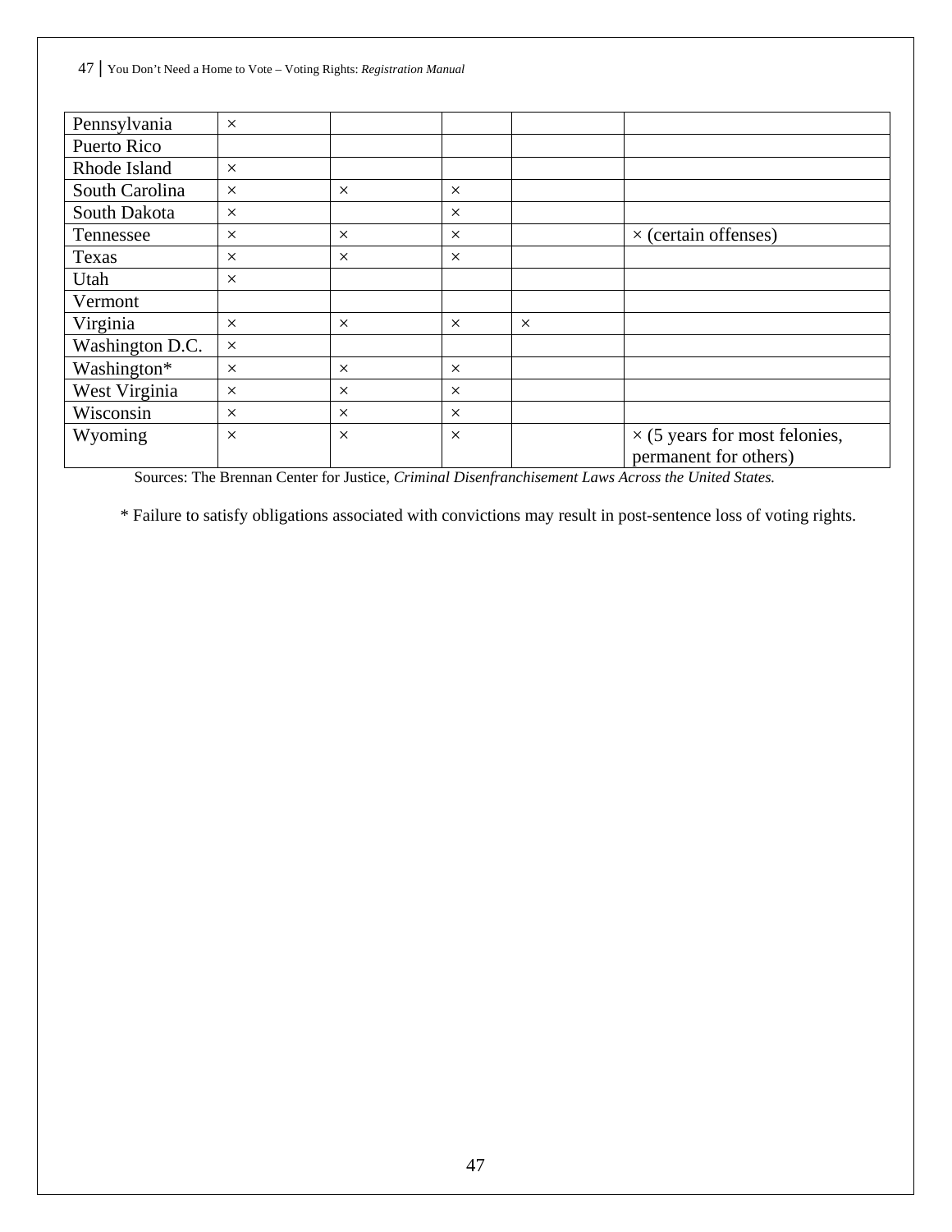| | | | | | |
|---|---|---|---|---|---|
| Pennsylvania | × | | | | |
| Puerto Rico | | | | | |
| Rhode Island | × | | | | |
| South Carolina | × | × | × | | |
| South Dakota | × | | × | | |
| Tennessee | × | × | × | | × (certain offenses) |
| Texas | × | × | × | | |
| Utah | × | | | | |
| Vermont | | | | | |
| Virginia | × | × | × | × | |
| Washington D.C. | × | | | | |
| Washington* | × | × | × | | |
| West Virginia | × | × | × | | |
| Wisconsin | × | × | × | | |
| Wyoming | × | × | × | | × (5 years for most felonies, permanent for others) |

Sources: The Brennan Center for Justice, *Criminal Disenfranchisement Laws Across the United States.*

* Failure to satisfy obligations associated with convictions may result in post-sentence loss of voting rights.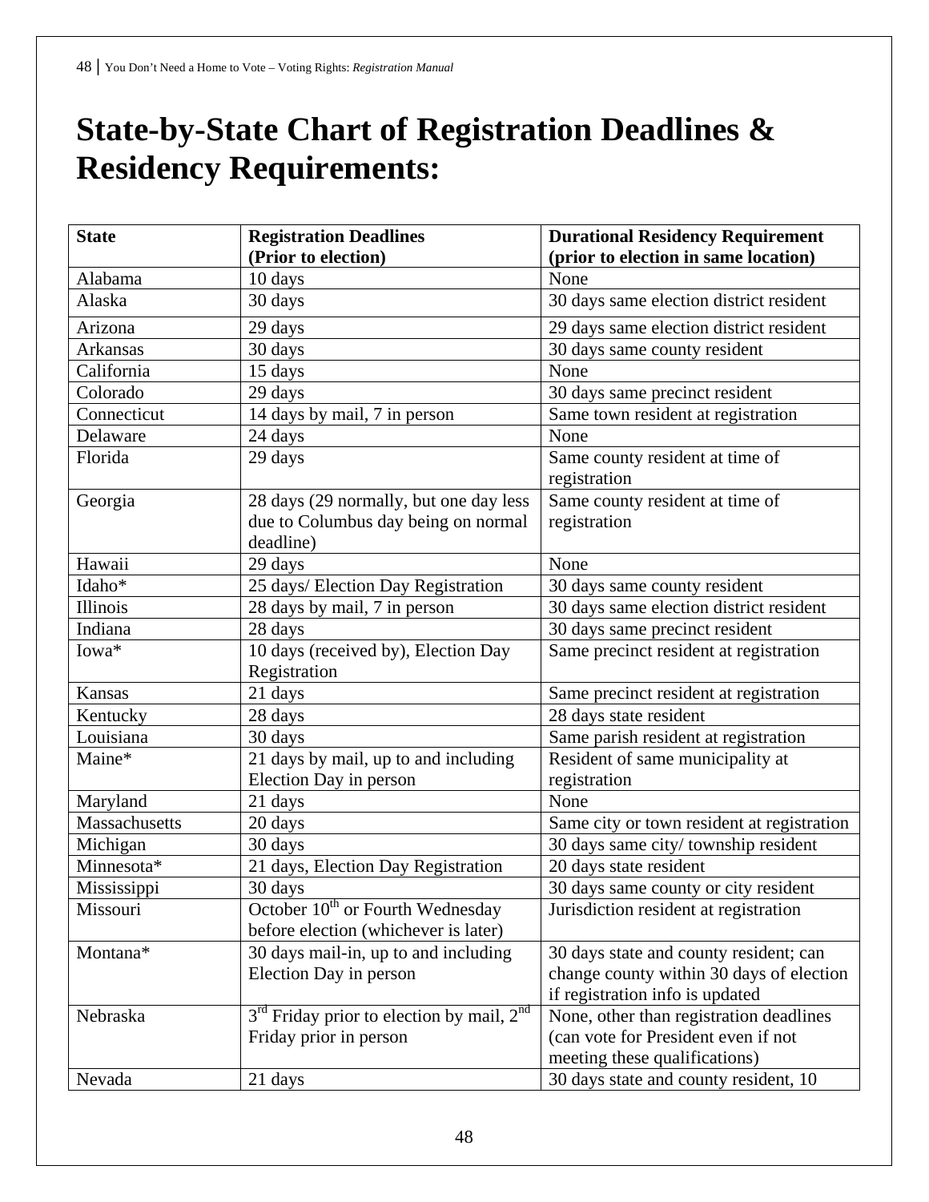# State-by-State Chart of Registration Deadlines & Residency Requirements:

| State | Registration Deadlines (Prior to election) | Durational Residency Requirement (prior to election in same location) |
|---|---|---|
| Alabama | 10 days | None |
| Alaska | 30 days | 30 days same election district resident |
| Arizona | 29 days | 29 days same election district resident |
| Arkansas | 30 days | 30 days same county resident |
| California | 15 days | None |
| Colorado | 29 days | 30 days same precinct resident |
| Connecticut | 14 days by mail, 7 in person | Same town resident at registration |
| Delaware | 24 days | None |
| Florida | 29 days | Same county resident at time of registration |
| Georgia | 28 days (29 normally, but one day less due to Columbus day being on normal deadline) | Same county resident at time of registration |
| Hawaii | 29 days | None |
| Idaho* | 25 days/ Election Day Registration | 30 days same county resident |
| Illinois | 28 days by mail, 7 in person | 30 days same election district resident |
| Indiana | 28 days | 30 days same precinct resident |
| Iowa* | 10 days (received by), Election Day Registration | Same precinct resident at registration |
| Kansas | 21 days | Same precinct resident at registration |
| Kentucky | 28 days | 28 days state resident |
| Louisiana | 30 days | Same parish resident at registration |
| Maine* | 21 days by mail, up to and including Election Day in person | Resident of same municipality at registration |
| Maryland | 21 days | None |
| Massachusetts | 20 days | Same city or town resident at registration |
| Michigan | 30 days | 30 days same city/ township resident |
| Minnesota* | 21 days, Election Day Registration | 20 days state resident |
| Mississippi | 30 days | 30 days same county or city resident |
| Missouri | October 10th or Fourth Wednesday before election (whichever is later) | Jurisdiction resident at registration |
| Montana* | 30 days mail-in, up to and including Election Day in person | 30 days state and county resident; can change county within 30 days of election if registration info is updated |
| Nebraska | 3rd Friday prior to election by mail, 2nd Friday prior in person | None, other than registration deadlines (can vote for President even if not meeting these qualifications) |
| Nevada | 21 days | 30 days state and county resident, 10 |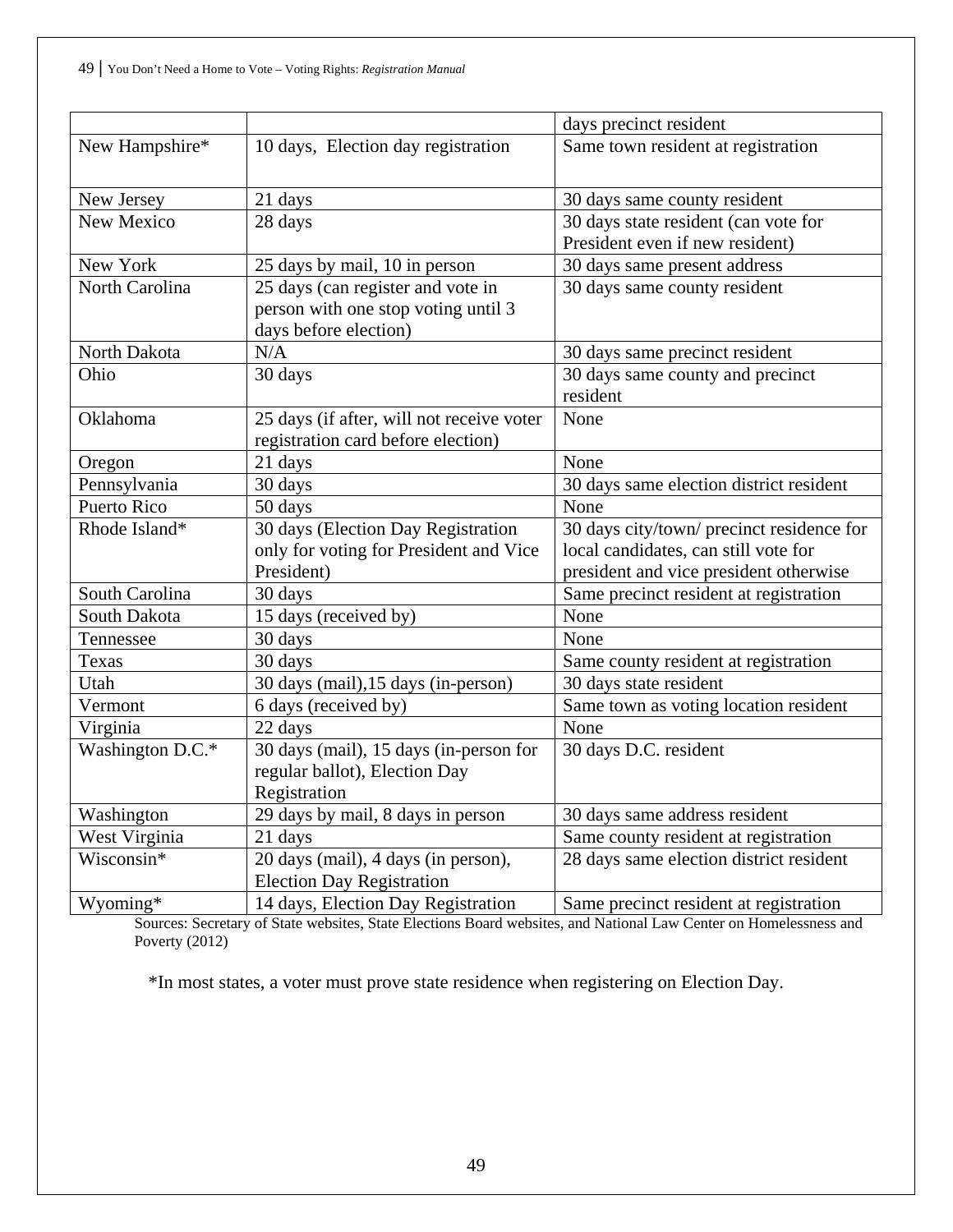| | | |
|---|---|---|
| | | days precinct resident |
| New Hampshire* | 10 days, Election day registration | Same town resident at registration |
| New Jersey | 21 days | 30 days same county resident |
| New Mexico | 28 days | 30 days state resident (can vote for President even if new resident) |
| New York | 25 days by mail, 10 in person | 30 days same present address |
| North Carolina | 25 days (can register and vote in person with one stop voting until 3 days before election) | 30 days same county resident |
| North Dakota | N/A | 30 days same precinct resident |
| Ohio | 30 days | 30 days same county and precinct resident |
| Oklahoma | 25 days (if after, will not receive voter registration card before election) | None |
| Oregon | 21 days | None |
| Pennsylvania | 30 days | 30 days same election district resident |
| Puerto Rico | 50 days | None |
| Rhode Island* | 30 days (Election Day Registration only for voting for President and Vice President) | 30 days city/town/ precinct residence for local candidates, can still vote for president and vice president otherwise |
| South Carolina | 30 days | Same precinct resident at registration |
| South Dakota | 15 days (received by) | None |
| Tennessee | 30 days | None |
| Texas | 30 days | Same county resident at registration |
| Utah | 30 days (mail),15 days (in-person) | 30 days state resident |
| Vermont | 6 days (received by) | Same town as voting location resident |
| Virginia | 22 days | None |
| Washington D.C.* | 30 days (mail), 15 days (in-person for regular ballot), Election Day Registration | 30 days D.C. resident |
| Washington | 29 days by mail, 8 days in person | 30 days same address resident |
| West Virginia | 21 days | Same county resident at registration |
| Wisconsin* | 20 days (mail), 4 days (in person), Election Day Registration | 28 days same election district resident |
| Wyoming* | 14 days, Election Day Registration | Same precinct resident at registration |

Sources: Secretary of State websites, State Elections Board websites, and National Law Center on Homelessness and Poverty (2012)

*In most states, a voter must prove state residence when registering on Election Day.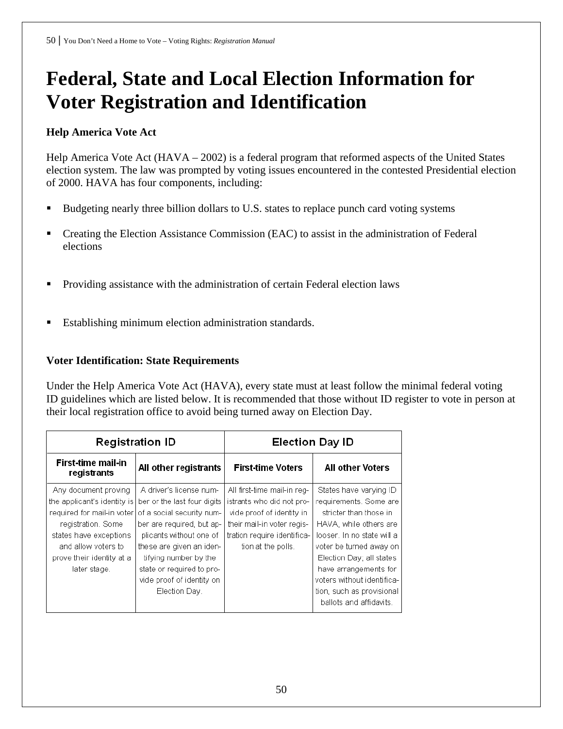# Federal, State and Local Election Information for Voter Registration and Identification

**Help America Vote Act**

Help America Vote Act (HAVA – 2002) is a federal program that reformed aspects of the United States election system. The law was prompted by voting issues encountered in the contested Presidential election of 2000. HAVA has four components, including:

- Budgeting nearly three billion dollars to U.S. states to replace punch card voting systems
- Creating the Election Assistance Commission (EAC) to assist in the administration of Federal elections
- Providing assistance with the administration of certain Federal election laws
- Establishing minimum election administration standards.

**Voter Identification: State Requirements**

Under the Help America Vote Act (HAVA), every state must at least follow the minimal federal voting ID guidelines which are listed below. It is recommended that those without ID register to vote in person at their local registration office to avoid being turned away on Election Day.

| Registration ID | | Election Day ID | |
|---|---|---|---|
| **First-time mail-in registrants** | **All other registrants** | **First-time Voters** | **All other Voters** |
| Any document proving the applicant's identity is required for mail-in voter registration. Some states have exceptions and allow voters to prove their identity at a later stage. | A driver's license number or the last four digits of a social security number are required, but applicants without one of these are given an identifying number by the state or required to provide proof of identity on Election Day. | All first-time mail-in registrants who did not provide proof of identity in their mail-in voter registration require identification at the polls. | States have varying ID requirements. Some are stricter than those in HAVA, while others are looser. In no state will a voter be turned away on Election Day; all states have arrangements for voters without identification, such as provisional ballots and affidavits. |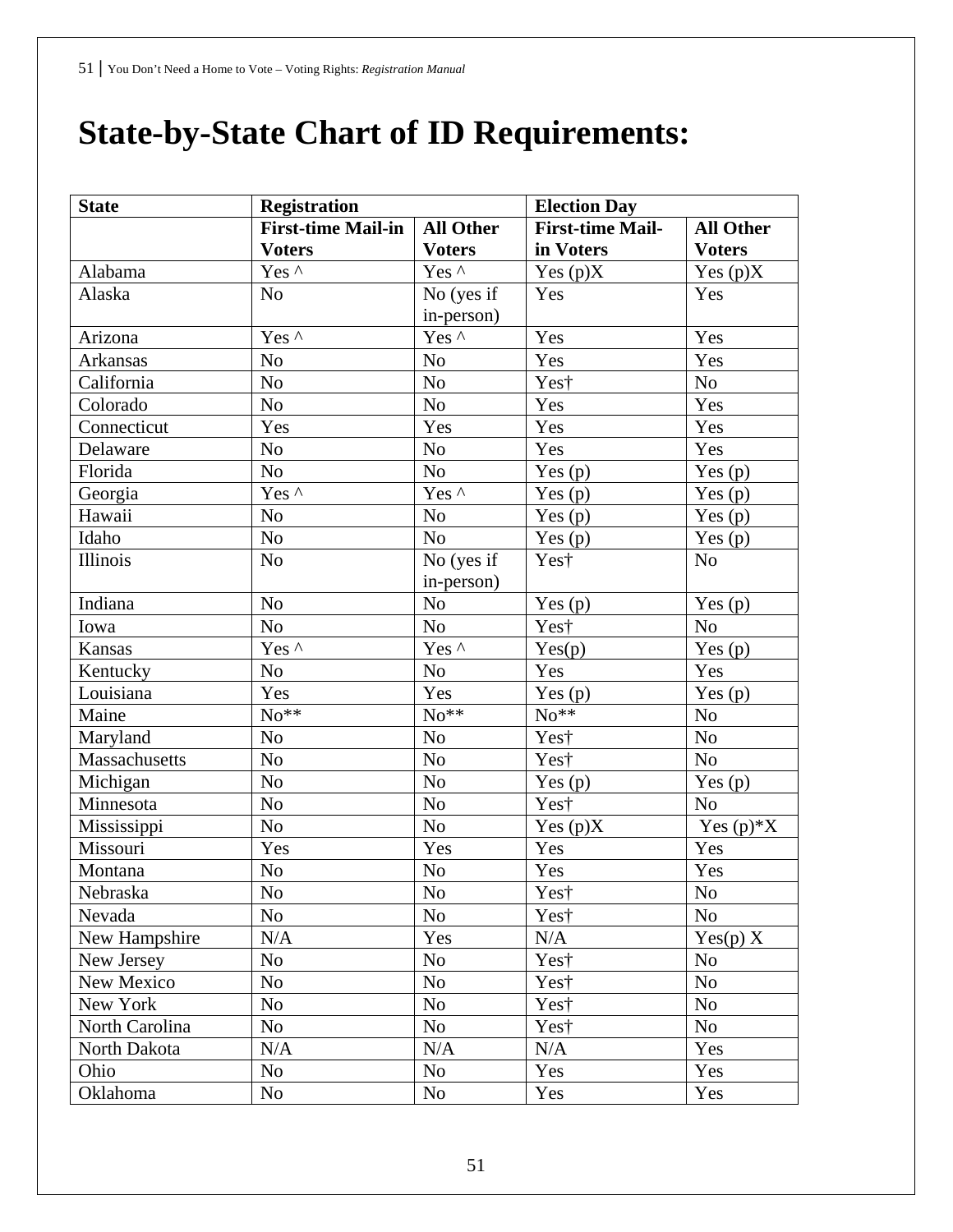# State-by-State Chart of ID Requirements:

| State | Registration | | Election Day | |
|---|---|---|---|---|
| | **First-time Mail-in Voters** | **All Other Voters** | **First-time Mail-in Voters** | **All Other Voters** |
| Alabama | Yes ^ | Yes ^ | Yes (p)X | Yes (p)X |
| Alaska | No | No (yes if in-person) | Yes | Yes |
| Arizona | Yes ^ | Yes ^ | Yes | Yes |
| Arkansas | No | No | Yes | Yes |
| California | No | No | Yes† | No |
| Colorado | No | No | Yes | Yes |
| Connecticut | Yes | Yes | Yes | Yes |
| Delaware | No | No | Yes | Yes |
| Florida | No | No | Yes (p) | Yes (p) |
| Georgia | Yes ^ | Yes ^ | Yes (p) | Yes (p) |
| Hawaii | No | No | Yes (p) | Yes (p) |
| Idaho | No | No | Yes (p) | Yes (p) |
| Illinois | No | No (yes if in-person) | Yes† | No |
| Indiana | No | No | Yes (p) | Yes (p) |
| Iowa | No | No | Yes† | No |
| Kansas | Yes ^ | Yes ^ | Yes(p) | Yes (p) |
| Kentucky | No | No | Yes | Yes |
| Louisiana | Yes | Yes | Yes (p) | Yes (p) |
| Maine | No** | No** | No** | No |
| Maryland | No | No | Yes† | No |
| Massachusetts | No | No | Yes† | No |
| Michigan | No | No | Yes (p) | Yes (p) |
| Minnesota | No | No | Yes† | No |
| Mississippi | No | No | Yes (p)X | Yes (p)*X |
| Missouri | Yes | Yes | Yes | Yes |
| Montana | No | No | Yes | Yes |
| Nebraska | No | No | Yes† | No |
| Nevada | No | No | Yes† | No |
| New Hampshire | N/A | Yes | N/A | Yes(p) X |
| New Jersey | No | No | Yes† | No |
| New Mexico | No | No | Yes† | No |
| New York | No | No | Yes† | No |
| North Carolina | No | No | Yes† | No |
| North Dakota | N/A | N/A | N/A | Yes |
| Ohio | No | No | Yes | Yes |
| Oklahoma | No | No | Yes | Yes |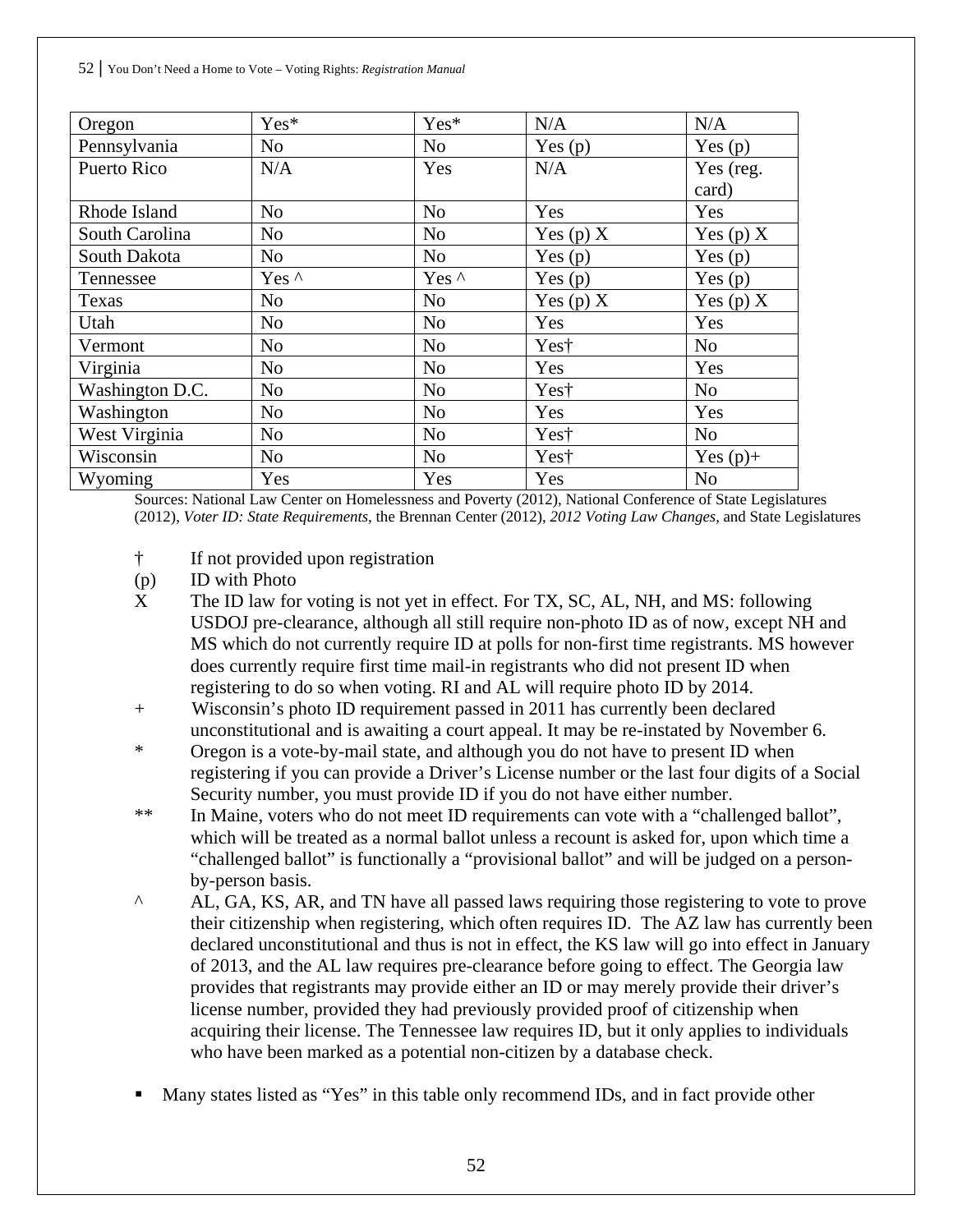| Oregon | Yes* | Yes* | N/A | N/A |
|---|---|---|---|---|
| Pennsylvania | No | No | Yes (p) | Yes (p) |
| Puerto Rico | N/A | Yes | N/A | Yes (reg. card) |
| Rhode Island | No | No | Yes | Yes |
| South Carolina | No | No | Yes (p) X | Yes (p) X |
| South Dakota | No | No | Yes (p) | Yes (p) |
| Tennessee | Yes ^ | Yes ^ | Yes (p) | Yes (p) |
| Texas | No | No | Yes (p) X | Yes (p) X |
| Utah | No | No | Yes | Yes |
| Vermont | No | No | Yes† | No |
| Virginia | No | No | Yes | Yes |
| Washington D.C. | No | No | Yes† | No |
| Washington | No | No | Yes | Yes |
| West Virginia | No | No | Yes† | No |
| Wisconsin | No | No | Yes† | Yes (p)+ |
| Wyoming | Yes | Yes | Yes | No |

Sources: National Law Center on Homelessness and Poverty (2012), National Conference of State Legislatures (2012), *Voter ID: State Requirements,* the Brennan Center (2012), *2012 Voting Law Changes,* and State Legislatures

† If not provided upon registration

(p) ID with Photo

X The ID law for voting is not yet in effect. For TX, SC, AL, NH, and MS: following USDOJ pre-clearance, although all still require non-photo ID as of now, except NH and MS which do not currently require ID at polls for non-first time registrants. MS however does currently require first time mail-in registrants who did not present ID when registering to do so when voting. RI and AL will require photo ID by 2014.

+ Wisconsin's photo ID requirement passed in 2011 has currently been declared unconstitutional and is awaiting a court appeal. It may be re-instated by November 6.

* Oregon is a vote-by-mail state, and although you do not have to present ID when registering if you can provide a Driver's License number or the last four digits of a Social Security number, you must provide ID if you do not have either number.

** In Maine, voters who do not meet ID requirements can vote with a "challenged ballot", which will be treated as a normal ballot unless a recount is asked for, upon which time a "challenged ballot" is functionally a "provisional ballot" and will be judged on a person-by-person basis.

^ AL, GA, KS, AR, and TN have all passed laws requiring those registering to vote to prove their citizenship when registering, which often requires ID. The AZ law has currently been declared unconstitutional and thus is not in effect, the KS law will go into effect in January of 2013, and the AL law requires pre-clearance before going to effect. The Georgia law provides that registrants may provide either an ID or may merely provide their driver's license number, provided they had previously provided proof of citizenship when acquiring their license. The Tennessee law requires ID, but it only applies to individuals who have been marked as a potential non-citizen by a database check.

- Many states listed as "Yes" in this table only recommend IDs, and in fact provide other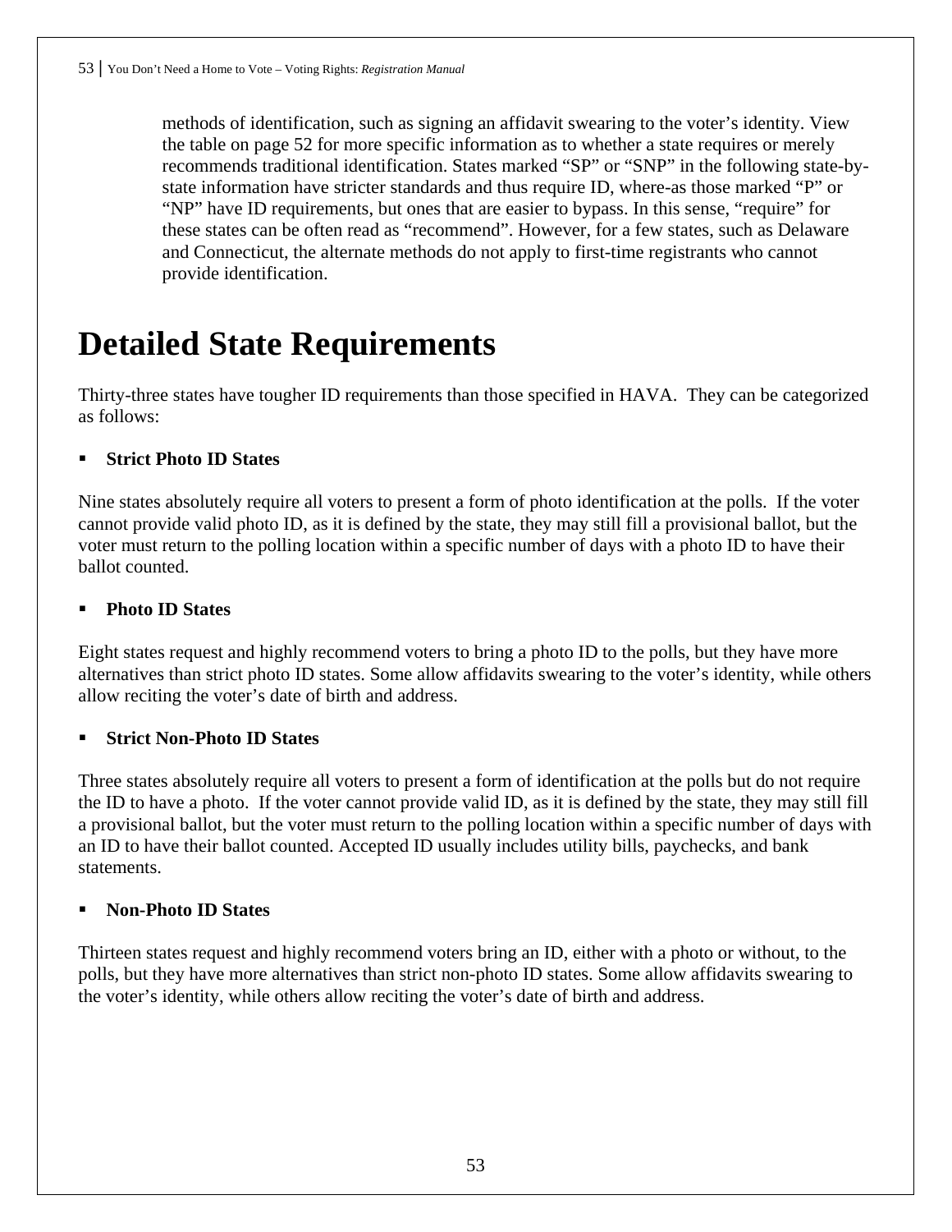methods of identification, such as signing an affidavit swearing to the voter's identity. View the table on page 52 for more specific information as to whether a state requires or merely recommends traditional identification. States marked "SP" or "SNP" in the following state-by-state information have stricter standards and thus require ID, where-as those marked "P" or "NP" have ID requirements, but ones that are easier to bypass. In this sense, "require" for these states can be often read as "recommend". However, for a few states, such as Delaware and Connecticut, the alternate methods do not apply to first-time registrants who cannot provide identification.

# Detailed State Requirements

Thirty-three states have tougher ID requirements than those specified in HAVA. They can be categorized as follows:

- **Strict Photo ID States**

Nine states absolutely require all voters to present a form of photo identification at the polls. If the voter cannot provide valid photo ID, as it is defined by the state, they may still fill a provisional ballot, but the voter must return to the polling location within a specific number of days with a photo ID to have their ballot counted.

- **Photo ID States**

Eight states request and highly recommend voters to bring a photo ID to the polls, but they have more alternatives than strict photo ID states. Some allow affidavits swearing to the voter's identity, while others allow reciting the voter's date of birth and address.

- **Strict Non-Photo ID States**

Three states absolutely require all voters to present a form of identification at the polls but do not require the ID to have a photo. If the voter cannot provide valid ID, as it is defined by the state, they may still fill a provisional ballot, but the voter must return to the polling location within a specific number of days with an ID to have their ballot counted. Accepted ID usually includes utility bills, paychecks, and bank statements.

- **Non-Photo ID States**

Thirteen states request and highly recommend voters bring an ID, either with a photo or without, to the polls, but they have more alternatives than strict non-photo ID states. Some allow affidavits swearing to the voter's identity, while others allow reciting the voter's date of birth and address.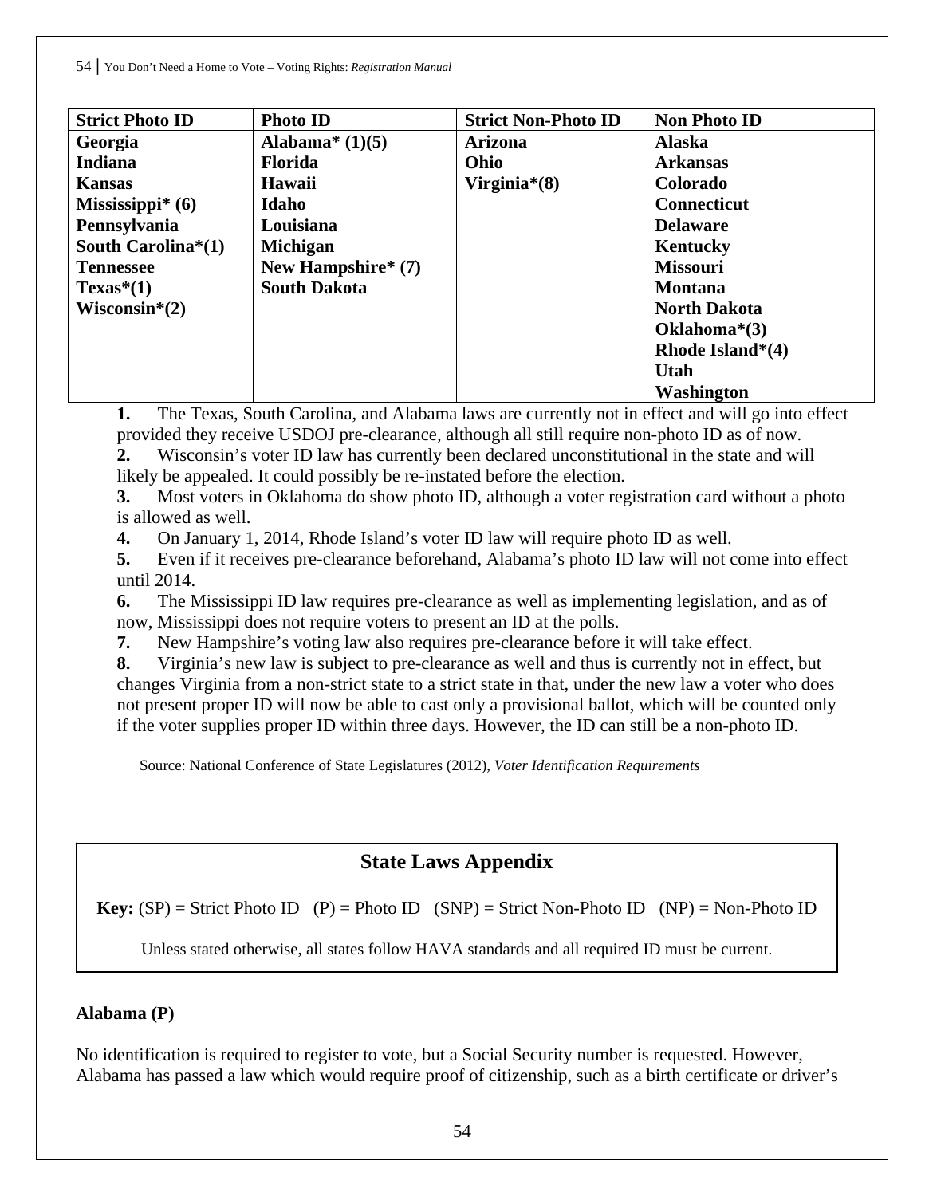| Strict Photo ID | Photo ID | Strict Non-Photo ID | Non Photo ID |
|---|---|---|---|
| **Georgia** | **Alabama* (1)(5)** | **Arizona** | **Alaska** |
| **Indiana** | **Florida** | **Ohio** | **Arkansas** |
| **Kansas** | **Hawaii** | **Virginia*(8)** | **Colorado** |
| **Mississippi* (6)** | **Idaho** | | **Connecticut** |
| **Pennsylvania** | **Louisiana** | | **Delaware** |
| **South Carolina*(1)** | **Michigan** | | **Kentucky** |
| **Tennessee** | **New Hampshire* (7)** | | **Missouri** |
| **Texas*(1)** | **South Dakota** | | **Montana** |
| **Wisconsin*(2)** | | | **North Dakota** |
| | | | **Oklahoma*(3)** |
| | | | **Rhode Island*(4)** |
| | | | **Utah** |
| | | | **Washington** |

1. The Texas, South Carolina, and Alabama laws are currently not in effect and will go into effect provided they receive USDOJ pre-clearance, although all still require non-photo ID as of now.
2. Wisconsin's voter ID law has currently been declared unconstitutional in the state and will likely be appealed. It could possibly be re-instated before the election.
3. Most voters in Oklahoma do show photo ID, although a voter registration card without a photo is allowed as well.
4. On January 1, 2014, Rhode Island's voter ID law will require photo ID as well.
5. Even if it receives pre-clearance beforehand, Alabama's photo ID law will not come into effect until 2014.
6. The Mississippi ID law requires pre-clearance as well as implementing legislation, and as of now, Mississippi does not require voters to present an ID at the polls.
7. New Hampshire's voting law also requires pre-clearance before it will take effect.
8. Virginia's new law is subject to pre-clearance as well and thus is currently not in effect, but changes Virginia from a non-strict state to a strict state in that, under the new law a voter who does not present proper ID will now be able to cast only a provisional ballot, which will be counted only if the voter supplies proper ID within three days. However, the ID can still be a non-photo ID.

Source: National Conference of State Legislatures (2012), *Voter Identification Requirements*

## State Laws Appendix

**Key:** (SP) = Strict Photo ID (P) = Photo ID (SNP) = Strict Non-Photo ID (NP) = Non-Photo ID

Unless stated otherwise, all states follow HAVA standards and all required ID must be current.

**Alabama (P)**

No identification is required to register to vote, but a Social Security number is requested. However, Alabama has passed a law which would require proof of citizenship, such as a birth certificate or driver's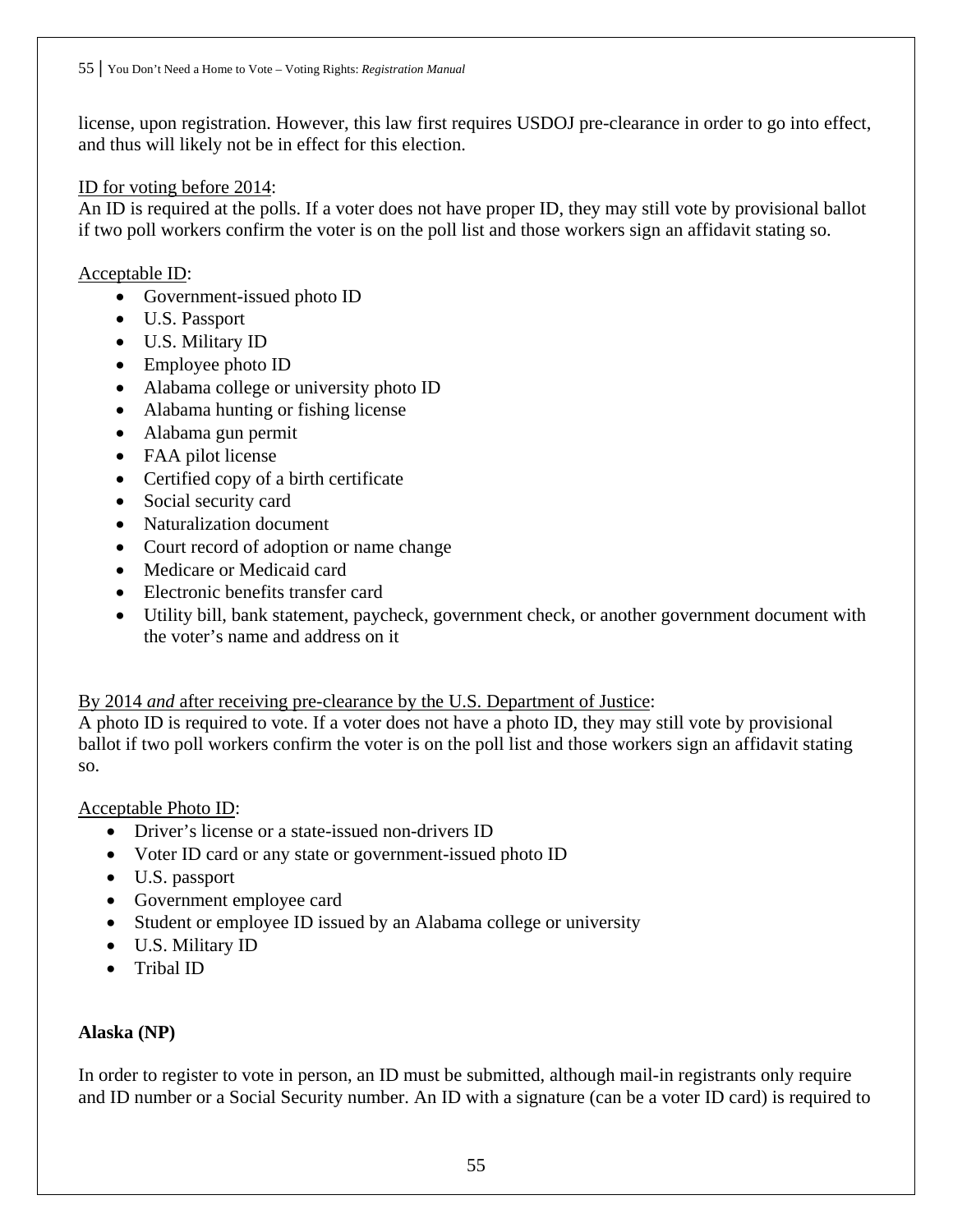license, upon registration. However, this law first requires USDOJ pre-clearance in order to go into effect, and thus will likely not be in effect for this election.

ID for voting before 2014:
An ID is required at the polls. If a voter does not have proper ID, they may still vote by provisional ballot if two poll workers confirm the voter is on the poll list and those workers sign an affidavit stating so.

Acceptable ID:

- Government-issued photo ID
- U.S. Passport
- U.S. Military ID
- Employee photo ID
- Alabama college or university photo ID
- Alabama hunting or fishing license
- Alabama gun permit
- FAA pilot license
- Certified copy of a birth certificate
- Social security card
- Naturalization document
- Court record of adoption or name change
- Medicare or Medicaid card
- Electronic benefits transfer card
- Utility bill, bank statement, paycheck, government check, or another government document with the voter's name and address on it

By 2014 *and* after receiving pre-clearance by the U.S. Department of Justice:
A photo ID is required to vote. If a voter does not have a photo ID, they may still vote by provisional ballot if two poll workers confirm the voter is on the poll list and those workers sign an affidavit stating so.

Acceptable Photo ID:

- Driver's license or a state-issued non-drivers ID
- Voter ID card or any state or government-issued photo ID
- U.S. passport
- Government employee card
- Student or employee ID issued by an Alabama college or university
- U.S. Military ID
- Tribal ID

**Alaska (NP)**

In order to register to vote in person, an ID must be submitted, although mail-in registrants only require and ID number or a Social Security number. An ID with a signature (can be a voter ID card) is required to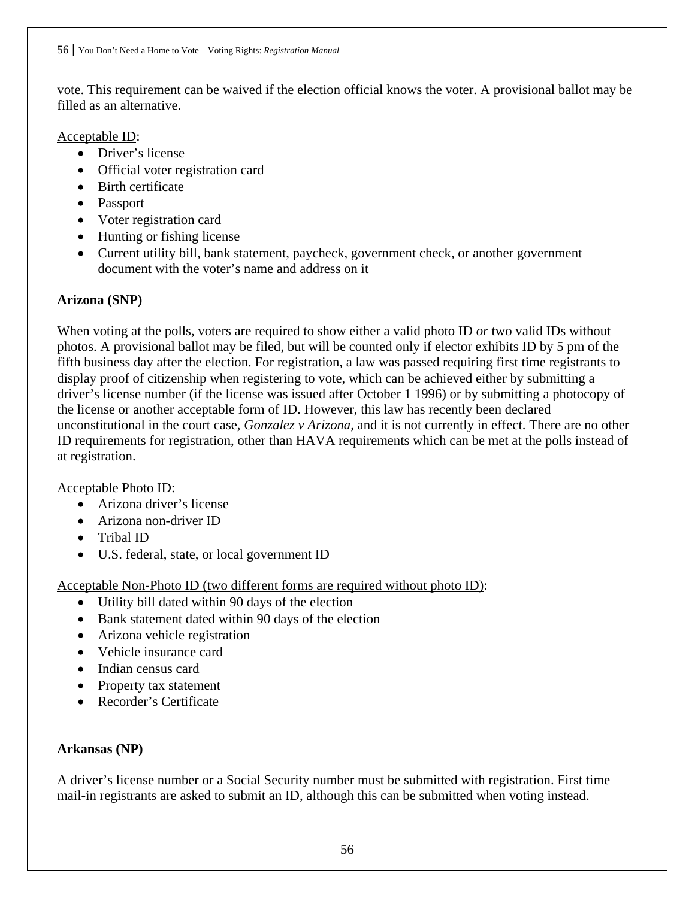vote. This requirement can be waived if the election official knows the voter. A provisional ballot may be filled as an alternative.

Acceptable ID:

- Driver's license
- Official voter registration card
- Birth certificate
- Passport
- Voter registration card
- Hunting or fishing license
- Current utility bill, bank statement, paycheck, government check, or another government document with the voter's name and address on it

**Arizona (SNP)**

When voting at the polls, voters are required to show either a valid photo ID *or* two valid IDs without photos. A provisional ballot may be filed, but will be counted only if elector exhibits ID by 5 pm of the fifth business day after the election. For registration, a law was passed requiring first time registrants to display proof of citizenship when registering to vote, which can be achieved either by submitting a driver's license number (if the license was issued after October 1 1996) or by submitting a photocopy of the license or another acceptable form of ID. However, this law has recently been declared unconstitutional in the court case, *Gonzalez v Arizona*, and it is not currently in effect. There are no other ID requirements for registration, other than HAVA requirements which can be met at the polls instead of at registration.

Acceptable Photo ID:

- Arizona driver's license
- Arizona non-driver ID
- Tribal ID
- U.S. federal, state, or local government ID

Acceptable Non-Photo ID (two different forms are required without photo ID):

- Utility bill dated within 90 days of the election
- Bank statement dated within 90 days of the election
- Arizona vehicle registration
- Vehicle insurance card
- Indian census card
- Property tax statement
- Recorder's Certificate

**Arkansas (NP)**

A driver's license number or a Social Security number must be submitted with registration. First time mail-in registrants are asked to submit an ID, although this can be submitted when voting instead.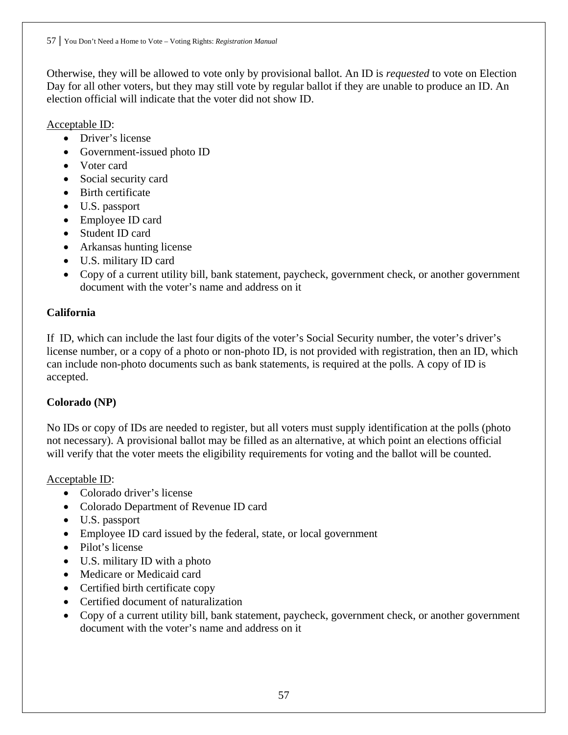Otherwise, they will be allowed to vote only by provisional ballot. An ID is *requested* to vote on Election Day for all other voters, but they may still vote by regular ballot if they are unable to produce an ID. An election official will indicate that the voter did not show ID.

Acceptable ID:

- Driver's license
- Government-issued photo ID
- Voter card
- Social security card
- Birth certificate
- U.S. passport
- Employee ID card
- Student ID card
- Arkansas hunting license
- U.S. military ID card
- Copy of a current utility bill, bank statement, paycheck, government check, or another government document with the voter's name and address on it

**California**

If ID, which can include the last four digits of the voter's Social Security number, the voter's driver's license number, or a copy of a photo or non-photo ID, is not provided with registration, then an ID, which can include non-photo documents such as bank statements, is required at the polls. A copy of ID is accepted.

**Colorado (NP)**

No IDs or copy of IDs are needed to register, but all voters must supply identification at the polls (photo not necessary). A provisional ballot may be filled as an alternative, at which point an elections official will verify that the voter meets the eligibility requirements for voting and the ballot will be counted.

Acceptable ID:

- Colorado driver's license
- Colorado Department of Revenue ID card
- U.S. passport
- Employee ID card issued by the federal, state, or local government
- Pilot's license
- U.S. military ID with a photo
- Medicare or Medicaid card
- Certified birth certificate copy
- Certified document of naturalization
- Copy of a current utility bill, bank statement, paycheck, government check, or another government document with the voter's name and address on it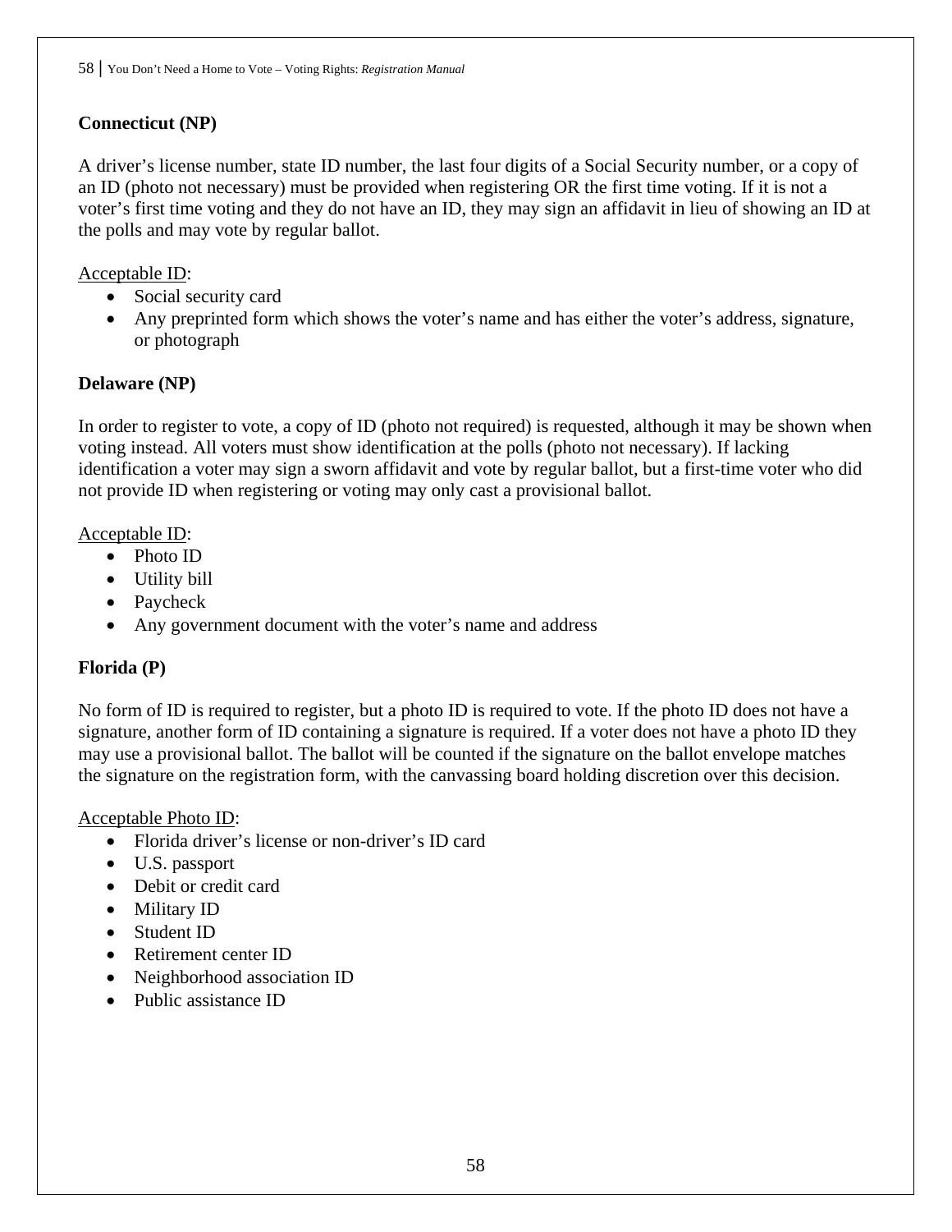**Connecticut (NP)**

A driver's license number, state ID number, the last four digits of a Social Security number, or a copy of an ID (photo not necessary) must be provided when registering OR the first time voting. If it is not a voter's first time voting and they do not have an ID, they may sign an affidavit in lieu of showing an ID at the polls and may vote by regular ballot.

Acceptable ID:

- Social security card
- Any preprinted form which shows the voter's name and has either the voter's address, signature, or photograph

**Delaware (NP)**

In order to register to vote, a copy of ID (photo not required) is requested, although it may be shown when voting instead. All voters must show identification at the polls (photo not necessary). If lacking identification a voter may sign a sworn affidavit and vote by regular ballot, but a first-time voter who did not provide ID when registering or voting may only cast a provisional ballot.

Acceptable ID:

- Photo ID
- Utility bill
- Paycheck
- Any government document with the voter's name and address

**Florida (P)**

No form of ID is required to register, but a photo ID is required to vote. If the photo ID does not have a signature, another form of ID containing a signature is required. If a voter does not have a photo ID they may use a provisional ballot. The ballot will be counted if the signature on the ballot envelope matches the signature on the registration form, with the canvassing board holding discretion over this decision.

Acceptable Photo ID:

- Florida driver's license or non-driver's ID card
- U.S. passport
- Debit or credit card
- Military ID
- Student ID
- Retirement center ID
- Neighborhood association ID
- Public assistance ID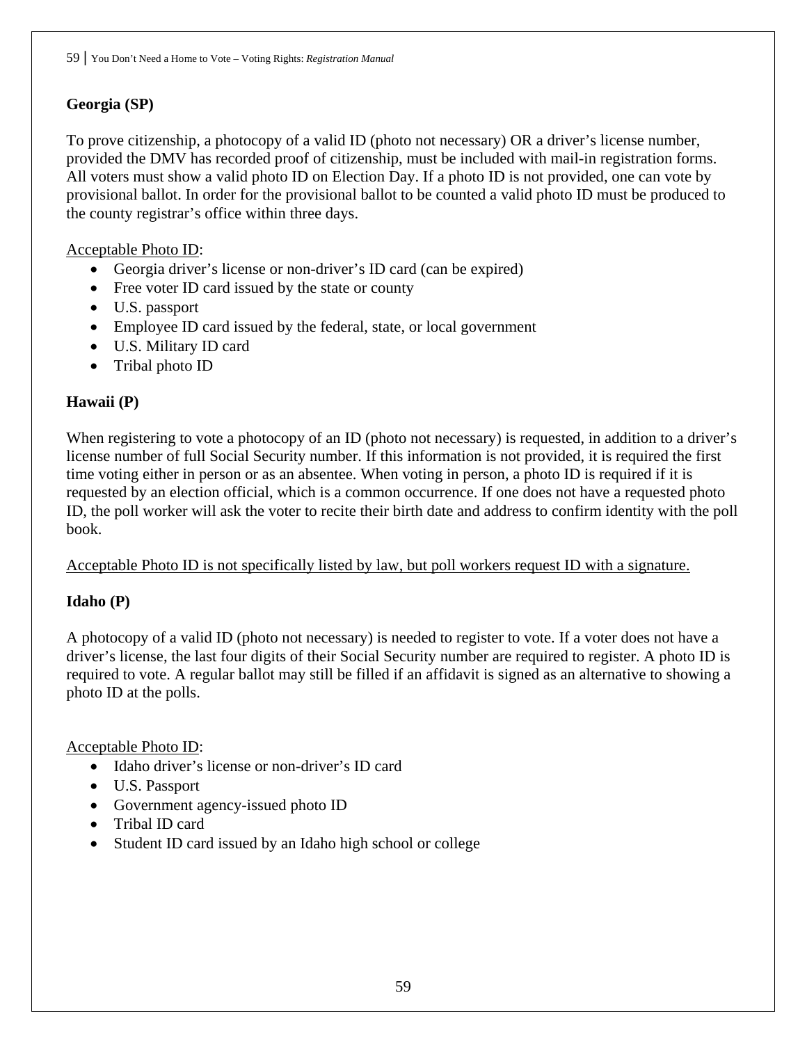**Georgia (SP)**

To prove citizenship, a photocopy of a valid ID (photo not necessary) OR a driver's license number, provided the DMV has recorded proof of citizenship, must be included with mail-in registration forms. All voters must show a valid photo ID on Election Day. If a photo ID is not provided, one can vote by provisional ballot. In order for the provisional ballot to be counted a valid photo ID must be produced to the county registrar's office within three days.

<u>Acceptable Photo ID</u>:

- Georgia driver's license or non-driver's ID card (can be expired)
- Free voter ID card issued by the state or county
- U.S. passport
- Employee ID card issued by the federal, state, or local government
- U.S. Military ID card
- Tribal photo ID

**Hawaii (P)**

When registering to vote a photocopy of an ID (photo not necessary) is requested, in addition to a driver's license number of full Social Security number. If this information is not provided, it is required the first time voting either in person or as an absentee. When voting in person, a photo ID is required if it is requested by an election official, which is a common occurrence. If one does not have a requested photo ID, the poll worker will ask the voter to recite their birth date and address to confirm identity with the poll book.

<u>Acceptable Photo ID is not specifically listed by law, but poll workers request ID with a signature.</u>

**Idaho (P)**

A photocopy of a valid ID (photo not necessary) is needed to register to vote. If a voter does not have a driver's license, the last four digits of their Social Security number are required to register. A photo ID is required to vote. A regular ballot may still be filled if an affidavit is signed as an alternative to showing a photo ID at the polls.

<u>Acceptable Photo ID</u>:

- Idaho driver's license or non-driver's ID card
- U.S. Passport
- Government agency-issued photo ID
- Tribal ID card
- Student ID card issued by an Idaho high school or college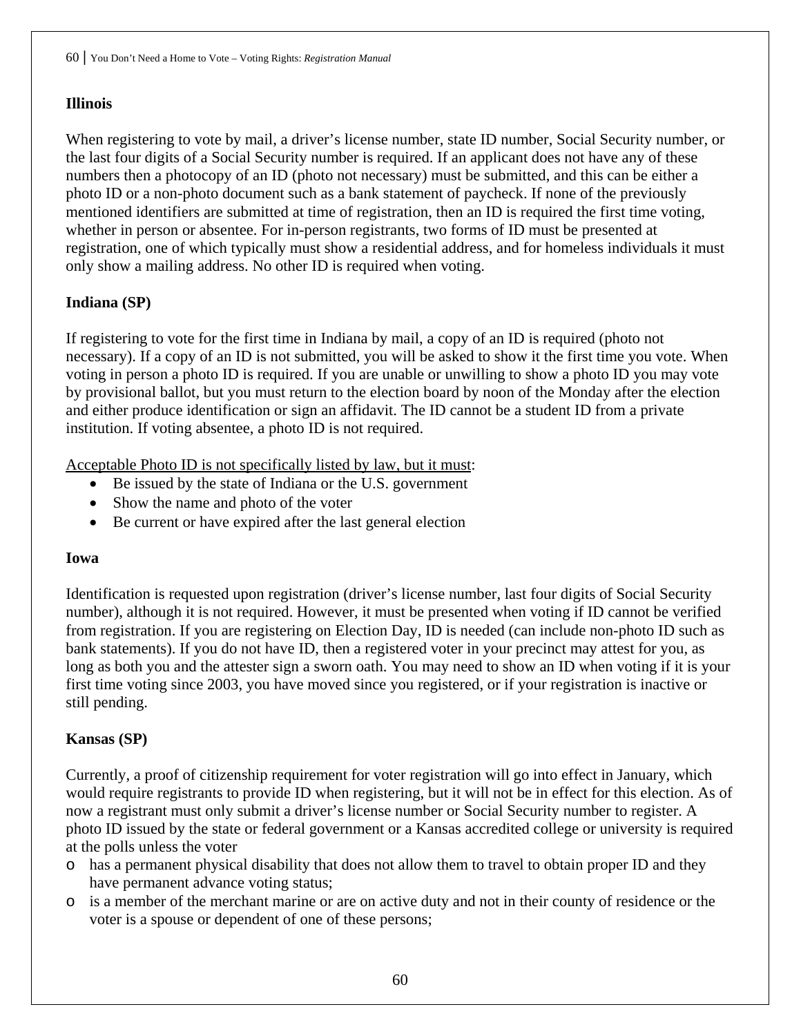**Illinois**

When registering to vote by mail, a driver's license number, state ID number, Social Security number, or the last four digits of a Social Security number is required. If an applicant does not have any of these numbers then a photocopy of an ID (photo not necessary) must be submitted, and this can be either a photo ID or a non-photo document such as a bank statement of paycheck. If none of the previously mentioned identifiers are submitted at time of registration, then an ID is required the first time voting, whether in person or absentee. For in-person registrants, two forms of ID must be presented at registration, one of which typically must show a residential address, and for homeless individuals it must only show a mailing address. No other ID is required when voting.

**Indiana (SP)**

If registering to vote for the first time in Indiana by mail, a copy of an ID is required (photo not necessary). If a copy of an ID is not submitted, you will be asked to show it the first time you vote. When voting in person a photo ID is required. If you are unable or unwilling to show a photo ID you may vote by provisional ballot, but you must return to the election board by noon of the Monday after the election and either produce identification or sign an affidavit. The ID cannot be a student ID from a private institution. If voting absentee, a photo ID is not required.

<u>Acceptable Photo ID is not specifically listed by law, but it must</u>:

- Be issued by the state of Indiana or the U.S. government
- Show the name and photo of the voter
- Be current or have expired after the last general election

**Iowa**

Identification is requested upon registration (driver's license number, last four digits of Social Security number), although it is not required. However, it must be presented when voting if ID cannot be verified from registration. If you are registering on Election Day, ID is needed (can include non-photo ID such as bank statements). If you do not have ID, then a registered voter in your precinct may attest for you, as long as both you and the attester sign a sworn oath. You may need to show an ID when voting if it is your first time voting since 2003, you have moved since you registered, or if your registration is inactive or still pending.

**Kansas (SP)**

Currently, a proof of citizenship requirement for voter registration will go into effect in January, which would require registrants to provide ID when registering, but it will not be in effect for this election. As of now a registrant must only submit a driver's license number or Social Security number to register. A photo ID issued by the state or federal government or a Kansas accredited college or university is required at the polls unless the voter

- has a permanent physical disability that does not allow them to travel to obtain proper ID and they have permanent advance voting status;
- is a member of the merchant marine or are on active duty and not in their county of residence or the voter is a spouse or dependent of one of these persons;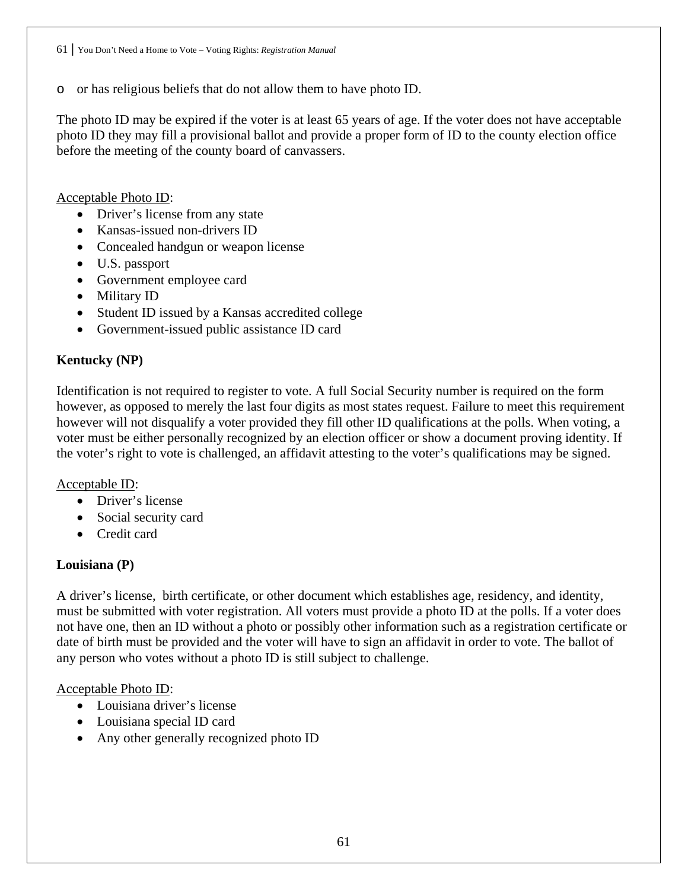- or has religious beliefs that do not allow them to have photo ID.

The photo ID may be expired if the voter is at least 65 years of age. If the voter does not have acceptable photo ID they may fill a provisional ballot and provide a proper form of ID to the county election office before the meeting of the county board of canvassers.

Acceptable Photo ID:

- Driver's license from any state
- Kansas-issued non-drivers ID
- Concealed handgun or weapon license
- U.S. passport
- Government employee card
- Military ID
- Student ID issued by a Kansas accredited college
- Government-issued public assistance ID card

**Kentucky (NP)**

Identification is not required to register to vote. A full Social Security number is required on the form however, as opposed to merely the last four digits as most states request. Failure to meet this requirement however will not disqualify a voter provided they fill other ID qualifications at the polls. When voting, a voter must be either personally recognized by an election officer or show a document proving identity. If the voter's right to vote is challenged, an affidavit attesting to the voter's qualifications may be signed.

Acceptable ID:

- Driver's license
- Social security card
- Credit card

**Louisiana (P)**

A driver's license, birth certificate, or other document which establishes age, residency, and identity, must be submitted with voter registration. All voters must provide a photo ID at the polls. If a voter does not have one, then an ID without a photo or possibly other information such as a registration certificate or date of birth must be provided and the voter will have to sign an affidavit in order to vote. The ballot of any person who votes without a photo ID is still subject to challenge.

Acceptable Photo ID:

- Louisiana driver's license
- Louisiana special ID card
- Any other generally recognized photo ID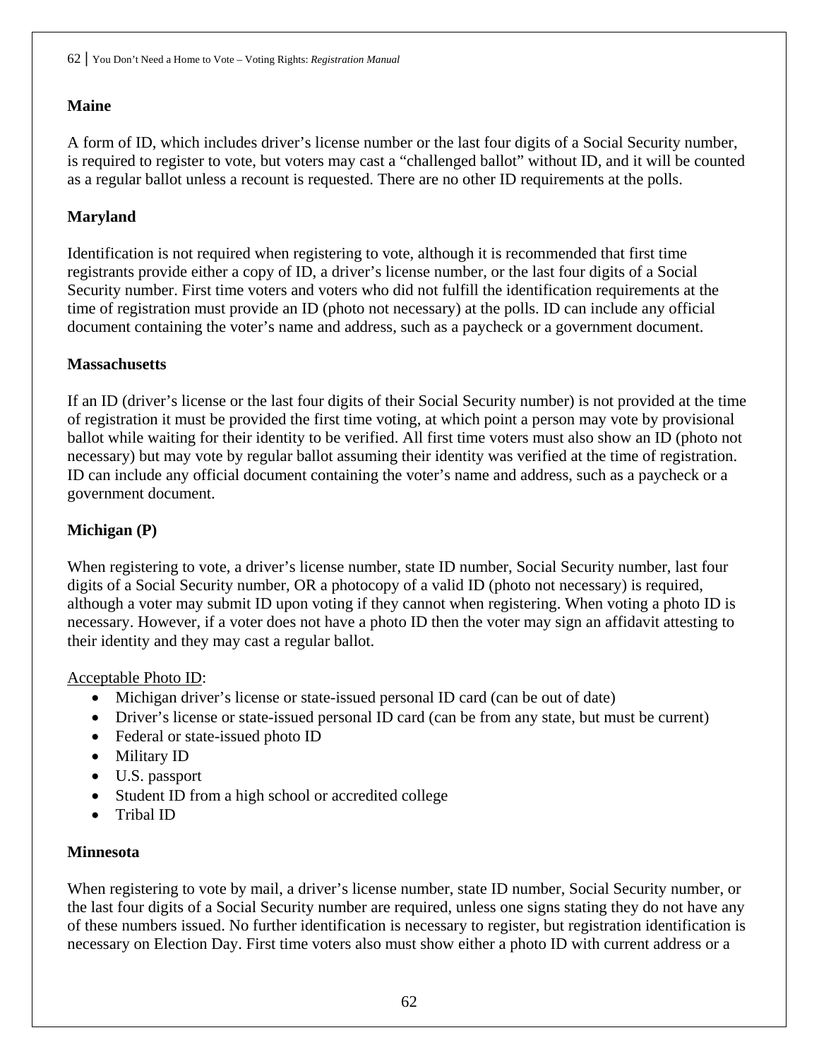**Maine**

A form of ID, which includes driver's license number or the last four digits of a Social Security number, is required to register to vote, but voters may cast a "challenged ballot" without ID, and it will be counted as a regular ballot unless a recount is requested. There are no other ID requirements at the polls.

**Maryland**

Identification is not required when registering to vote, although it is recommended that first time registrants provide either a copy of ID, a driver's license number, or the last four digits of a Social Security number. First time voters and voters who did not fulfill the identification requirements at the time of registration must provide an ID (photo not necessary) at the polls. ID can include any official document containing the voter's name and address, such as a paycheck or a government document.

**Massachusetts**

If an ID (driver's license or the last four digits of their Social Security number) is not provided at the time of registration it must be provided the first time voting, at which point a person may vote by provisional ballot while waiting for their identity to be verified. All first time voters must also show an ID (photo not necessary) but may vote by regular ballot assuming their identity was verified at the time of registration. ID can include any official document containing the voter's name and address, such as a paycheck or a government document.

**Michigan (P)**

When registering to vote, a driver's license number, state ID number, Social Security number, last four digits of a Social Security number, OR a photocopy of a valid ID (photo not necessary) is required, although a voter may submit ID upon voting if they cannot when registering. When voting a photo ID is necessary. However, if a voter does not have a photo ID then the voter may sign an affidavit attesting to their identity and they may cast a regular ballot.

Acceptable Photo ID:

- Michigan driver's license or state-issued personal ID card (can be out of date)
- Driver's license or state-issued personal ID card (can be from any state, but must be current)
- Federal or state-issued photo ID
- Military ID
- U.S. passport
- Student ID from a high school or accredited college
- Tribal ID

**Minnesota**

When registering to vote by mail, a driver's license number, state ID number, Social Security number, or the last four digits of a Social Security number are required, unless one signs stating they do not have any of these numbers issued. No further identification is necessary to register, but registration identification is necessary on Election Day. First time voters also must show either a photo ID with current address or a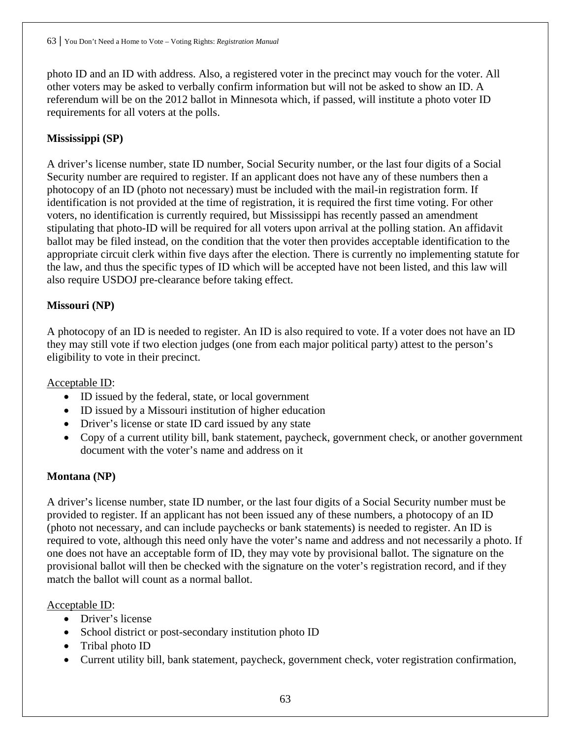photo ID and an ID with address. Also, a registered voter in the precinct may vouch for the voter. All other voters may be asked to verbally confirm information but will not be asked to show an ID. A referendum will be on the 2012 ballot in Minnesota which, if passed, will institute a photo voter ID requirements for all voters at the polls.

**Mississippi (SP)**

A driver's license number, state ID number, Social Security number, or the last four digits of a Social Security number are required to register. If an applicant does not have any of these numbers then a photocopy of an ID (photo not necessary) must be included with the mail-in registration form. If identification is not provided at the time of registration, it is required the first time voting. For other voters, no identification is currently required, but Mississippi has recently passed an amendment stipulating that photo-ID will be required for all voters upon arrival at the polling station. An affidavit ballot may be filed instead, on the condition that the voter then provides acceptable identification to the appropriate circuit clerk within five days after the election. There is currently no implementing statute for the law, and thus the specific types of ID which will be accepted have not been listed, and this law will also require USDOJ pre-clearance before taking effect.

**Missouri (NP)**

A photocopy of an ID is needed to register. An ID is also required to vote. If a voter does not have an ID they may still vote if two election judges (one from each major political party) attest to the person's eligibility to vote in their precinct.

Acceptable ID:

- ID issued by the federal, state, or local government
- ID issued by a Missouri institution of higher education
- Driver's license or state ID card issued by any state
- Copy of a current utility bill, bank statement, paycheck, government check, or another government document with the voter's name and address on it

**Montana (NP)**

A driver's license number, state ID number, or the last four digits of a Social Security number must be provided to register. If an applicant has not been issued any of these numbers, a photocopy of an ID (photo not necessary, and can include paychecks or bank statements) is needed to register. An ID is required to vote, although this need only have the voter's name and address and not necessarily a photo. If one does not have an acceptable form of ID, they may vote by provisional ballot. The signature on the provisional ballot will then be checked with the signature on the voter's registration record, and if they match the ballot will count as a normal ballot.

Acceptable ID:

- Driver's license
- School district or post-secondary institution photo ID
- Tribal photo ID
- Current utility bill, bank statement, paycheck, government check, voter registration confirmation,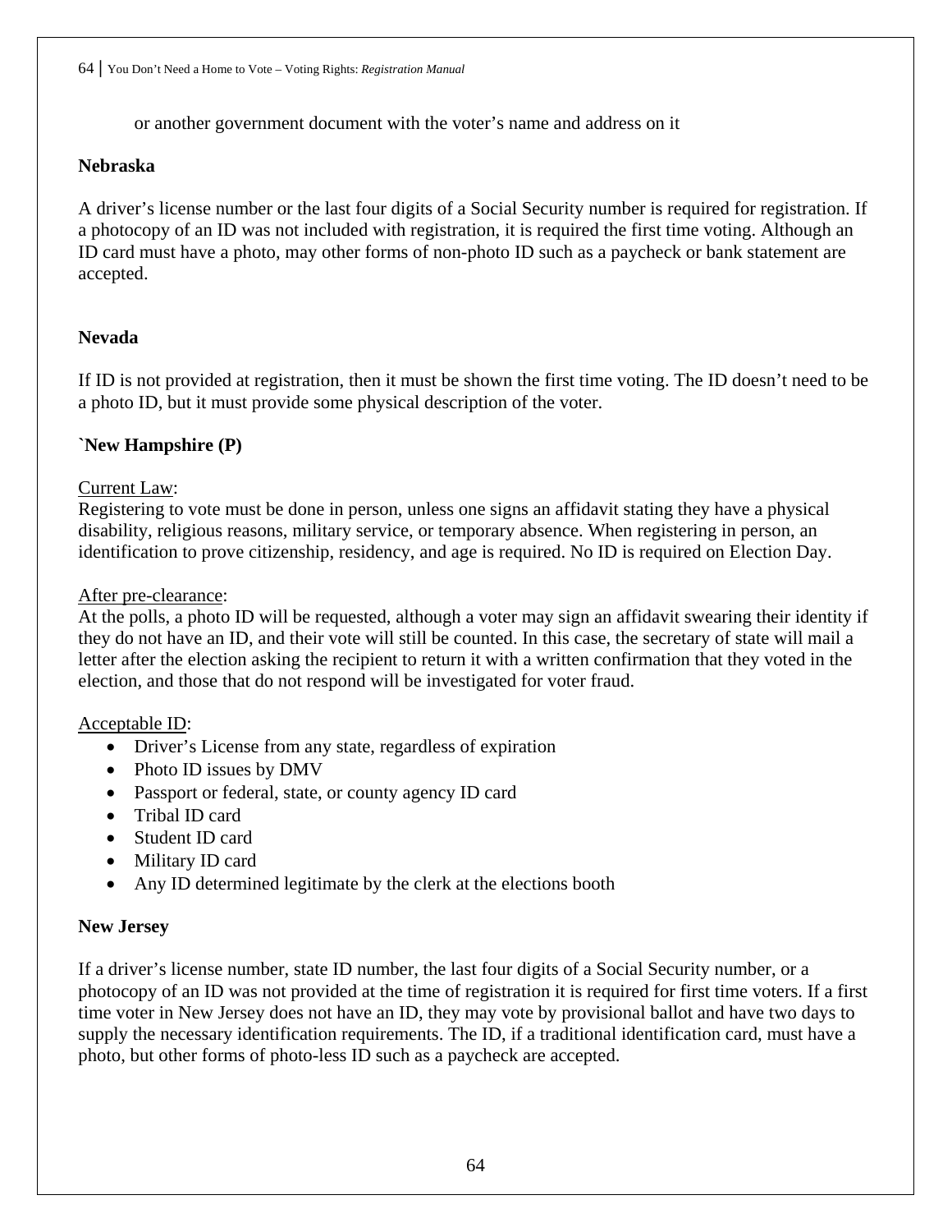or another government document with the voter's name and address on it

**Nebraska**

A driver's license number or the last four digits of a Social Security number is required for registration. If a photocopy of an ID was not included with registration, it is required the first time voting. Although an ID card must have a photo, may other forms of non-photo ID such as a paycheck or bank statement are accepted.

**Nevada**

If ID is not provided at registration, then it must be shown the first time voting. The ID doesn't need to be a photo ID, but it must provide some physical description of the voter.

**`New Hampshire (P)**

<u>Current Law</u>:
Registering to vote must be done in person, unless one signs an affidavit stating they have a physical disability, religious reasons, military service, or temporary absence. When registering in person, an identification to prove citizenship, residency, and age is required. No ID is required on Election Day.

<u>After pre-clearance</u>:
At the polls, a photo ID will be requested, although a voter may sign an affidavit swearing their identity if they do not have an ID, and their vote will still be counted. In this case, the secretary of state will mail a letter after the election asking the recipient to return it with a written confirmation that they voted in the election, and those that do not respond will be investigated for voter fraud.

<u>Acceptable ID</u>:

- Driver's License from any state, regardless of expiration
- Photo ID issues by DMV
- Passport or federal, state, or county agency ID card
- Tribal ID card
- Student ID card
- Military ID card
- Any ID determined legitimate by the clerk at the elections booth

**New Jersey**

If a driver's license number, state ID number, the last four digits of a Social Security number, or a photocopy of an ID was not provided at the time of registration it is required for first time voters. If a first time voter in New Jersey does not have an ID, they may vote by provisional ballot and have two days to supply the necessary identification requirements. The ID, if a traditional identification card, must have a photo, but other forms of photo-less ID such as a paycheck are accepted.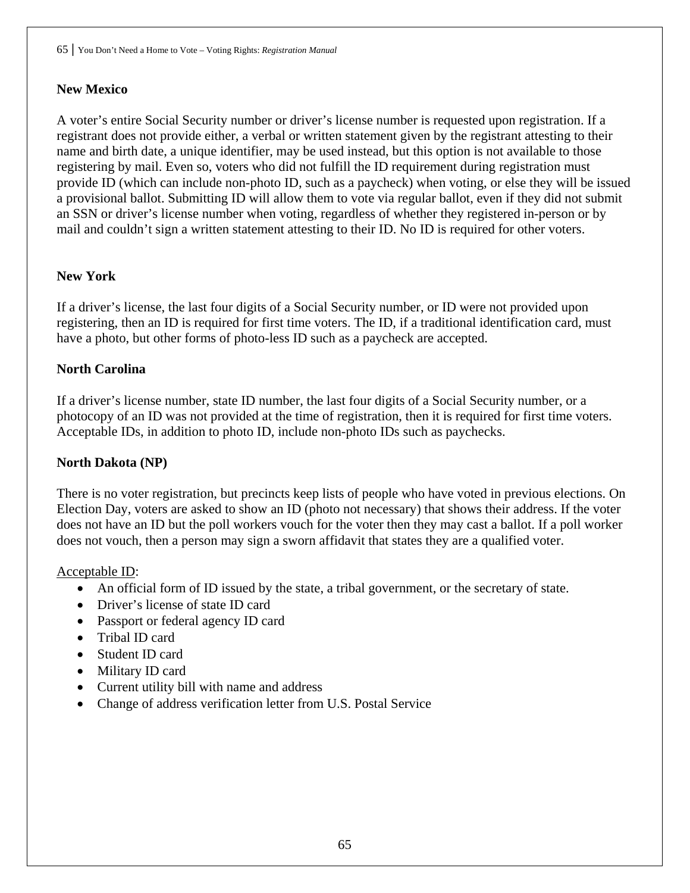**New Mexico**

A voter's entire Social Security number or driver's license number is requested upon registration. If a registrant does not provide either, a verbal or written statement given by the registrant attesting to their name and birth date, a unique identifier, may be used instead, but this option is not available to those registering by mail. Even so, voters who did not fulfill the ID requirement during registration must provide ID (which can include non-photo ID, such as a paycheck) when voting, or else they will be issued a provisional ballot. Submitting ID will allow them to vote via regular ballot, even if they did not submit an SSN or driver's license number when voting, regardless of whether they registered in-person or by mail and couldn't sign a written statement attesting to their ID. No ID is required for other voters.

**New York**

If a driver's license, the last four digits of a Social Security number, or ID were not provided upon registering, then an ID is required for first time voters. The ID, if a traditional identification card, must have a photo, but other forms of photo-less ID such as a paycheck are accepted.

**North Carolina**

If a driver's license number, state ID number, the last four digits of a Social Security number, or a photocopy of an ID was not provided at the time of registration, then it is required for first time voters. Acceptable IDs, in addition to photo ID, include non-photo IDs such as paychecks.

**North Dakota (NP)**

There is no voter registration, but precincts keep lists of people who have voted in previous elections. On Election Day, voters are asked to show an ID (photo not necessary) that shows their address. If the voter does not have an ID but the poll workers vouch for the voter then they may cast a ballot. If a poll worker does not vouch, then a person may sign a sworn affidavit that states they are a qualified voter.

<u>Acceptable ID</u>:

- An official form of ID issued by the state, a tribal government, or the secretary of state.
- Driver's license of state ID card
- Passport or federal agency ID card
- Tribal ID card
- Student ID card
- Military ID card
- Current utility bill with name and address
- Change of address verification letter from U.S. Postal Service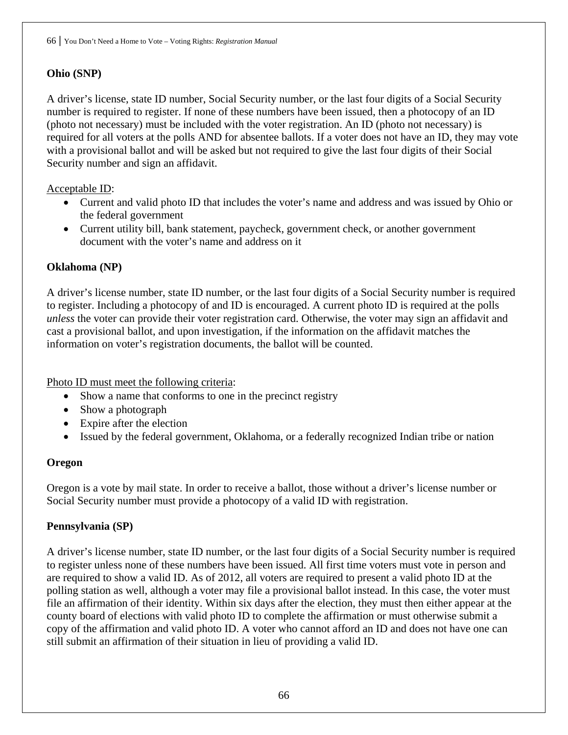**Ohio (SNP)**

A driver's license, state ID number, Social Security number, or the last four digits of a Social Security number is required to register. If none of these numbers have been issued, then a photocopy of an ID (photo not necessary) must be included with the voter registration. An ID (photo not necessary) is required for all voters at the polls AND for absentee ballots. If a voter does not have an ID, they may vote with a provisional ballot and will be asked but not required to give the last four digits of their Social Security number and sign an affidavit.

Acceptable ID:

- Current and valid photo ID that includes the voter's name and address and was issued by Ohio or the federal government
- Current utility bill, bank statement, paycheck, government check, or another government document with the voter's name and address on it

**Oklahoma (NP)**

A driver's license number, state ID number, or the last four digits of a Social Security number is required to register. Including a photocopy of and ID is encouraged. A current photo ID is required at the polls *unless* the voter can provide their voter registration card. Otherwise, the voter may sign an affidavit and cast a provisional ballot, and upon investigation, if the information on the affidavit matches the information on voter's registration documents, the ballot will be counted.

Photo ID must meet the following criteria:

- Show a name that conforms to one in the precinct registry
- Show a photograph
- Expire after the election
- Issued by the federal government, Oklahoma, or a federally recognized Indian tribe or nation

**Oregon**

Oregon is a vote by mail state. In order to receive a ballot, those without a driver's license number or Social Security number must provide a photocopy of a valid ID with registration.

**Pennsylvania (SP)**

A driver's license number, state ID number, or the last four digits of a Social Security number is required to register unless none of these numbers have been issued. All first time voters must vote in person and are required to show a valid ID. As of 2012, all voters are required to present a valid photo ID at the polling station as well, although a voter may file a provisional ballot instead. In this case, the voter must file an affirmation of their identity. Within six days after the election, they must then either appear at the county board of elections with valid photo ID to complete the affirmation or must otherwise submit a copy of the affirmation and valid photo ID. A voter who cannot afford an ID and does not have one can still submit an affirmation of their situation in lieu of providing a valid ID.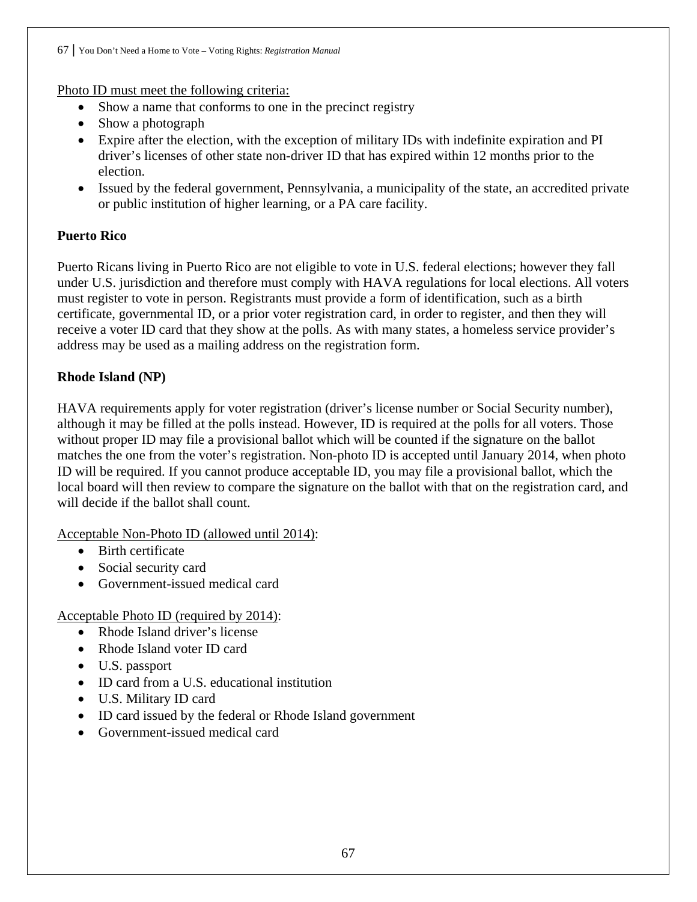Photo ID must meet the following criteria:

- Show a name that conforms to one in the precinct registry
- Show a photograph
- Expire after the election, with the exception of military IDs with indefinite expiration and PI driver's licenses of other state non-driver ID that has expired within 12 months prior to the election.
- Issued by the federal government, Pennsylvania, a municipality of the state, an accredited private or public institution of higher learning, or a PA care facility.

**Puerto Rico**

Puerto Ricans living in Puerto Rico are not eligible to vote in U.S. federal elections; however they fall under U.S. jurisdiction and therefore must comply with HAVA regulations for local elections. All voters must register to vote in person. Registrants must provide a form of identification, such as a birth certificate, governmental ID, or a prior voter registration card, in order to register, and then they will receive a voter ID card that they show at the polls. As with many states, a homeless service provider's address may be used as a mailing address on the registration form.

**Rhode Island (NP)**

HAVA requirements apply for voter registration (driver's license number or Social Security number), although it may be filled at the polls instead. However, ID is required at the polls for all voters. Those without proper ID may file a provisional ballot which will be counted if the signature on the ballot matches the one from the voter's registration. Non-photo ID is accepted until January 2014, when photo ID will be required. If you cannot produce acceptable ID, you may file a provisional ballot, which the local board will then review to compare the signature on the ballot with that on the registration card, and will decide if the ballot shall count.

Acceptable Non-Photo ID (allowed until 2014):

- Birth certificate
- Social security card
- Government-issued medical card

Acceptable Photo ID (required by 2014):

- Rhode Island driver's license
- Rhode Island voter ID card
- U.S. passport
- ID card from a U.S. educational institution
- U.S. Military ID card
- ID card issued by the federal or Rhode Island government
- Government-issued medical card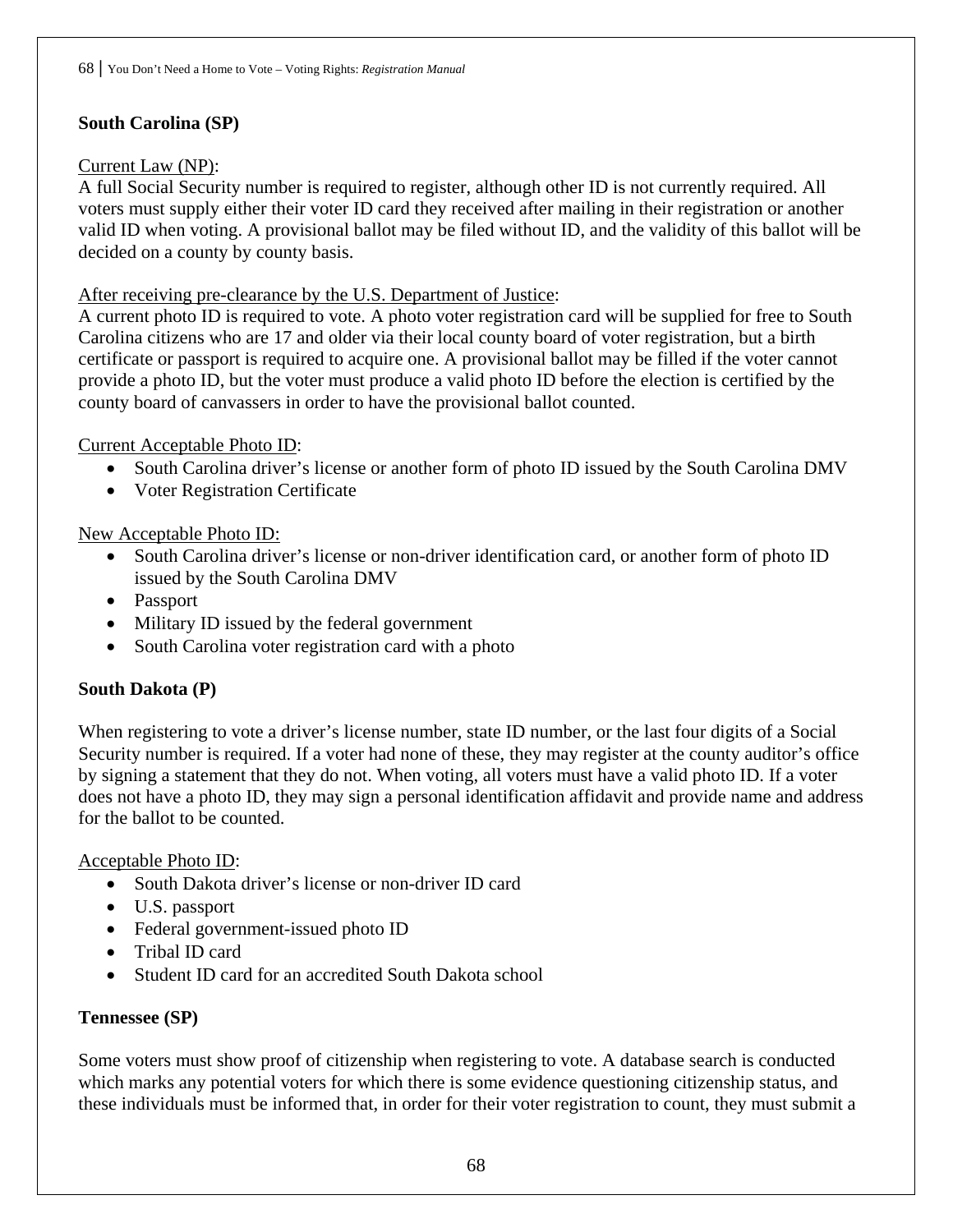**South Carolina (SP)**

Current Law (NP):
A full Social Security number is required to register, although other ID is not currently required. All voters must supply either their voter ID card they received after mailing in their registration or another valid ID when voting. A provisional ballot may be filed without ID, and the validity of this ballot will be decided on a county by county basis.

After receiving pre-clearance by the U.S. Department of Justice:
A current photo ID is required to vote. A photo voter registration card will be supplied for free to South Carolina citizens who are 17 and older via their local county board of voter registration, but a birth certificate or passport is required to acquire one. A provisional ballot may be filled if the voter cannot provide a photo ID, but the voter must produce a valid photo ID before the election is certified by the county board of canvassers in order to have the provisional ballot counted.

Current Acceptable Photo ID:

- South Carolina driver's license or another form of photo ID issued by the South Carolina DMV
- Voter Registration Certificate

New Acceptable Photo ID:

- South Carolina driver's license or non-driver identification card, or another form of photo ID issued by the South Carolina DMV
- Passport
- Military ID issued by the federal government
- South Carolina voter registration card with a photo

**South Dakota (P)**

When registering to vote a driver's license number, state ID number, or the last four digits of a Social Security number is required. If a voter had none of these, they may register at the county auditor's office by signing a statement that they do not. When voting, all voters must have a valid photo ID. If a voter does not have a photo ID, they may sign a personal identification affidavit and provide name and address for the ballot to be counted.

Acceptable Photo ID:

- South Dakota driver's license or non-driver ID card
- U.S. passport
- Federal government-issued photo ID
- Tribal ID card
- Student ID card for an accredited South Dakota school

**Tennessee (SP)**

Some voters must show proof of citizenship when registering to vote. A database search is conducted which marks any potential voters for which there is some evidence questioning citizenship status, and these individuals must be informed that, in order for their voter registration to count, they must submit a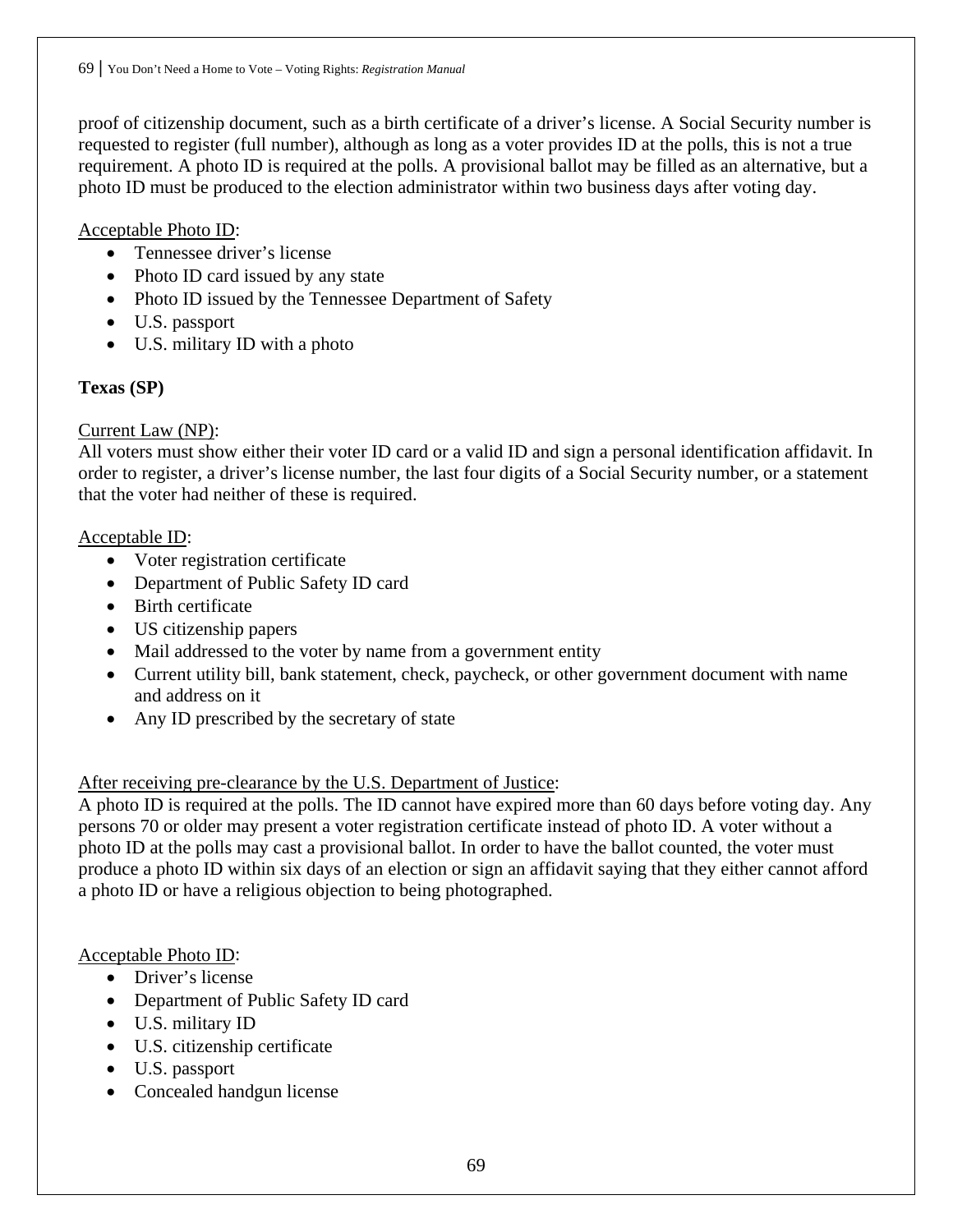proof of citizenship document, such as a birth certificate of a driver's license. A Social Security number is requested to register (full number), although as long as a voter provides ID at the polls, this is not a true requirement. A photo ID is required at the polls. A provisional ballot may be filled as an alternative, but a photo ID must be produced to the election administrator within two business days after voting day.

Acceptable Photo ID:

- Tennessee driver's license
- Photo ID card issued by any state
- Photo ID issued by the Tennessee Department of Safety
- U.S. passport
- U.S. military ID with a photo

**Texas (SP)**

Current Law (NP):
All voters must show either their voter ID card or a valid ID and sign a personal identification affidavit. In order to register, a driver's license number, the last four digits of a Social Security number, or a statement that the voter had neither of these is required.

Acceptable ID:

- Voter registration certificate
- Department of Public Safety ID card
- Birth certificate
- US citizenship papers
- Mail addressed to the voter by name from a government entity
- Current utility bill, bank statement, check, paycheck, or other government document with name and address on it
- Any ID prescribed by the secretary of state

After receiving pre-clearance by the U.S. Department of Justice:
A photo ID is required at the polls. The ID cannot have expired more than 60 days before voting day. Any persons 70 or older may present a voter registration certificate instead of photo ID. A voter without a photo ID at the polls may cast a provisional ballot. In order to have the ballot counted, the voter must produce a photo ID within six days of an election or sign an affidavit saying that they either cannot afford a photo ID or have a religious objection to being photographed.

Acceptable Photo ID:

- Driver's license
- Department of Public Safety ID card
- U.S. military ID
- U.S. citizenship certificate
- U.S. passport
- Concealed handgun license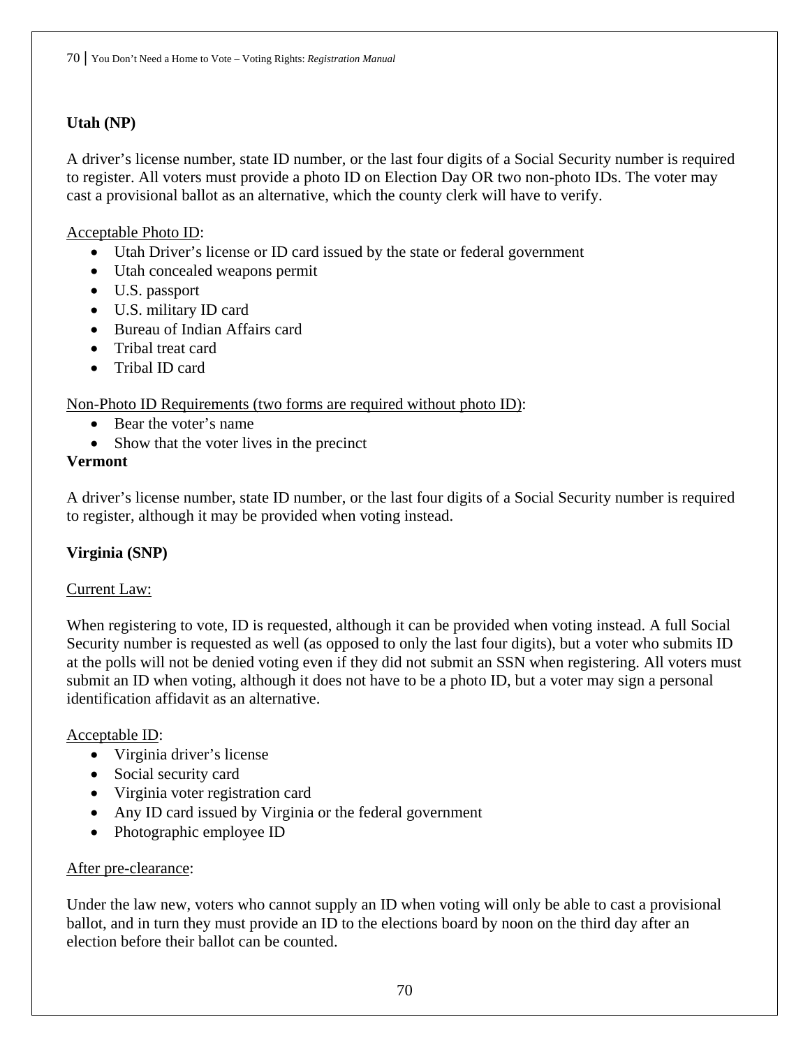**Utah (NP)**

A driver's license number, state ID number, or the last four digits of a Social Security number is required to register. All voters must provide a photo ID on Election Day OR two non-photo IDs. The voter may cast a provisional ballot as an alternative, which the county clerk will have to verify.

Acceptable Photo ID:

- Utah Driver's license or ID card issued by the state or federal government
- Utah concealed weapons permit
- U.S. passport
- U.S. military ID card
- Bureau of Indian Affairs card
- Tribal treat card
- Tribal ID card

Non-Photo ID Requirements (two forms are required without photo ID):

- Bear the voter's name
- Show that the voter lives in the precinct

**Vermont**

A driver's license number, state ID number, or the last four digits of a Social Security number is required to register, although it may be provided when voting instead.

**Virginia (SNP)**

Current Law:

When registering to vote, ID is requested, although it can be provided when voting instead. A full Social Security number is requested as well (as opposed to only the last four digits), but a voter who submits ID at the polls will not be denied voting even if they did not submit an SSN when registering. All voters must submit an ID when voting, although it does not have to be a photo ID, but a voter may sign a personal identification affidavit as an alternative.

Acceptable ID:

- Virginia driver's license
- Social security card
- Virginia voter registration card
- Any ID card issued by Virginia or the federal government
- Photographic employee ID

After pre-clearance:

Under the law new, voters who cannot supply an ID when voting will only be able to cast a provisional ballot, and in turn they must provide an ID to the elections board by noon on the third day after an election before their ballot can be counted.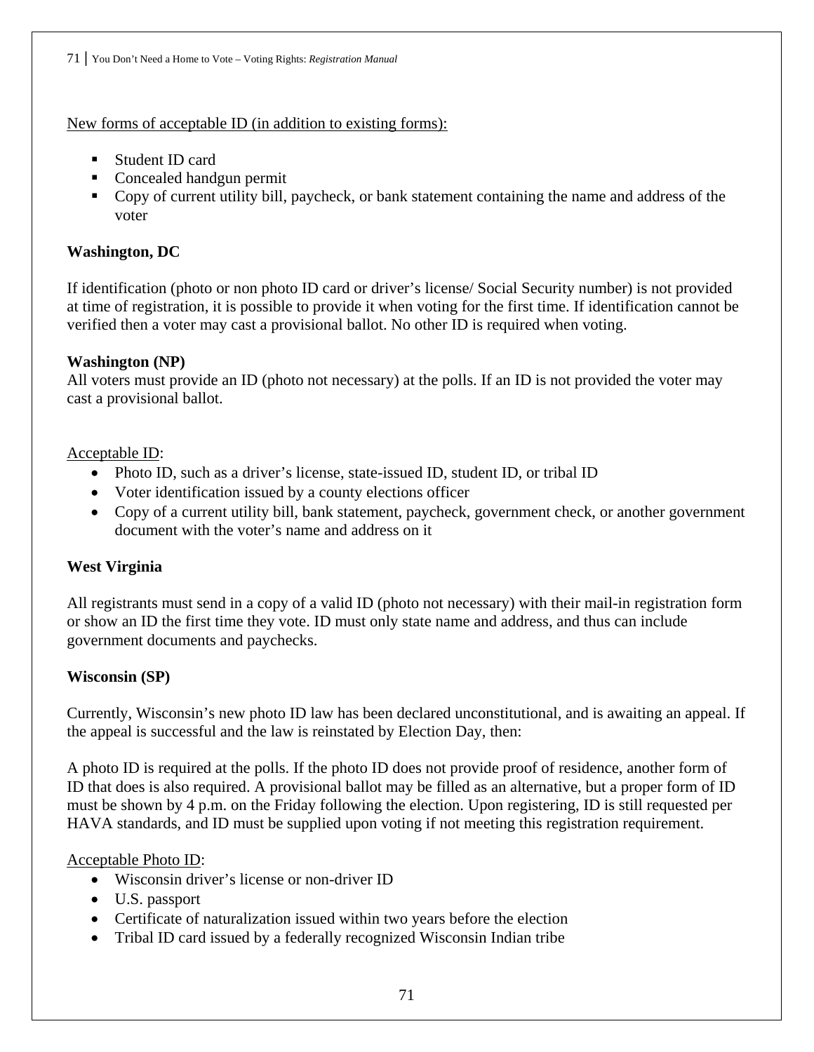New forms of acceptable ID (in addition to existing forms):

- Student ID card
- Concealed handgun permit
- Copy of current utility bill, paycheck, or bank statement containing the name and address of the voter

**Washington, DC**

If identification (photo or non photo ID card or driver's license/ Social Security number) is not provided at time of registration, it is possible to provide it when voting for the first time. If identification cannot be verified then a voter may cast a provisional ballot. No other ID is required when voting.

**Washington (NP)**

All voters must provide an ID (photo not necessary) at the polls. If an ID is not provided the voter may cast a provisional ballot.

Acceptable ID:

- Photo ID, such as a driver's license, state-issued ID, student ID, or tribal ID
- Voter identification issued by a county elections officer
- Copy of a current utility bill, bank statement, paycheck, government check, or another government document with the voter's name and address on it

**West Virginia**

All registrants must send in a copy of a valid ID (photo not necessary) with their mail-in registration form or show an ID the first time they vote. ID must only state name and address, and thus can include government documents and paychecks.

**Wisconsin (SP)**

Currently, Wisconsin's new photo ID law has been declared unconstitutional, and is awaiting an appeal. If the appeal is successful and the law is reinstated by Election Day, then:

A photo ID is required at the polls. If the photo ID does not provide proof of residence, another form of ID that does is also required. A provisional ballot may be filled as an alternative, but a proper form of ID must be shown by 4 p.m. on the Friday following the election. Upon registering, ID is still requested per HAVA standards, and ID must be supplied upon voting if not meeting this registration requirement.

Acceptable Photo ID:

- Wisconsin driver's license or non-driver ID
- U.S. passport
- Certificate of naturalization issued within two years before the election
- Tribal ID card issued by a federally recognized Wisconsin Indian tribe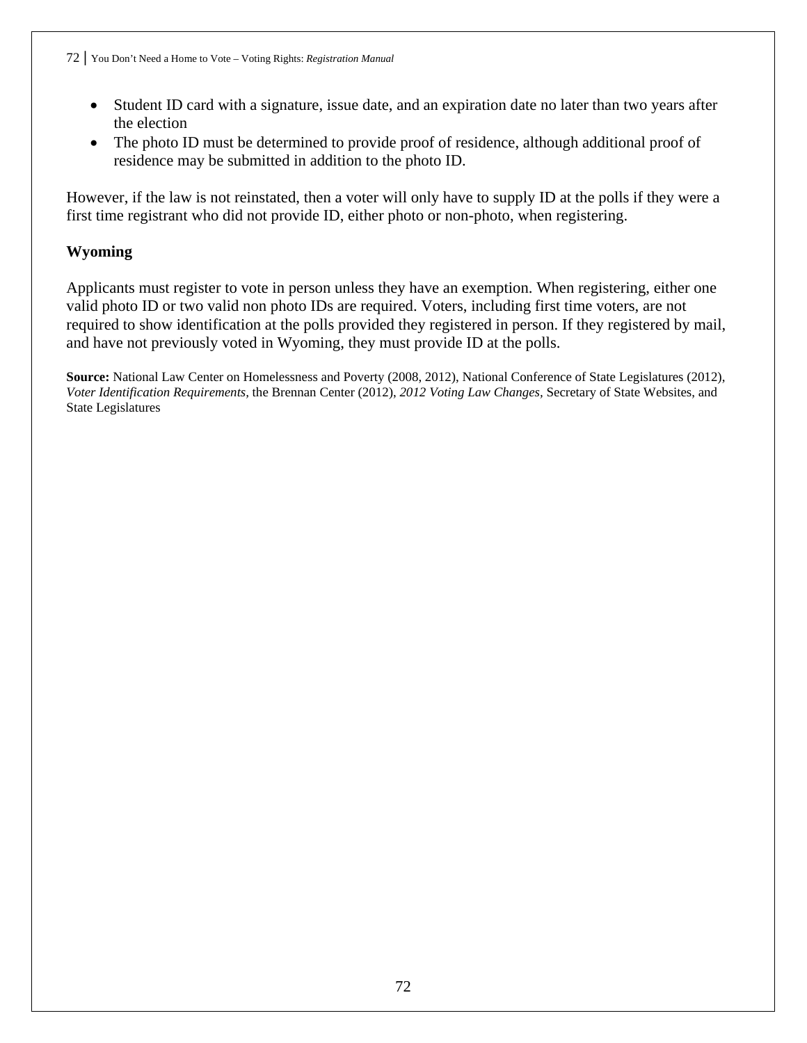- Student ID card with a signature, issue date, and an expiration date no later than two years after the election
- The photo ID must be determined to provide proof of residence, although additional proof of residence may be submitted in addition to the photo ID.

However, if the law is not reinstated, then a voter will only have to supply ID at the polls if they were a first time registrant who did not provide ID, either photo or non-photo, when registering.

### Wyoming

Applicants must register to vote in person unless they have an exemption. When registering, either one valid photo ID or two valid non photo IDs are required. Voters, including first time voters, are not required to show identification at the polls provided they registered in person. If they registered by mail, and have not previously voted in Wyoming, they must provide ID at the polls.

**Source:** National Law Center on Homelessness and Poverty (2008, 2012), National Conference of State Legislatures (2012), *Voter Identification Requirements*, the Brennan Center (2012), *2012 Voting Law Changes*, Secretary of State Websites, and State Legislatures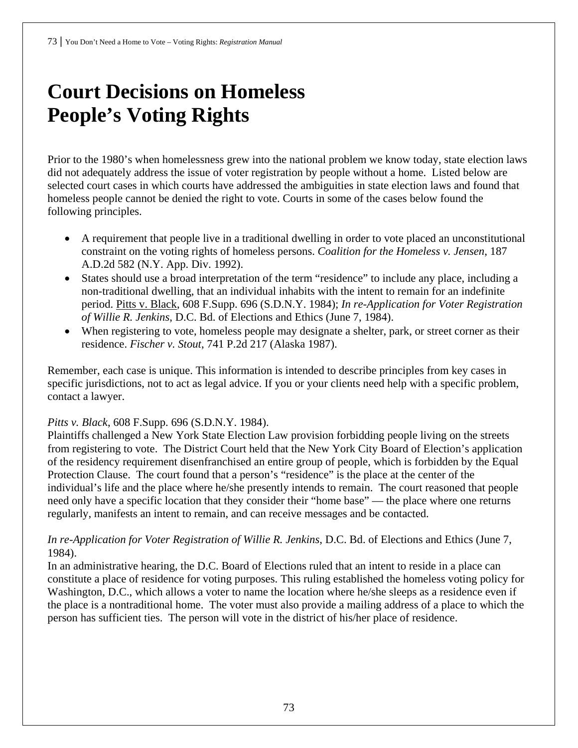# Court Decisions on Homeless People's Voting Rights

Prior to the 1980's when homelessness grew into the national problem we know today, state election laws did not adequately address the issue of voter registration by people without a home. Listed below are selected court cases in which courts have addressed the ambiguities in state election laws and found that homeless people cannot be denied the right to vote. Courts in some of the cases below found the following principles.

- A requirement that people live in a traditional dwelling in order to vote placed an unconstitutional constraint on the voting rights of homeless persons. *Coalition for the Homeless v. Jensen*, 187 A.D.2d 582 (N.Y. App. Div. 1992).
- States should use a broad interpretation of the term "residence" to include any place, including a non-traditional dwelling, that an individual inhabits with the intent to remain for an indefinite period. Pitts v. Black, 608 F.Supp. 696 (S.D.N.Y. 1984); *In re-Application for Voter Registration of Willie R. Jenkins*, D.C. Bd. of Elections and Ethics (June 7, 1984).
- When registering to vote, homeless people may designate a shelter, park, or street corner as their residence. *Fischer v. Stout*, 741 P.2d 217 (Alaska 1987).

Remember, each case is unique. This information is intended to describe principles from key cases in specific jurisdictions, not to act as legal advice. If you or your clients need help with a specific problem, contact a lawyer.

*Pitts v. Black*, 608 F.Supp. 696 (S.D.N.Y. 1984).
Plaintiffs challenged a New York State Election Law provision forbidding people living on the streets from registering to vote. The District Court held that the New York City Board of Election's application of the residency requirement disenfranchised an entire group of people, which is forbidden by the Equal Protection Clause. The court found that a person's "residence" is the place at the center of the individual's life and the place where he/she presently intends to remain. The court reasoned that people need only have a specific location that they consider their "home base" — the place where one returns regularly, manifests an intent to remain, and can receive messages and be contacted.

*In re-Application for Voter Registration of Willie R. Jenkins*, D.C. Bd. of Elections and Ethics (June 7, 1984).
In an administrative hearing, the D.C. Board of Elections ruled that an intent to reside in a place can constitute a place of residence for voting purposes. This ruling established the homeless voting policy for Washington, D.C., which allows a voter to name the location where he/she sleeps as a residence even if the place is a nontraditional home. The voter must also provide a mailing address of a place to which the person has sufficient ties. The person will vote in the district of his/her place of residence.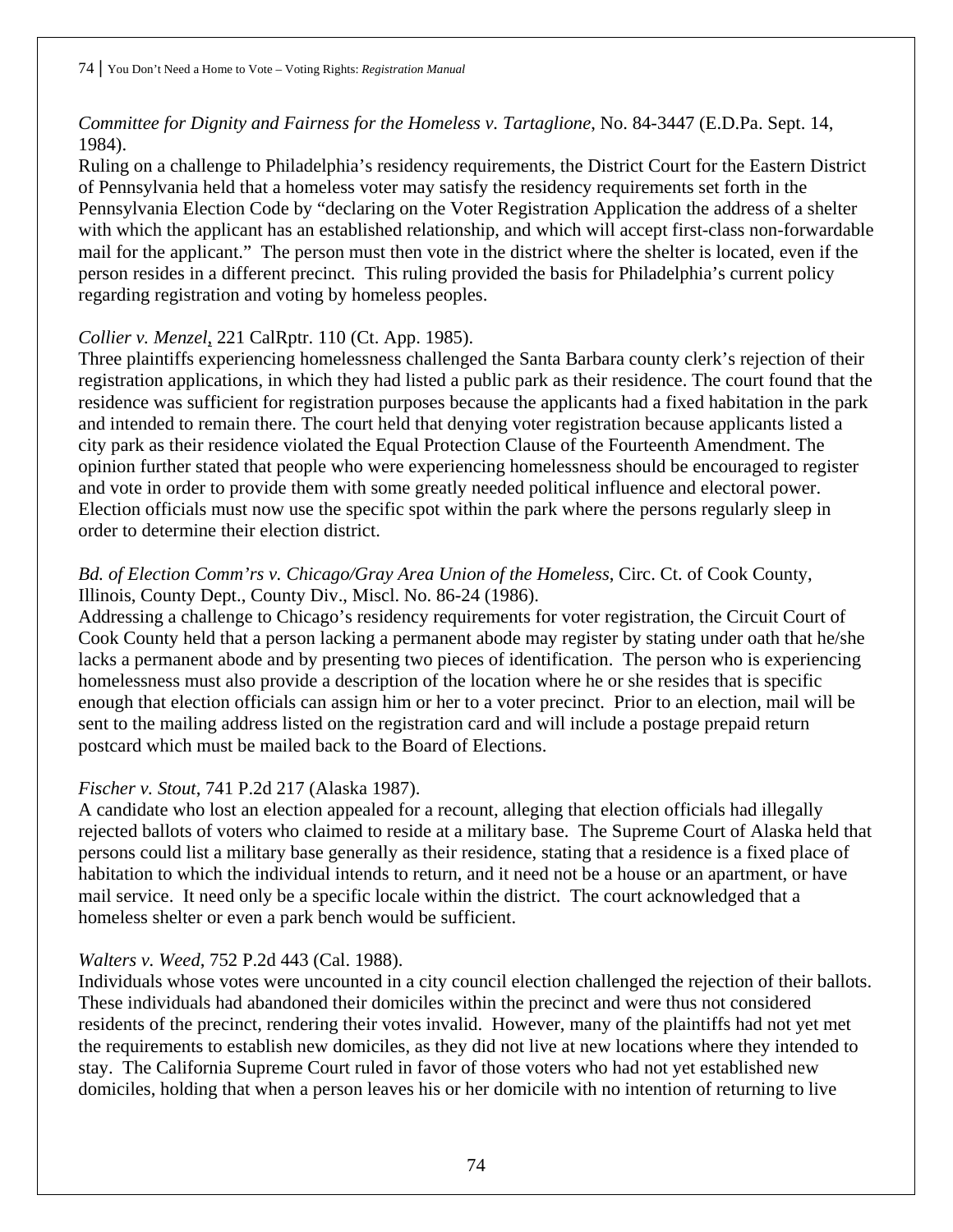*Committee for Dignity and Fairness for the Homeless v. Tartaglione*, No. 84-3447 (E.D.Pa. Sept. 14, 1984).
Ruling on a challenge to Philadelphia's residency requirements, the District Court for the Eastern District of Pennsylvania held that a homeless voter may satisfy the residency requirements set forth in the Pennsylvania Election Code by "declaring on the Voter Registration Application the address of a shelter with which the applicant has an established relationship, and which will accept first-class non-forwardable mail for the applicant." The person must then vote in the district where the shelter is located, even if the person resides in a different precinct. This ruling provided the basis for Philadelphia's current policy regarding registration and voting by homeless peoples.

*Collier v. Menzel*, 221 CalRptr. 110 (Ct. App. 1985).
Three plaintiffs experiencing homelessness challenged the Santa Barbara county clerk's rejection of their registration applications, in which they had listed a public park as their residence. The court found that the residence was sufficient for registration purposes because the applicants had a fixed habitation in the park and intended to remain there. The court held that denying voter registration because applicants listed a city park as their residence violated the Equal Protection Clause of the Fourteenth Amendment. The opinion further stated that people who were experiencing homelessness should be encouraged to register and vote in order to provide them with some greatly needed political influence and electoral power. Election officials must now use the specific spot within the park where the persons regularly sleep in order to determine their election district.

*Bd. of Election Comm'rs v. Chicago/Gray Area Union of the Homeless*, Circ. Ct. of Cook County, Illinois, County Dept., County Div., Miscl. No. 86-24 (1986).
Addressing a challenge to Chicago's residency requirements for voter registration, the Circuit Court of Cook County held that a person lacking a permanent abode may register by stating under oath that he/she lacks a permanent abode and by presenting two pieces of identification. The person who is experiencing homelessness must also provide a description of the location where he or she resides that is specific enough that election officials can assign him or her to a voter precinct. Prior to an election, mail will be sent to the mailing address listed on the registration card and will include a postage prepaid return postcard which must be mailed back to the Board of Elections.

*Fischer v. Stout*, 741 P.2d 217 (Alaska 1987).
A candidate who lost an election appealed for a recount, alleging that election officials had illegally rejected ballots of voters who claimed to reside at a military base. The Supreme Court of Alaska held that persons could list a military base generally as their residence, stating that a residence is a fixed place of habitation to which the individual intends to return, and it need not be a house or an apartment, or have mail service. It need only be a specific locale within the district. The court acknowledged that a homeless shelter or even a park bench would be sufficient.

*Walters v. Weed*, 752 P.2d 443 (Cal. 1988).
Individuals whose votes were uncounted in a city council election challenged the rejection of their ballots. These individuals had abandoned their domiciles within the precinct and were thus not considered residents of the precinct, rendering their votes invalid. However, many of the plaintiffs had not yet met the requirements to establish new domiciles, as they did not live at new locations where they intended to stay. The California Supreme Court ruled in favor of those voters who had not yet established new domiciles, holding that when a person leaves his or her domicile with no intention of returning to live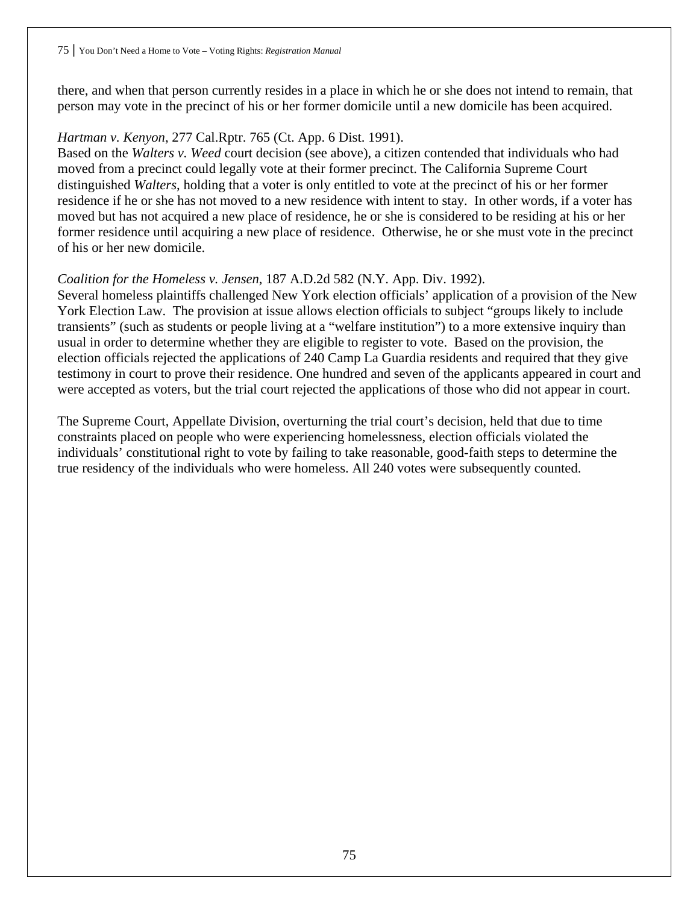there, and when that person currently resides in a place in which he or she does not intend to remain, that person may vote in the precinct of his or her former domicile until a new domicile has been acquired.

*Hartman v. Kenyon*, 277 Cal.Rptr. 765 (Ct. App. 6 Dist. 1991).
Based on the *Walters v. Weed* court decision (see above), a citizen contended that individuals who had moved from a precinct could legally vote at their former precinct. The California Supreme Court distinguished *Walters*, holding that a voter is only entitled to vote at the precinct of his or her former residence if he or she has not moved to a new residence with intent to stay. In other words, if a voter has moved but has not acquired a new place of residence, he or she is considered to be residing at his or her former residence until acquiring a new place of residence. Otherwise, he or she must vote in the precinct of his or her new domicile.

*Coalition for the Homeless v. Jensen*, 187 A.D.2d 582 (N.Y. App. Div. 1992).
Several homeless plaintiffs challenged New York election officials' application of a provision of the New York Election Law. The provision at issue allows election officials to subject "groups likely to include transients" (such as students or people living at a "welfare institution") to a more extensive inquiry than usual in order to determine whether they are eligible to register to vote. Based on the provision, the election officials rejected the applications of 240 Camp La Guardia residents and required that they give testimony in court to prove their residence. One hundred and seven of the applicants appeared in court and were accepted as voters, but the trial court rejected the applications of those who did not appear in court.

The Supreme Court, Appellate Division, overturning the trial court's decision, held that due to time constraints placed on people who were experiencing homelessness, election officials violated the individuals' constitutional right to vote by failing to take reasonable, good-faith steps to determine the true residency of the individuals who were homeless. All 240 votes were subsequently counted.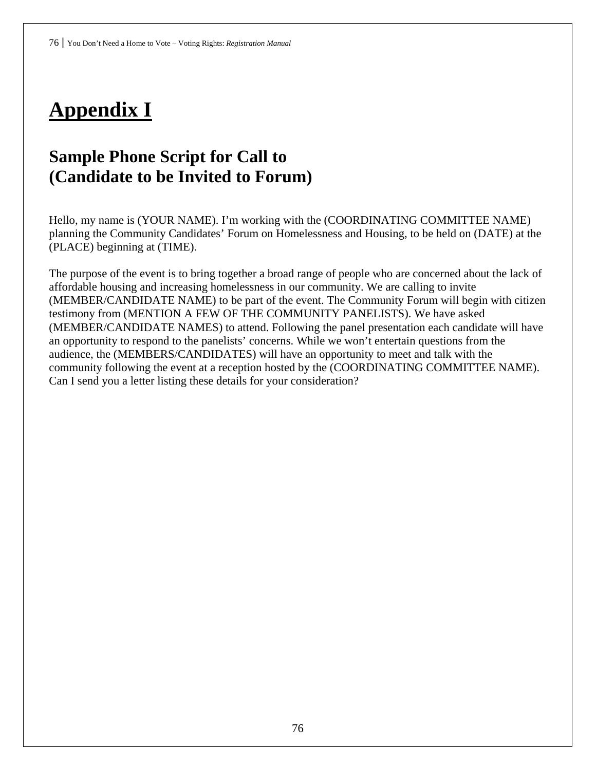# Appendix I

## Sample Phone Script for Call to (Candidate to be Invited to Forum)

Hello, my name is (YOUR NAME). I'm working with the (COORDINATING COMMITTEE NAME) planning the Community Candidates' Forum on Homelessness and Housing, to be held on (DATE) at the (PLACE) beginning at (TIME).

The purpose of the event is to bring together a broad range of people who are concerned about the lack of affordable housing and increasing homelessness in our community. We are calling to invite (MEMBER/CANDIDATE NAME) to be part of the event. The Community Forum will begin with citizen testimony from (MENTION A FEW OF THE COMMUNITY PANELISTS). We have asked (MEMBER/CANDIDATE NAMES) to attend. Following the panel presentation each candidate will have an opportunity to respond to the panelists' concerns. While we won't entertain questions from the audience, the (MEMBERS/CANDIDATES) will have an opportunity to meet and talk with the community following the event at a reception hosted by the (COORDINATING COMMITTEE NAME). Can I send you a letter listing these details for your consideration?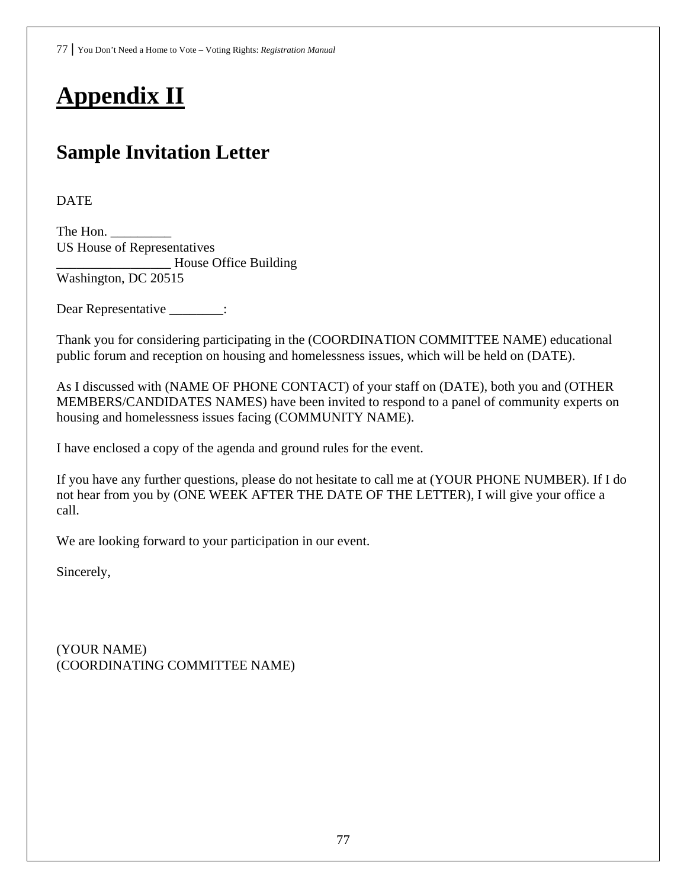# Appendix II

## Sample Invitation Letter

DATE

The Hon. _________
US House of Representatives
_________________ House Office Building
Washington, DC 20515

Dear Representative ________:

Thank you for considering participating in the (COORDINATION COMMITTEE NAME) educational public forum and reception on housing and homelessness issues, which will be held on (DATE).

As I discussed with (NAME OF PHONE CONTACT) of your staff on (DATE), both you and (OTHER MEMBERS/CANDIDATES NAMES) have been invited to respond to a panel of community experts on housing and homelessness issues facing (COMMUNITY NAME).

I have enclosed a copy of the agenda and ground rules for the event.

If you have any further questions, please do not hesitate to call me at (YOUR PHONE NUMBER). If I do not hear from you by (ONE WEEK AFTER THE DATE OF THE LETTER), I will give your office a call.

We are looking forward to your participation in our event.

Sincerely,

(YOUR NAME)
(COORDINATING COMMITTEE NAME)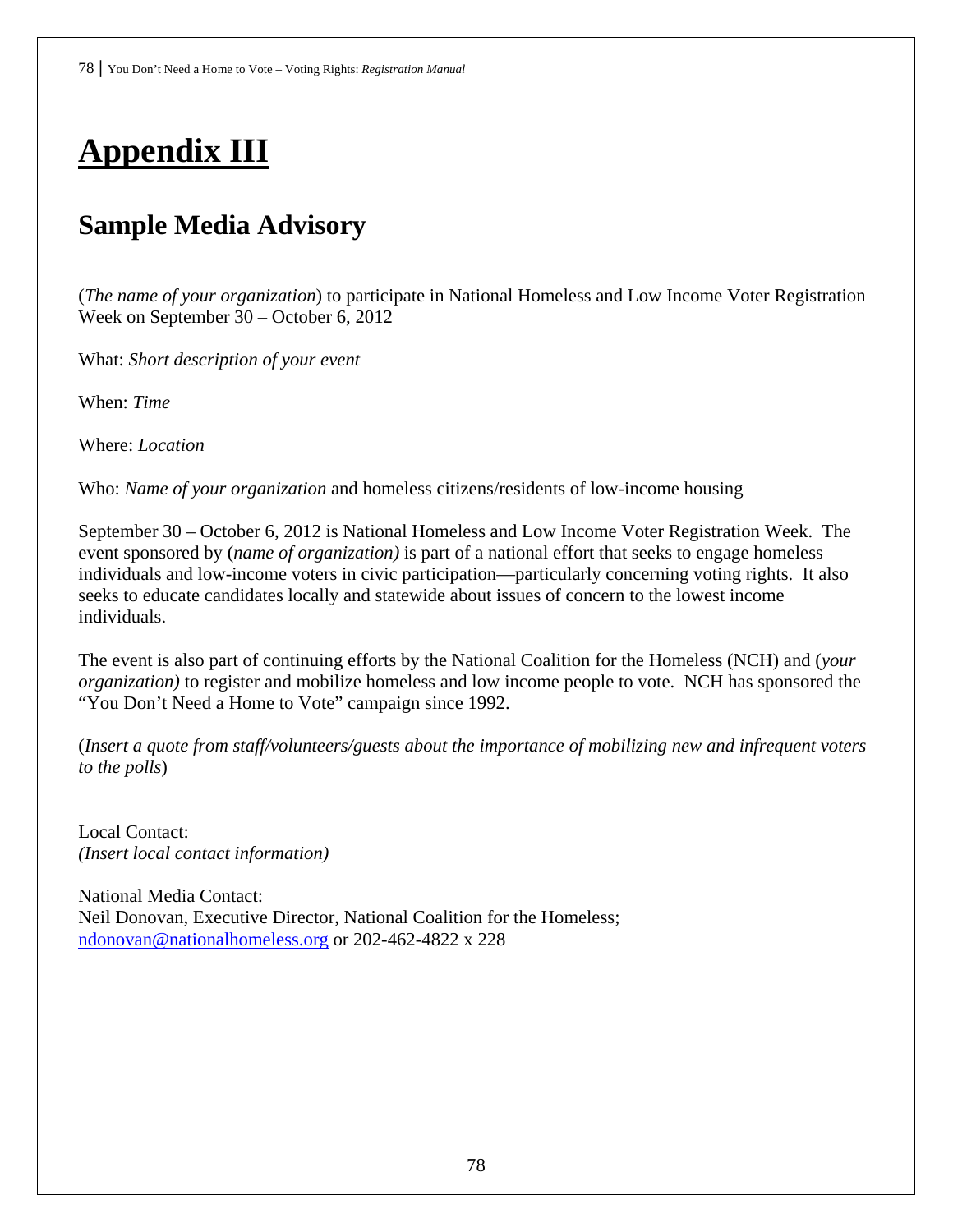# Appendix III

## Sample Media Advisory

(*The name of your organization*) to participate in National Homeless and Low Income Voter Registration Week on September 30 – October 6, 2012

What: *Short description of your event*

When: *Time*

Where: *Location*

Who: *Name of your organization* and homeless citizens/residents of low-income housing

September 30 – October 6, 2012 is National Homeless and Low Income Voter Registration Week. The event sponsored by (*name of organization)* is part of a national effort that seeks to engage homeless individuals and low-income voters in civic participation—particularly concerning voting rights. It also seeks to educate candidates locally and statewide about issues of concern to the lowest income individuals.

The event is also part of continuing efforts by the National Coalition for the Homeless (NCH) and (*your organization)* to register and mobilize homeless and low income people to vote. NCH has sponsored the "You Don't Need a Home to Vote" campaign since 1992.

(*Insert a quote from staff/volunteers/guests about the importance of mobilizing new and infrequent voters to the polls*)

Local Contact:
*(Insert local contact information)*

National Media Contact:
Neil Donovan, Executive Director, National Coalition for the Homeless;
ndonovan@nationalhomeless.org or 202-462-4822 x 228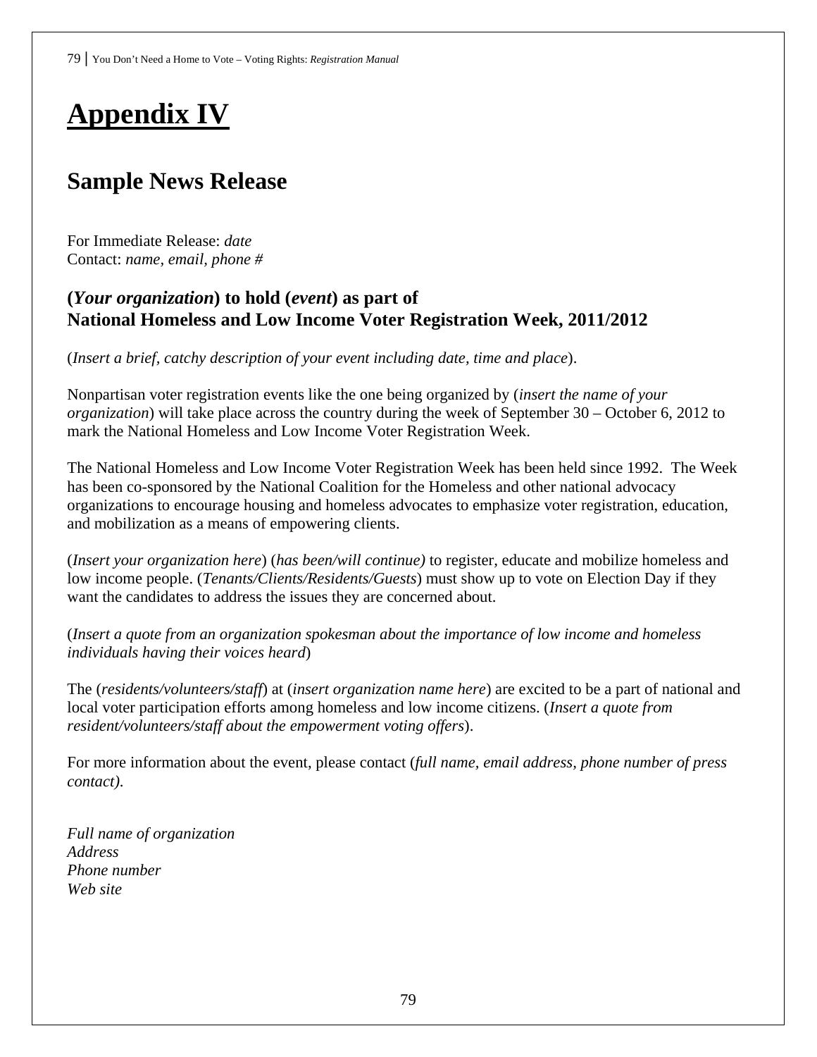# Appendix IV

## Sample News Release

For Immediate Release: *date*
Contact: *name, email, phone #*

### (*Your organization*) to hold (*event*) as part of National Homeless and Low Income Voter Registration Week, 2011/2012

(*Insert a brief, catchy description of your event including date, time and place*).

Nonpartisan voter registration events like the one being organized by (*insert the name of your organization*) will take place across the country during the week of September 30 – October 6, 2012 to mark the National Homeless and Low Income Voter Registration Week.

The National Homeless and Low Income Voter Registration Week has been held since 1992. The Week has been co-sponsored by the National Coalition for the Homeless and other national advocacy organizations to encourage housing and homeless advocates to emphasize voter registration, education, and mobilization as a means of empowering clients.

(*Insert your organization here*) (*has been/will continue)* to register, educate and mobilize homeless and low income people. (*Tenants/Clients/Residents/Guests*) must show up to vote on Election Day if they want the candidates to address the issues they are concerned about.

(*Insert a quote from an organization spokesman about the importance of low income and homeless individuals having their voices heard*)

The (*residents/volunteers/staff*) at (*insert organization name here*) are excited to be a part of national and local voter participation efforts among homeless and low income citizens. (*Insert a quote from resident/volunteers/staff about the empowerment voting offers*).

For more information about the event, please contact (*full name, email address, phone number of press contact).*

*Full name of organization*
*Address*
*Phone number*
*Web site*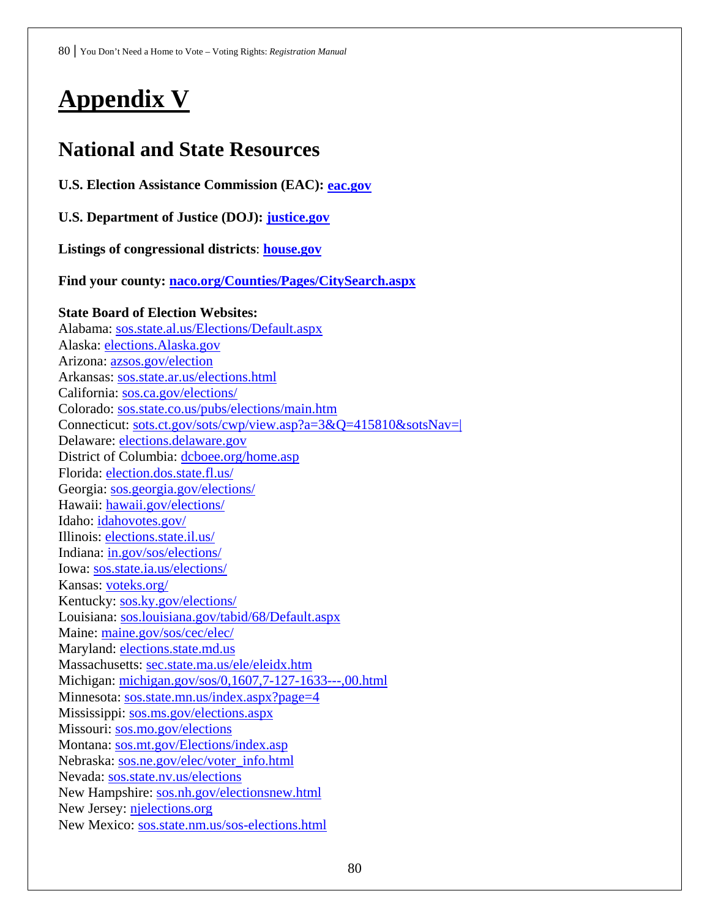# Appendix V

## National and State Resources

**U.S. Election Assistance Commission (EAC): eac.gov**

**U.S. Department of Justice (DOJ): justice.gov**

**Listings of congressional districts: house.gov**

**Find your county: naco.org/Counties/Pages/CitySearch.aspx**

**State Board of Election Websites:**
Alabama: sos.state.al.us/Elections/Default.aspx
Alaska: elections.Alaska.gov
Arizona: azsos.gov/election
Arkansas: sos.state.ar.us/elections.html
California: sos.ca.gov/elections/
Colorado: sos.state.co.us/pubs/elections/main.htm
Connecticut: sots.ct.gov/sots/cwp/view.asp?a=3&Q=415810&sotsNav=|
Delaware: elections.delaware.gov
District of Columbia: dcboee.org/home.asp
Florida: election.dos.state.fl.us/
Georgia: sos.georgia.gov/elections/
Hawaii: hawaii.gov/elections/
Idaho: idahovotes.gov/
Illinois: elections.state.il.us/
Indiana: in.gov/sos/elections/
Iowa: sos.state.ia.us/elections/
Kansas: voteks.org/
Kentucky: sos.ky.gov/elections/
Louisiana: sos.louisiana.gov/tabid/68/Default.aspx
Maine: maine.gov/sos/cec/elec/
Maryland: elections.state.md.us
Massachusetts: sec.state.ma.us/ele/eleidx.htm
Michigan: michigan.gov/sos/0,1607,7-127-1633---,00.html
Minnesota: sos.state.mn.us/index.aspx?page=4
Mississippi: sos.ms.gov/elections.aspx
Missouri: sos.mo.gov/elections
Montana: sos.mt.gov/Elections/index.asp
Nebraska: sos.ne.gov/elec/voter_info.html
Nevada: sos.state.nv.us/elections
New Hampshire: sos.nh.gov/electionsnew.html
New Jersey: njelections.org
New Mexico: sos.state.nm.us/sos-elections.html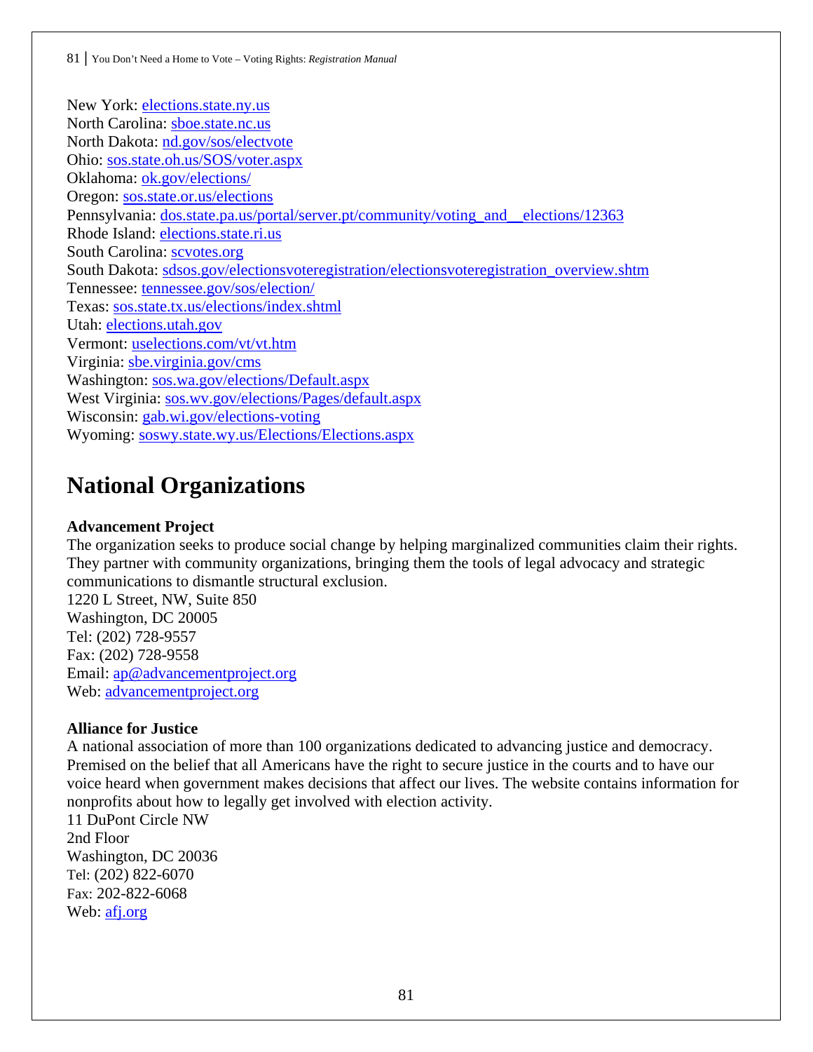New York: elections.state.ny.us
North Carolina: sboe.state.nc.us
North Dakota: nd.gov/sos/electvote
Ohio: sos.state.oh.us/SOS/voter.aspx
Oklahoma: ok.gov/elections/
Oregon: sos.state.or.us/elections
Pennsylvania: dos.state.pa.us/portal/server.pt/community/voting_and__elections/12363
Rhode Island: elections.state.ri.us
South Carolina: scvotes.org
South Dakota: sdsos.gov/electionsvoteregistration/electionsvoteregistration_overview.shtm
Tennessee: tennessee.gov/sos/election/
Texas: sos.state.tx.us/elections/index.shtml
Utah: elections.utah.gov
Vermont: uselections.com/vt/vt.htm
Virginia: sbe.virginia.gov/cms
Washington: sos.wa.gov/elections/Default.aspx
West Virginia: sos.wv.gov/elections/Pages/default.aspx
Wisconsin: gab.wi.gov/elections-voting
Wyoming: soswy.state.wy.us/Elections/Elections.aspx

# National Organizations

**Advancement Project**
The organization seeks to produce social change by helping marginalized communities claim their rights. They partner with community organizations, bringing them the tools of legal advocacy and strategic communications to dismantle structural exclusion.
1220 L Street, NW, Suite 850
Washington, DC 20005
Tel: (202) 728-9557
Fax: (202) 728-9558
Email: ap@advancementproject.org
Web: advancementproject.org

**Alliance for Justice**
A national association of more than 100 organizations dedicated to advancing justice and democracy. Premised on the belief that all Americans have the right to secure justice in the courts and to have our voice heard when government makes decisions that affect our lives. The website contains information for nonprofits about how to legally get involved with election activity.
11 DuPont Circle NW
2nd Floor
Washington, DC 20036
Tel: (202) 822-6070
Fax: 202-822-6068
Web: afj.org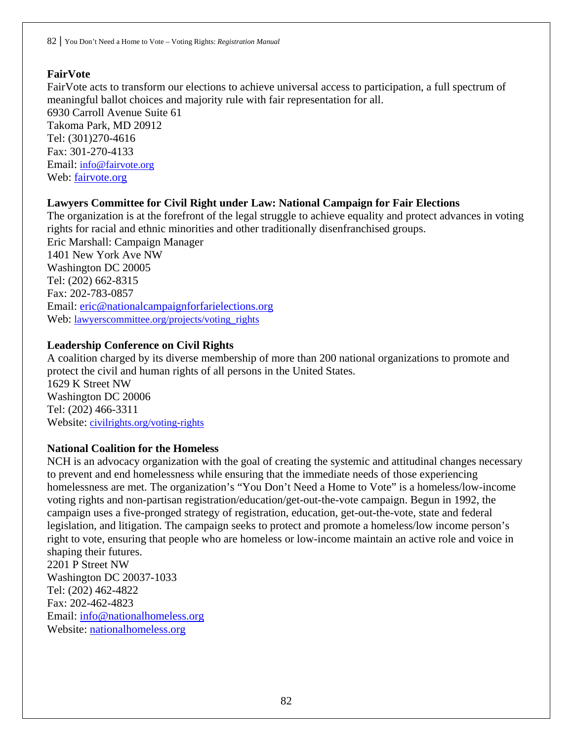**FairVote**

FairVote acts to transform our elections to achieve universal access to participation, a full spectrum of meaningful ballot choices and majority rule with fair representation for all.
6930 Carroll Avenue Suite 61
Takoma Park, MD 20912
Tel: (301)270-4616
Fax: 301-270-4133
Email: info@fairvote.org
Web: fairvote.org

**Lawyers Committee for Civil Right under Law: National Campaign for Fair Elections**

The organization is at the forefront of the legal struggle to achieve equality and protect advances in voting rights for racial and ethnic minorities and other traditionally disenfranchised groups.
Eric Marshall: Campaign Manager
1401 New York Ave NW
Washington DC 20005
Tel: (202) 662-8315
Fax: 202-783-0857
Email: eric@nationalcampaignforfarielections.org
Web: lawyerscommittee.org/projects/voting_rights

**Leadership Conference on Civil Rights**

A coalition charged by its diverse membership of more than 200 national organizations to promote and protect the civil and human rights of all persons in the United States.
1629 K Street NW
Washington DC 20006
Tel: (202) 466-3311
Website: civilrights.org/voting-rights

**National Coalition for the Homeless**

NCH is an advocacy organization with the goal of creating the systemic and attitudinal changes necessary to prevent and end homelessness while ensuring that the immediate needs of those experiencing homelessness are met. The organization's "You Don't Need a Home to Vote" is a homeless/low-income voting rights and non-partisan registration/education/get-out-the-vote campaign. Begun in 1992, the campaign uses a five-pronged strategy of registration, education, get-out-the-vote, state and federal legislation, and litigation. The campaign seeks to protect and promote a homeless/low income person's right to vote, ensuring that people who are homeless or low-income maintain an active role and voice in shaping their futures.
2201 P Street NW
Washington DC 20037-1033
Tel: (202) 462-4822
Fax: 202-462-4823
Email: info@nationalhomeless.org
Website: nationalhomeless.org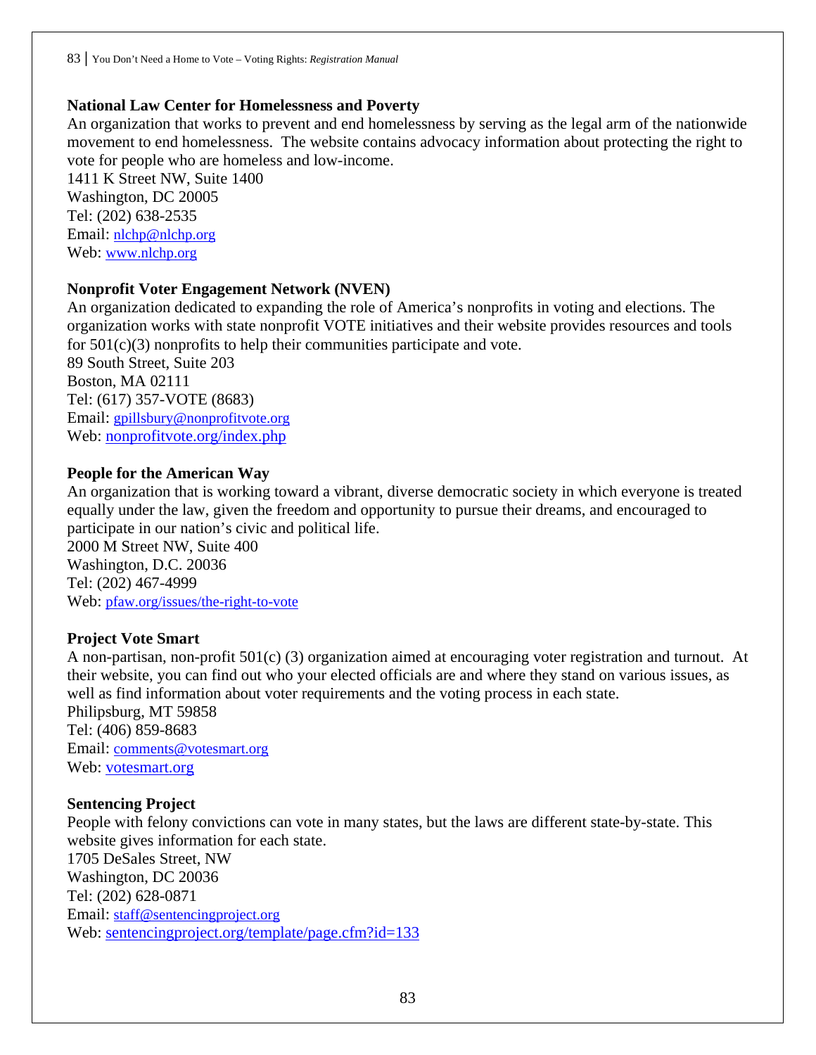**National Law Center for Homelessness and Poverty**

An organization that works to prevent and end homelessness by serving as the legal arm of the nationwide movement to end homelessness. The website contains advocacy information about protecting the right to vote for people who are homeless and low-income.
1411 K Street NW, Suite 1400
Washington, DC 20005
Tel: (202) 638-2535
Email: nlchp@nlchp.org
Web: www.nlchp.org

**Nonprofit Voter Engagement Network (NVEN)**

An organization dedicated to expanding the role of America's nonprofits in voting and elections. The organization works with state nonprofit VOTE initiatives and their website provides resources and tools for 501(c)(3) nonprofits to help their communities participate and vote.
89 South Street, Suite 203
Boston, MA 02111
Tel: (617) 357-VOTE (8683)
Email: gpillsbury@nonprofitvote.org
Web: nonprofitvote.org/index.php

**People for the American Way**

An organization that is working toward a vibrant, diverse democratic society in which everyone is treated equally under the law, given the freedom and opportunity to pursue their dreams, and encouraged to participate in our nation's civic and political life.
2000 M Street NW, Suite 400
Washington, D.C. 20036
Tel: (202) 467-4999
Web: pfaw.org/issues/the-right-to-vote

**Project Vote Smart**

A non-partisan, non-profit 501(c) (3) organization aimed at encouraging voter registration and turnout. At their website, you can find out who your elected officials are and where they stand on various issues, as well as find information about voter requirements and the voting process in each state.
Philipsburg, MT 59858
Tel: (406) 859-8683
Email: comments@votesmart.org
Web: votesmart.org

**Sentencing Project**

People with felony convictions can vote in many states, but the laws are different state-by-state. This website gives information for each state.
1705 DeSales Street, NW
Washington, DC 20036
Tel: (202) 628-0871
Email: staff@sentencingproject.org
Web: sentencingproject.org/template/page.cfm?id=133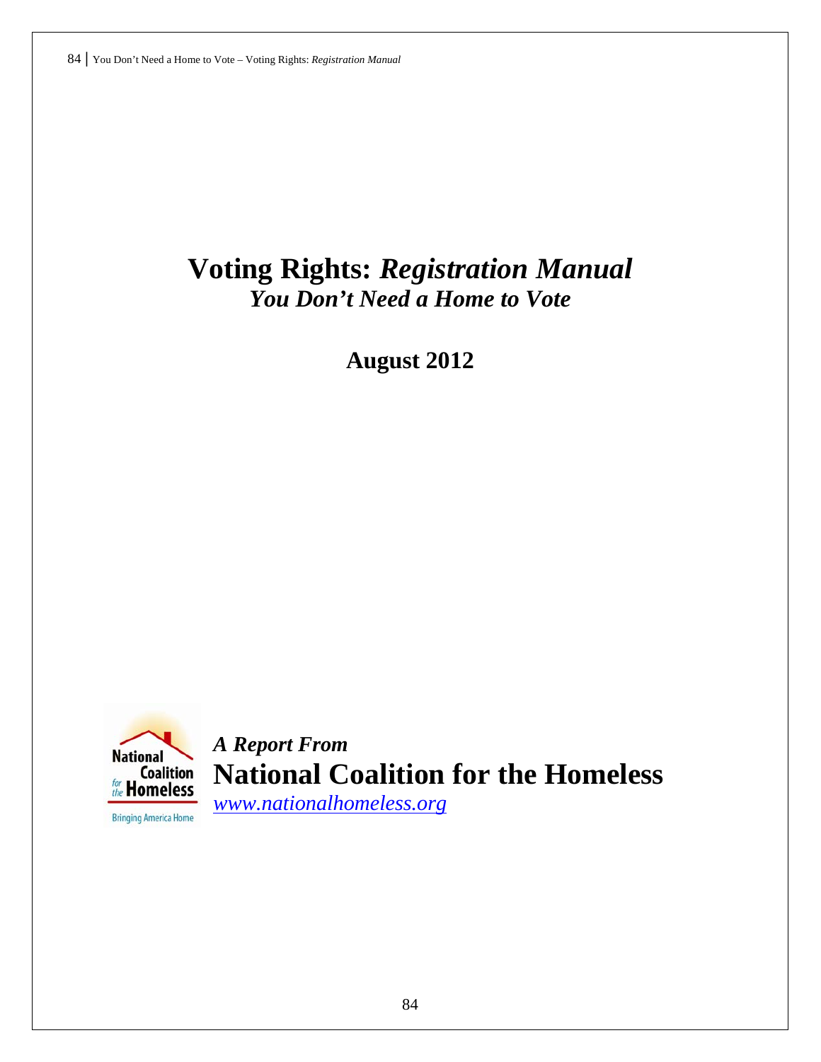# Voting Rights: *Registration Manual*

## *You Don't Need a Home to Vote*

**August 2012**

*A Report From*

**National Coalition for the Homeless**

*www.nationalhomeless.org*